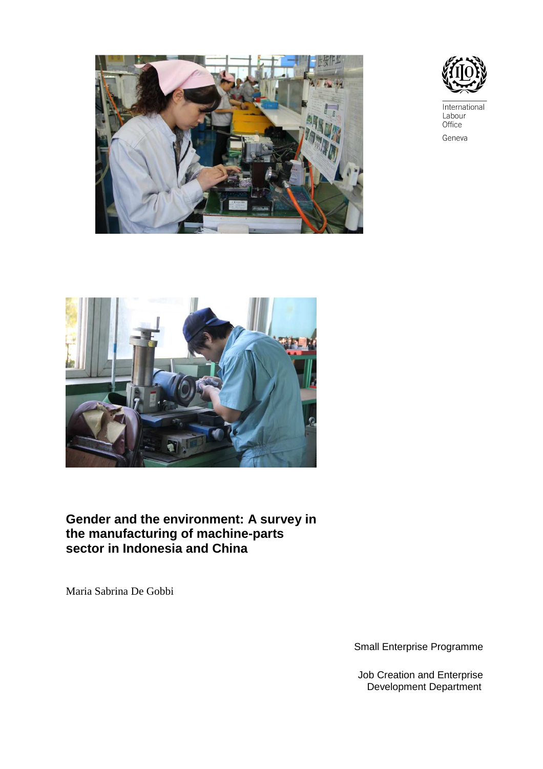International Labour Office

Geneva

# Gender and the environment: A survey in the manufacturing of machine-parts sector in Indonesia and China

Maria Sabrina De Gobbi

Small Enterprise Programme

Job Creation and Enterprise Development Department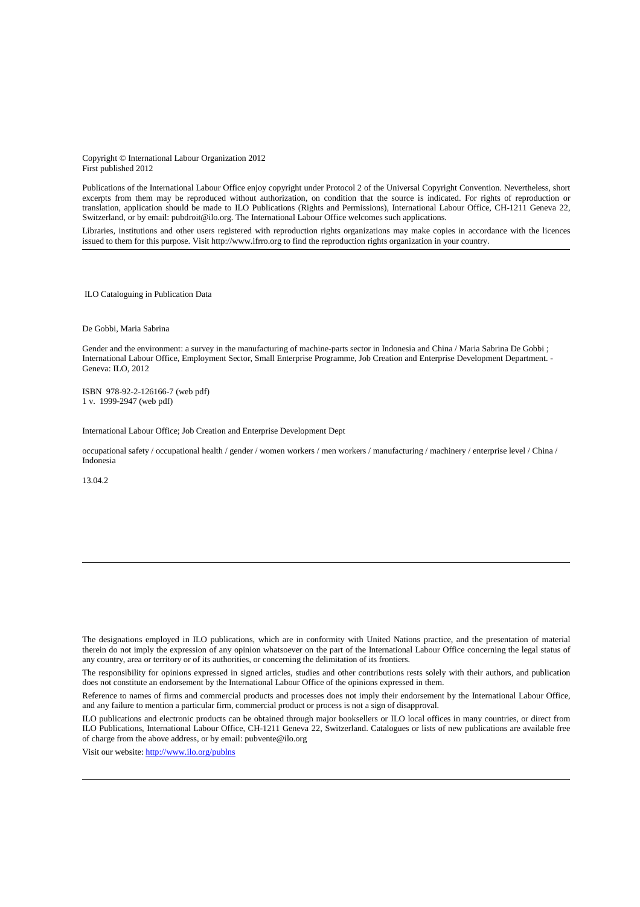Copyright © International Labour Organization 2012
First published 2012

Publications of the International Labour Office enjoy copyright under Protocol 2 of the Universal Copyright Convention. Nevertheless, short excerpts from them may be reproduced without authorization, on condition that the source is indicated. For rights of reproduction or translation, application should be made to ILO Publications (Rights and Permissions), International Labour Office, CH-1211 Geneva 22, Switzerland, or by email: pubdroit@ilo.org. The International Labour Office welcomes such applications.

Libraries, institutions and other users registered with reproduction rights organizations may make copies in accordance with the licences issued to them for this purpose. Visit http://www.ifrro.org to find the reproduction rights organization in your country.

---

ILO Cataloguing in Publication Data

De Gobbi, Maria Sabrina

Gender and the environment: a survey in the manufacturing of machine-parts sector in Indonesia and China / Maria Sabrina De Gobbi ; International Labour Office, Employment Sector, Small Enterprise Programme, Job Creation and Enterprise Development Department. - Geneva: ILO, 2012

ISBN 978-92-2-126166-7 (web pdf)
1 v. 1999-2947 (web pdf)

International Labour Office; Job Creation and Enterprise Development Dept

occupational safety / occupational health / gender / women workers / men workers / manufacturing / machinery / enterprise level / China / Indonesia

13.04.2

---

The designations employed in ILO publications, which are in conformity with United Nations practice, and the presentation of material therein do not imply the expression of any opinion whatsoever on the part of the International Labour Office concerning the legal status of any country, area or territory or of its authorities, or concerning the delimitation of its frontiers.

The responsibility for opinions expressed in signed articles, studies and other contributions rests solely with their authors, and publication does not constitute an endorsement by the International Labour Office of the opinions expressed in them.

Reference to names of firms and commercial products and processes does not imply their endorsement by the International Labour Office, and any failure to mention a particular firm, commercial product or process is not a sign of disapproval.

ILO publications and electronic products can be obtained through major booksellers or ILO local offices in many countries, or direct from ILO Publications, International Labour Office, CH-1211 Geneva 22, Switzerland. Catalogues or lists of new publications are available free of charge from the above address, or by email: pubvente@ilo.org

Visit our website: http://www.ilo.org/publns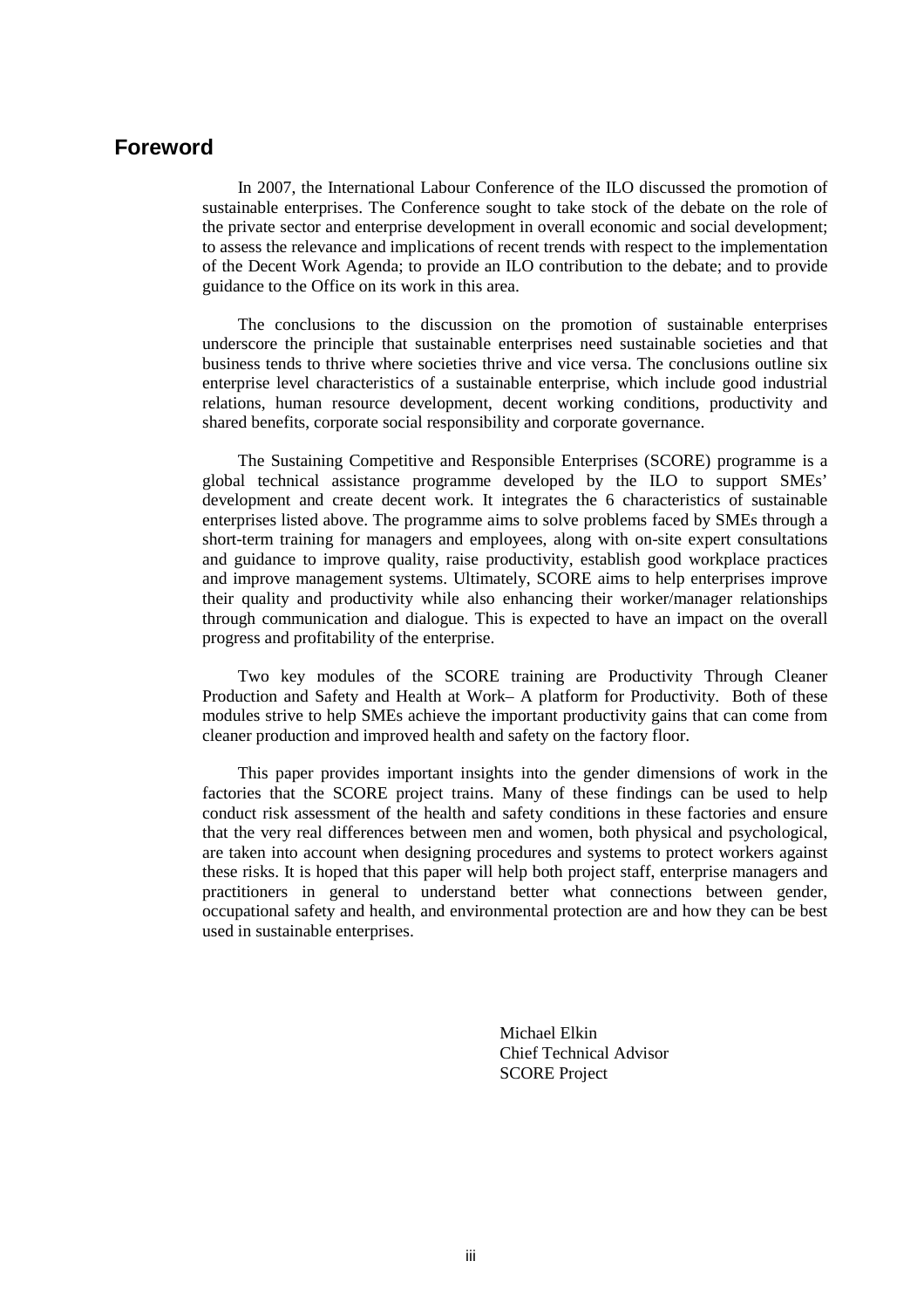# Foreword

In 2007, the International Labour Conference of the ILO discussed the promotion of sustainable enterprises. The Conference sought to take stock of the debate on the role of the private sector and enterprise development in overall economic and social development; to assess the relevance and implications of recent trends with respect to the implementation of the Decent Work Agenda; to provide an ILO contribution to the debate; and to provide guidance to the Office on its work in this area.

The conclusions to the discussion on the promotion of sustainable enterprises underscore the principle that sustainable enterprises need sustainable societies and that business tends to thrive where societies thrive and vice versa. The conclusions outline six enterprise level characteristics of a sustainable enterprise, which include good industrial relations, human resource development, decent working conditions, productivity and shared benefits, corporate social responsibility and corporate governance.

The Sustaining Competitive and Responsible Enterprises (SCORE) programme is a global technical assistance programme developed by the ILO to support SMEs' development and create decent work. It integrates the 6 characteristics of sustainable enterprises listed above. The programme aims to solve problems faced by SMEs through a short-term training for managers and employees, along with on-site expert consultations and guidance to improve quality, raise productivity, establish good workplace practices and improve management systems. Ultimately, SCORE aims to help enterprises improve their quality and productivity while also enhancing their worker/manager relationships through communication and dialogue. This is expected to have an impact on the overall progress and profitability of the enterprise.

Two key modules of the SCORE training are Productivity Through Cleaner Production and Safety and Health at Work– A platform for Productivity. Both of these modules strive to help SMEs achieve the important productivity gains that can come from cleaner production and improved health and safety on the factory floor.

This paper provides important insights into the gender dimensions of work in the factories that the SCORE project trains. Many of these findings can be used to help conduct risk assessment of the health and safety conditions in these factories and ensure that the very real differences between men and women, both physical and psychological, are taken into account when designing procedures and systems to protect workers against these risks. It is hoped that this paper will help both project staff, enterprise managers and practitioners in general to understand better what connections between gender, occupational safety and health, and environmental protection are and how they can be best used in sustainable enterprises.

Michael Elkin
Chief Technical Advisor
SCORE Project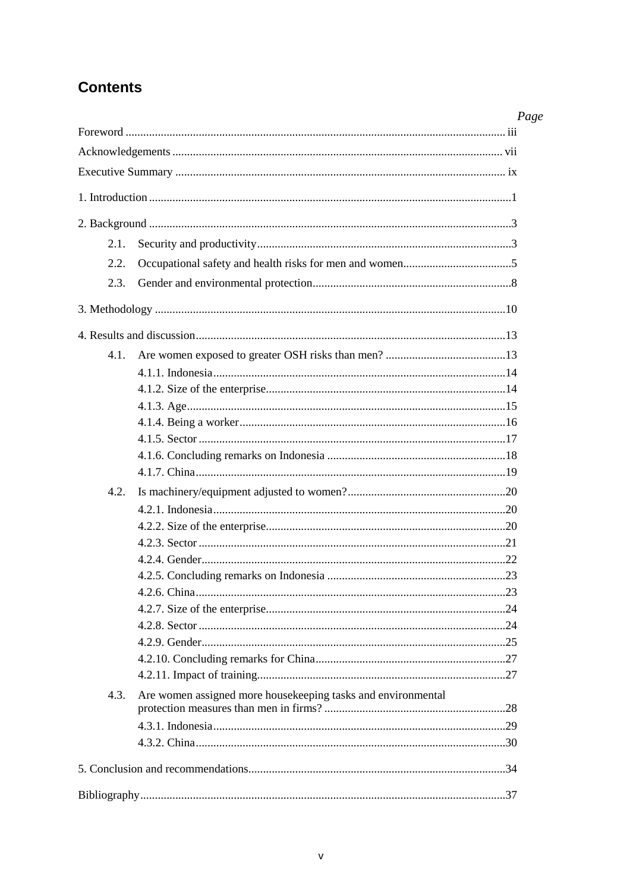## Contents

| | Page |
|---|---|
| Foreword | iii |
| Acknowledgements | vii |
| Executive Summary | ix |
| 1. Introduction | 1 |
| 2. Background | 3 |
| 2.1. Security and productivity | 3 |
| 2.2. Occupational safety and health risks for men and women | 5 |
| 2.3. Gender and environmental protection | 8 |
| 3. Methodology | 10 |
| 4. Results and discussion | 13 |
| 4.1. Are women exposed to greater OSH risks than men? | 13 |
| 4.1.1. Indonesia | 14 |
| 4.1.2. Size of the enterprise | 14 |
| 4.1.3. Age | 15 |
| 4.1.4. Being a worker | 16 |
| 4.1.5. Sector | 17 |
| 4.1.6. Concluding remarks on Indonesia | 18 |
| 4.1.7. China | 19 |
| 4.2. Is machinery/equipment adjusted to women? | 20 |
| 4.2.1. Indonesia | 20 |
| 4.2.2. Size of the enterprise | 20 |
| 4.2.3. Sector | 21 |
| 4.2.4. Gender | 22 |
| 4.2.5. Concluding remarks on Indonesia | 23 |
| 4.2.6. China | 23 |
| 4.2.7. Size of the enterprise | 24 |
| 4.2.8. Sector | 24 |
| 4.2.9. Gender | 25 |
| 4.2.10. Concluding remarks for China | 27 |
| 4.2.11. Impact of training | 27 |
| 4.3. Are women assigned more housekeeping tasks and environmental protection measures than men in firms? | 28 |
| 4.3.1. Indonesia | 29 |
| 4.3.2. China | 30 |
| 5. Conclusion and recommendations | 34 |
| Bibliography | 37 |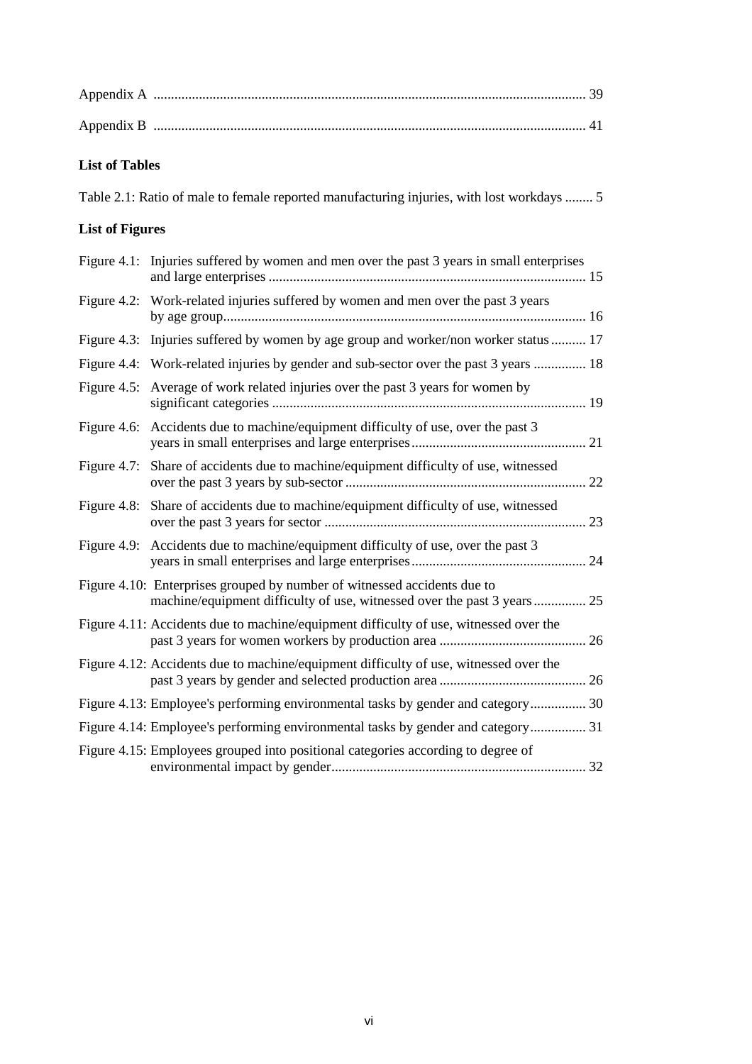Appendix A ........................................................................................................................ 39

Appendix B ........................................................................................................................ 41

**List of Tables**

Table 2.1: Ratio of male to female reported manufacturing injuries, with lost workdays ........ 5

**List of Figures**

Figure 4.1: Injuries suffered by women and men over the past 3 years in small enterprises and large enterprises .......................................................................................... 15

Figure 4.2: Work-related injuries suffered by women and men over the past 3 years by age group....................................................................................................... 16

Figure 4.3: Injuries suffered by women by age group and worker/non worker status .......... 17

Figure 4.4: Work-related injuries by gender and sub-sector over the past 3 years ............... 18

Figure 4.5: Average of work related injuries over the past 3 years for women by significant categories .......................................................................................... 19

Figure 4.6: Accidents due to machine/equipment difficulty of use, over the past 3 years in small enterprises and large enterprises.................................................. 21

Figure 4.7: Share of accidents due to machine/equipment difficulty of use, witnessed over the past 3 years by sub-sector ..................................................................... 22

Figure 4.8: Share of accidents due to machine/equipment difficulty of use, witnessed over the past 3 years for sector ........................................................................... 23

Figure 4.9: Accidents due to machine/equipment difficulty of use, over the past 3 years in small enterprises and large enterprises.................................................. 24

Figure 4.10: Enterprises grouped by number of witnessed accidents due to machine/equipment difficulty of use, witnessed over the past 3 years ............... 25

Figure 4.11: Accidents due to machine/equipment difficulty of use, witnessed over the past 3 years for women workers by production area .......................................... 26

Figure 4.12: Accidents due to machine/equipment difficulty of use, witnessed over the past 3 years by gender and selected production area .......................................... 26

Figure 4.13: Employee's performing environmental tasks by gender and category................ 30

Figure 4.14: Employee's performing environmental tasks by gender and category................ 31

Figure 4.15: Employees grouped into positional categories according to degree of environmental impact by gender......................................................................... 32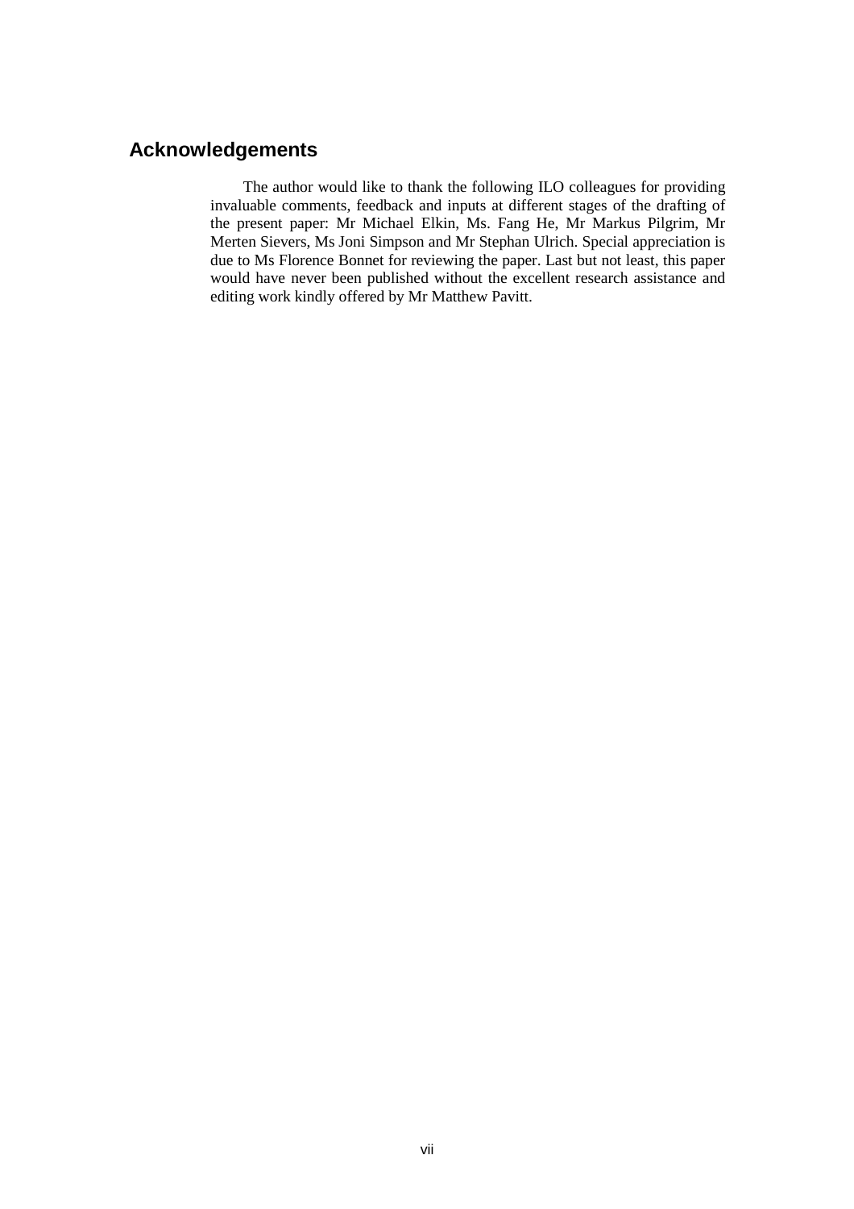## Acknowledgements

The author would like to thank the following ILO colleagues for providing invaluable comments, feedback and inputs at different stages of the drafting of the present paper: Mr Michael Elkin, Ms. Fang He, Mr Markus Pilgrim, Mr Merten Sievers, Ms Joni Simpson and Mr Stephan Ulrich. Special appreciation is due to Ms Florence Bonnet for reviewing the paper. Last but not least, this paper would have never been published without the excellent research assistance and editing work kindly offered by Mr Matthew Pavitt.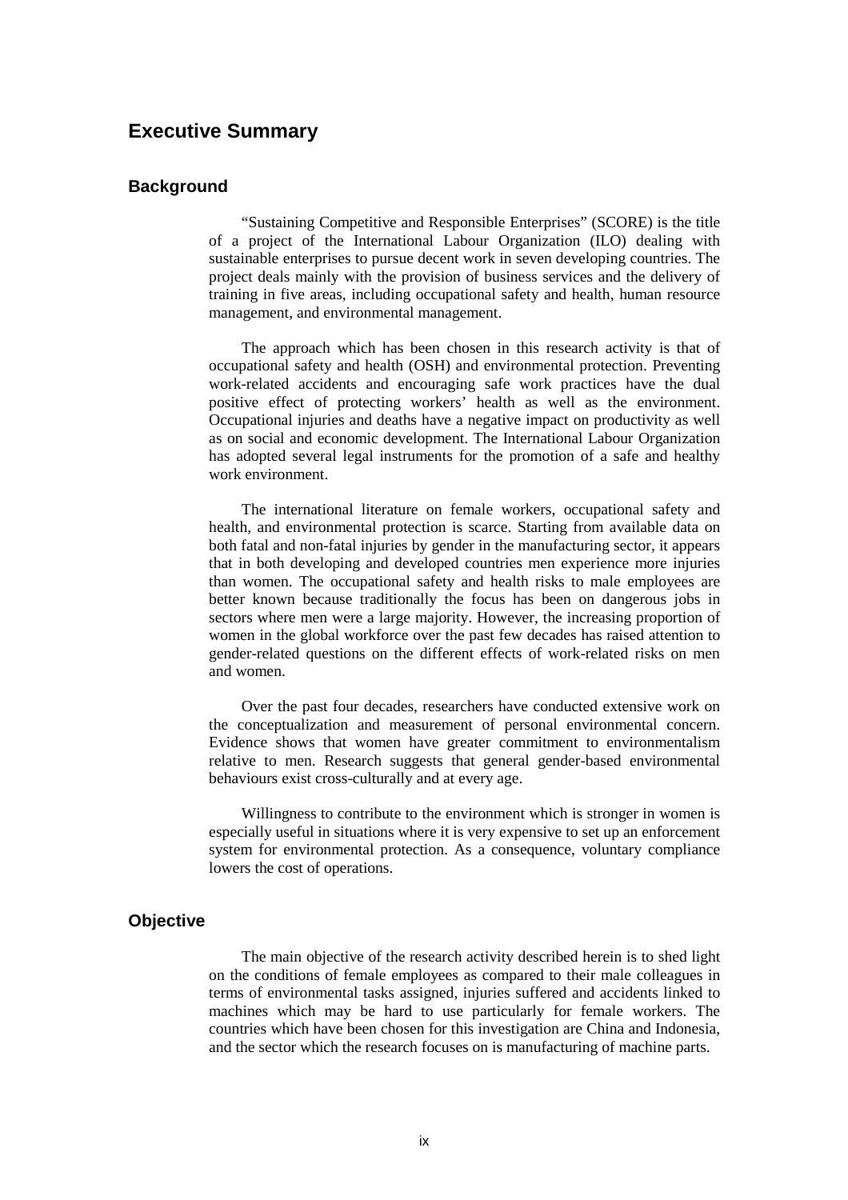## Executive Summary

### Background

"Sustaining Competitive and Responsible Enterprises" (SCORE) is the title of a project of the International Labour Organization (ILO) dealing with sustainable enterprises to pursue decent work in seven developing countries. The project deals mainly with the provision of business services and the delivery of training in five areas, including occupational safety and health, human resource management, and environmental management.

The approach which has been chosen in this research activity is that of occupational safety and health (OSH) and environmental protection. Preventing work-related accidents and encouraging safe work practices have the dual positive effect of protecting workers' health as well as the environment. Occupational injuries and deaths have a negative impact on productivity as well as on social and economic development. The International Labour Organization has adopted several legal instruments for the promotion of a safe and healthy work environment.

The international literature on female workers, occupational safety and health, and environmental protection is scarce. Starting from available data on both fatal and non-fatal injuries by gender in the manufacturing sector, it appears that in both developing and developed countries men experience more injuries than women. The occupational safety and health risks to male employees are better known because traditionally the focus has been on dangerous jobs in sectors where men were a large majority. However, the increasing proportion of women in the global workforce over the past few decades has raised attention to gender-related questions on the different effects of work-related risks on men and women.

Over the past four decades, researchers have conducted extensive work on the conceptualization and measurement of personal environmental concern. Evidence shows that women have greater commitment to environmentalism relative to men. Research suggests that general gender-based environmental behaviours exist cross-culturally and at every age.

Willingness to contribute to the environment which is stronger in women is especially useful in situations where it is very expensive to set up an enforcement system for environmental protection. As a consequence, voluntary compliance lowers the cost of operations.

### Objective

The main objective of the research activity described herein is to shed light on the conditions of female employees as compared to their male colleagues in terms of environmental tasks assigned, injuries suffered and accidents linked to machines which may be hard to use particularly for female workers. The countries which have been chosen for this investigation are China and Indonesia, and the sector which the research focuses on is manufacturing of machine parts.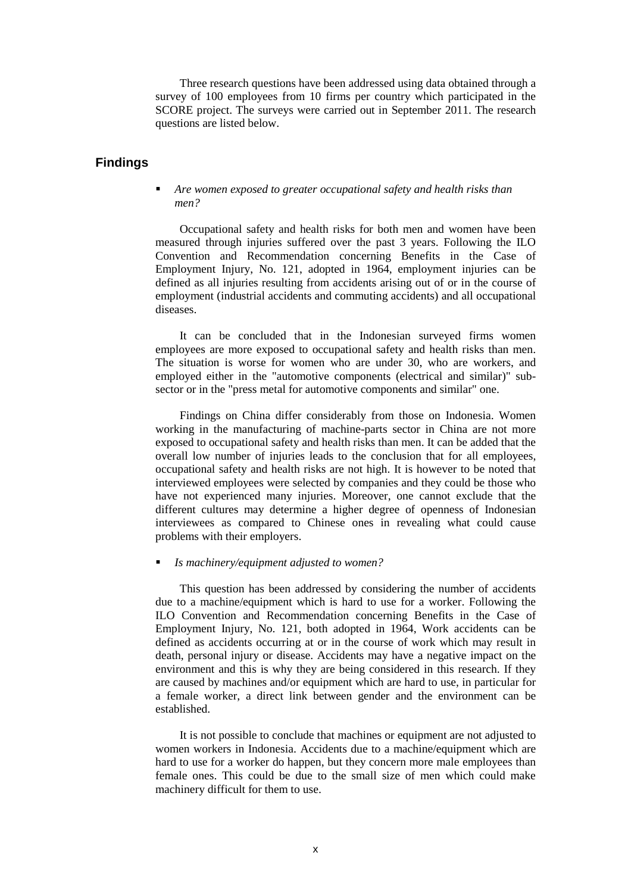Three research questions have been addressed using data obtained through a survey of 100 employees from 10 firms per country which participated in the SCORE project. The surveys were carried out in September 2011. The research questions are listed below.

## Findings

- *Are women exposed to greater occupational safety and health risks than men?*

Occupational safety and health risks for both men and women have been measured through injuries suffered over the past 3 years. Following the ILO Convention and Recommendation concerning Benefits in the Case of Employment Injury, No. 121, adopted in 1964, employment injuries can be defined as all injuries resulting from accidents arising out of or in the course of employment (industrial accidents and commuting accidents) and all occupational diseases.

It can be concluded that in the Indonesian surveyed firms women employees are more exposed to occupational safety and health risks than men. The situation is worse for women who are under 30, who are workers, and employed either in the "automotive components (electrical and similar)" sub-sector or in the "press metal for automotive components and similar" one.

Findings on China differ considerably from those on Indonesia. Women working in the manufacturing of machine-parts sector in China are not more exposed to occupational safety and health risks than men. It can be added that the overall low number of injuries leads to the conclusion that for all employees, occupational safety and health risks are not high. It is however to be noted that interviewed employees were selected by companies and they could be those who have not experienced many injuries. Moreover, one cannot exclude that the different cultures may determine a higher degree of openness of Indonesian interviewees as compared to Chinese ones in revealing what could cause problems with their employers.

- *Is machinery/equipment adjusted to women?*

This question has been addressed by considering the number of accidents due to a machine/equipment which is hard to use for a worker. Following the ILO Convention and Recommendation concerning Benefits in the Case of Employment Injury, No. 121, both adopted in 1964, Work accidents can be defined as accidents occurring at or in the course of work which may result in death, personal injury or disease. Accidents may have a negative impact on the environment and this is why they are being considered in this research. If they are caused by machines and/or equipment which are hard to use, in particular for a female worker, a direct link between gender and the environment can be established.

It is not possible to conclude that machines or equipment are not adjusted to women workers in Indonesia. Accidents due to a machine/equipment which are hard to use for a worker do happen, but they concern more male employees than female ones. This could be due to the small size of men which could make machinery difficult for them to use.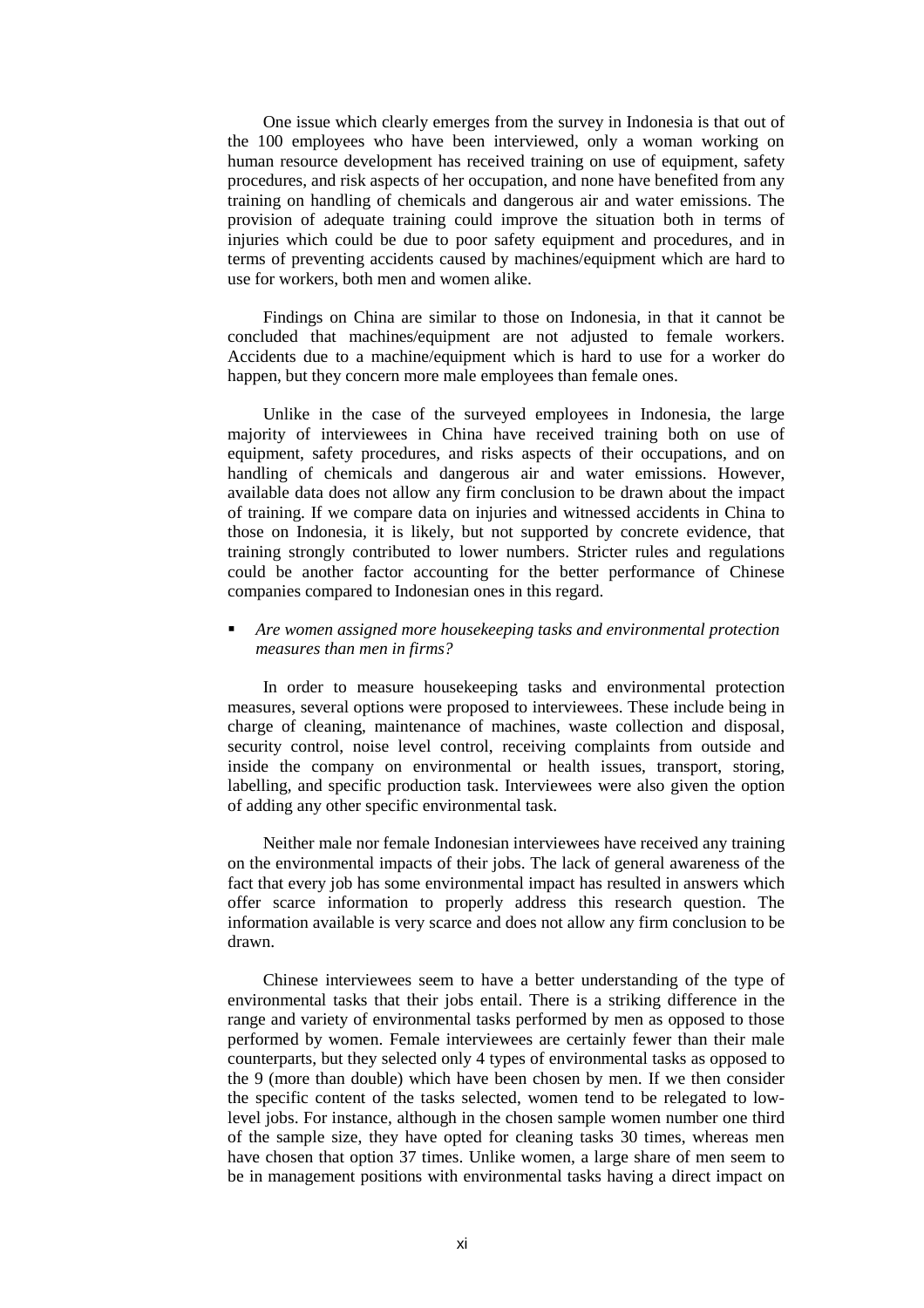One issue which clearly emerges from the survey in Indonesia is that out of the 100 employees who have been interviewed, only a woman working on human resource development has received training on use of equipment, safety procedures, and risk aspects of her occupation, and none have benefited from any training on handling of chemicals and dangerous air and water emissions. The provision of adequate training could improve the situation both in terms of injuries which could be due to poor safety equipment and procedures, and in terms of preventing accidents caused by machines/equipment which are hard to use for workers, both men and women alike.

Findings on China are similar to those on Indonesia, in that it cannot be concluded that machines/equipment are not adjusted to female workers. Accidents due to a machine/equipment which is hard to use for a worker do happen, but they concern more male employees than female ones.

Unlike in the case of the surveyed employees in Indonesia, the large majority of interviewees in China have received training both on use of equipment, safety procedures, and risks aspects of their occupations, and on handling of chemicals and dangerous air and water emissions. However, available data does not allow any firm conclusion to be drawn about the impact of training. If we compare data on injuries and witnessed accidents in China to those on Indonesia, it is likely, but not supported by concrete evidence, that training strongly contributed to lower numbers. Stricter rules and regulations could be another factor accounting for the better performance of Chinese companies compared to Indonesian ones in this regard.

- *Are women assigned more housekeeping tasks and environmental protection measures than men in firms?*

In order to measure housekeeping tasks and environmental protection measures, several options were proposed to interviewees. These include being in charge of cleaning, maintenance of machines, waste collection and disposal, security control, noise level control, receiving complaints from outside and inside the company on environmental or health issues, transport, storing, labelling, and specific production task. Interviewees were also given the option of adding any other specific environmental task.

Neither male nor female Indonesian interviewees have received any training on the environmental impacts of their jobs. The lack of general awareness of the fact that every job has some environmental impact has resulted in answers which offer scarce information to properly address this research question. The information available is very scarce and does not allow any firm conclusion to be drawn.

Chinese interviewees seem to have a better understanding of the type of environmental tasks that their jobs entail. There is a striking difference in the range and variety of environmental tasks performed by men as opposed to those performed by women. Female interviewees are certainly fewer than their male counterparts, but they selected only 4 types of environmental tasks as opposed to the 9 (more than double) which have been chosen by men. If we then consider the specific content of the tasks selected, women tend to be relegated to low-level jobs. For instance, although in the chosen sample women number one third of the sample size, they have opted for cleaning tasks 30 times, whereas men have chosen that option 37 times. Unlike women, a large share of men seem to be in management positions with environmental tasks having a direct impact on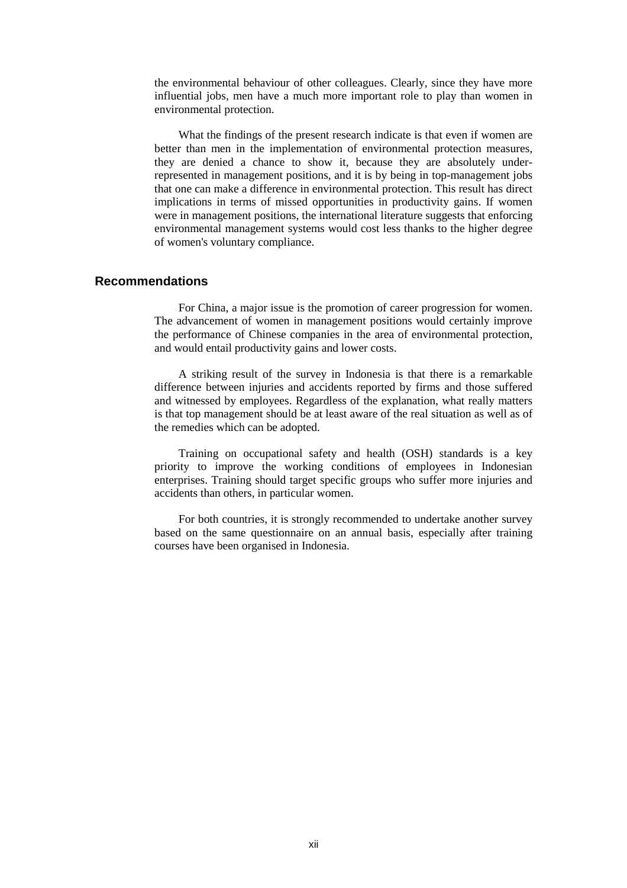the environmental behaviour of other colleagues. Clearly, since they have more influential jobs, men have a much more important role to play than women in environmental protection.

What the findings of the present research indicate is that even if women are better than men in the implementation of environmental protection measures, they are denied a chance to show it, because they are absolutely under-represented in management positions, and it is by being in top-management jobs that one can make a difference in environmental protection. This result has direct implications in terms of missed opportunities in productivity gains. If women were in management positions, the international literature suggests that enforcing environmental management systems would cost less thanks to the higher degree of women's voluntary compliance.

## Recommendations

For China, a major issue is the promotion of career progression for women. The advancement of women in management positions would certainly improve the performance of Chinese companies in the area of environmental protection, and would entail productivity gains and lower costs.

A striking result of the survey in Indonesia is that there is a remarkable difference between injuries and accidents reported by firms and those suffered and witnessed by employees. Regardless of the explanation, what really matters is that top management should be at least aware of the real situation as well as of the remedies which can be adopted.

Training on occupational safety and health (OSH) standards is a key priority to improve the working conditions of employees in Indonesian enterprises. Training should target specific groups who suffer more injuries and accidents than others, in particular women.

For both countries, it is strongly recommended to undertake another survey based on the same questionnaire on an annual basis, especially after training courses have been organised in Indonesia.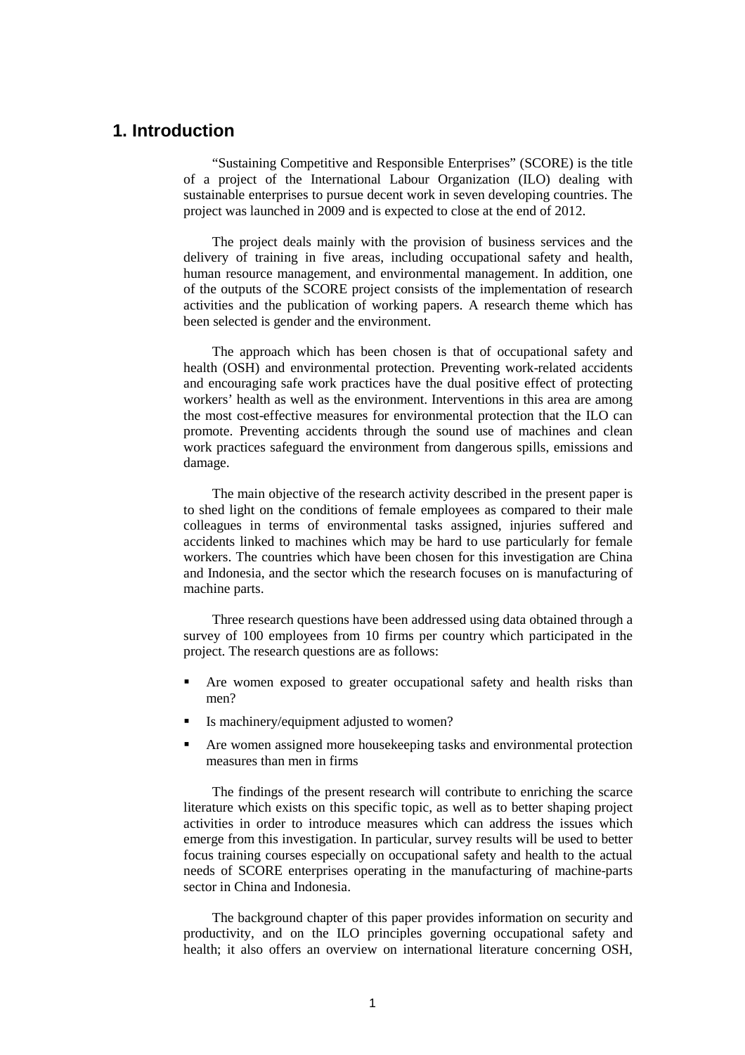# 1. Introduction

"Sustaining Competitive and Responsible Enterprises" (SCORE) is the title of a project of the International Labour Organization (ILO) dealing with sustainable enterprises to pursue decent work in seven developing countries. The project was launched in 2009 and is expected to close at the end of 2012.

The project deals mainly with the provision of business services and the delivery of training in five areas, including occupational safety and health, human resource management, and environmental management. In addition, one of the outputs of the SCORE project consists of the implementation of research activities and the publication of working papers. A research theme which has been selected is gender and the environment.

The approach which has been chosen is that of occupational safety and health (OSH) and environmental protection. Preventing work-related accidents and encouraging safe work practices have the dual positive effect of protecting workers' health as well as the environment. Interventions in this area are among the most cost-effective measures for environmental protection that the ILO can promote. Preventing accidents through the sound use of machines and clean work practices safeguard the environment from dangerous spills, emissions and damage.

The main objective of the research activity described in the present paper is to shed light on the conditions of female employees as compared to their male colleagues in terms of environmental tasks assigned, injuries suffered and accidents linked to machines which may be hard to use particularly for female workers. The countries which have been chosen for this investigation are China and Indonesia, and the sector which the research focuses on is manufacturing of machine parts.

Three research questions have been addressed using data obtained through a survey of 100 employees from 10 firms per country which participated in the project. The research questions are as follows:

- Are women exposed to greater occupational safety and health risks than men?
- Is machinery/equipment adjusted to women?
- Are women assigned more housekeeping tasks and environmental protection measures than men in firms

The findings of the present research will contribute to enriching the scarce literature which exists on this specific topic, as well as to better shaping project activities in order to introduce measures which can address the issues which emerge from this investigation. In particular, survey results will be used to better focus training courses especially on occupational safety and health to the actual needs of SCORE enterprises operating in the manufacturing of machine-parts sector in China and Indonesia.

The background chapter of this paper provides information on security and productivity, and on the ILO principles governing occupational safety and health; it also offers an overview on international literature concerning OSH,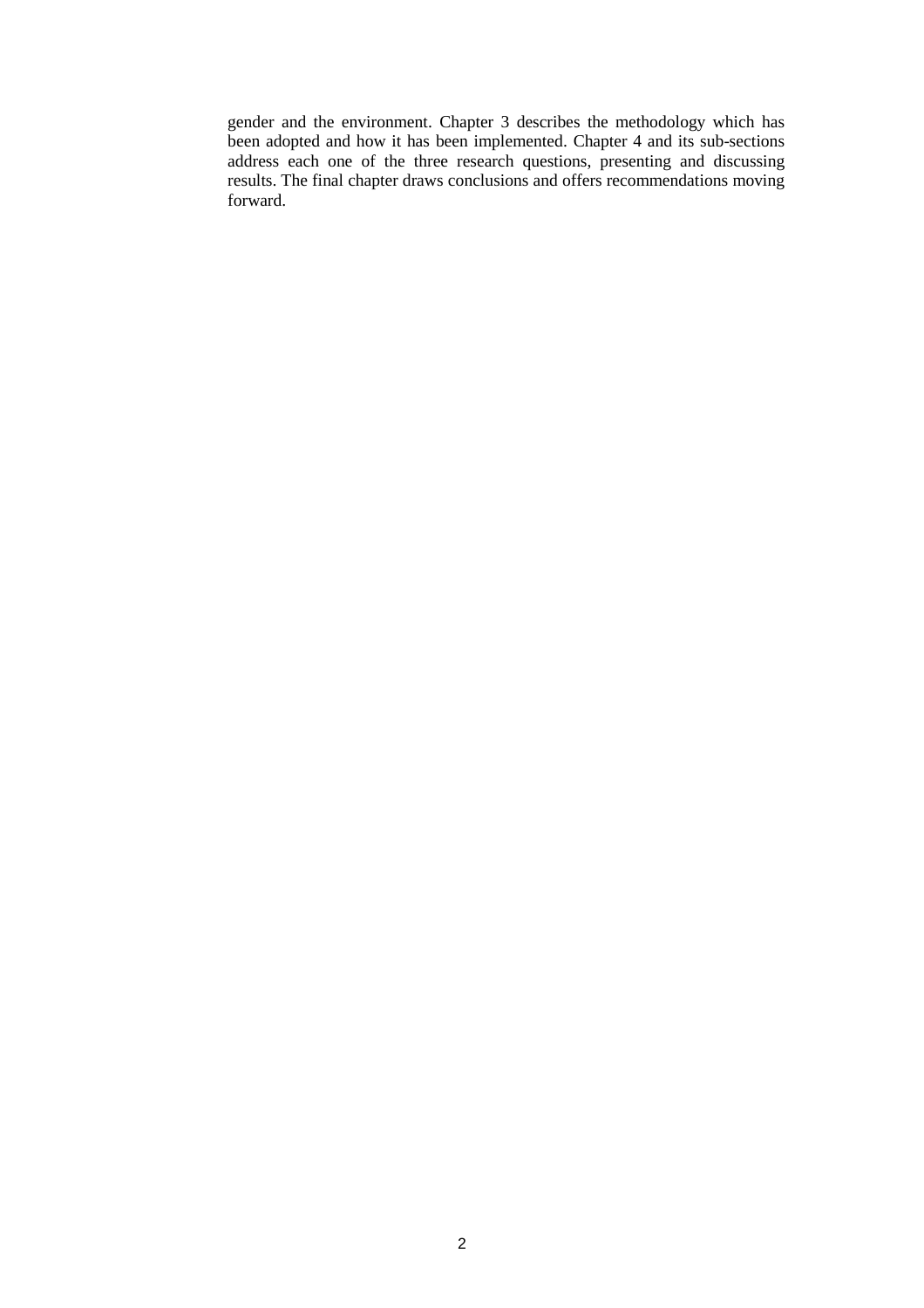gender and the environment. Chapter 3 describes the methodology which has been adopted and how it has been implemented. Chapter 4 and its sub-sections address each one of the three research questions, presenting and discussing results. The final chapter draws conclusions and offers recommendations moving forward.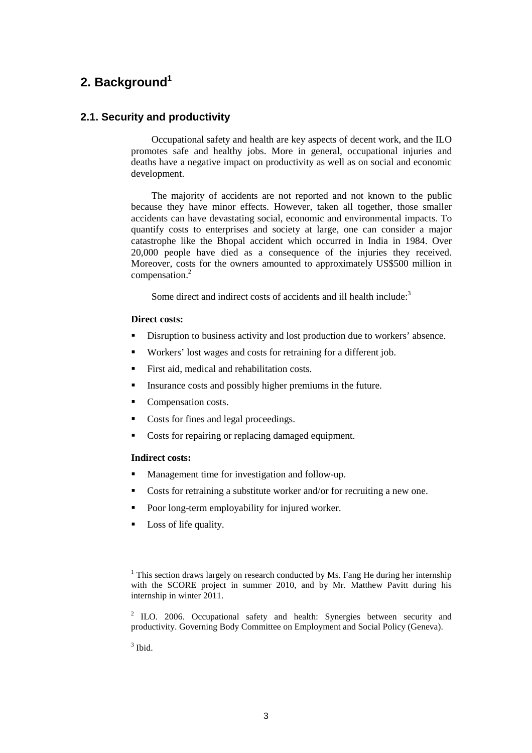## 2. Background[1]

### 2.1. Security and productivity

Occupational safety and health are key aspects of decent work, and the ILO promotes safe and healthy jobs. More in general, occupational injuries and deaths have a negative impact on productivity as well as on social and economic development.

The majority of accidents are not reported and not known to the public because they have minor effects. However, taken all together, those smaller accidents can have devastating social, economic and environmental impacts. To quantify costs to enterprises and society at large, one can consider a major catastrophe like the Bhopal accident which occurred in India in 1984. Over 20,000 people have died as a consequence of the injuries they received. Moreover, costs for the owners amounted to approximately US$500 million in compensation.[2]

Some direct and indirect costs of accidents and ill health include:[3]

**Direct costs:**

- Disruption to business activity and lost production due to workers' absence.
- Workers' lost wages and costs for retraining for a different job.
- First aid, medical and rehabilitation costs.
- Insurance costs and possibly higher premiums in the future.
- Compensation costs.
- Costs for fines and legal proceedings.
- Costs for repairing or replacing damaged equipment.

**Indirect costs:**

- Management time for investigation and follow-up.
- Costs for retraining a substitute worker and/or for recruiting a new one.
- Poor long-term employability for injured worker.
- Loss of life quality.

[1] This section draws largely on research conducted by Ms. Fang He during her internship with the SCORE project in summer 2010, and by Mr. Matthew Pavitt during his internship in winter 2011.

[2] ILO. 2006. Occupational safety and health: Synergies between security and productivity. Governing Body Committee on Employment and Social Policy (Geneva).

[3] Ibid.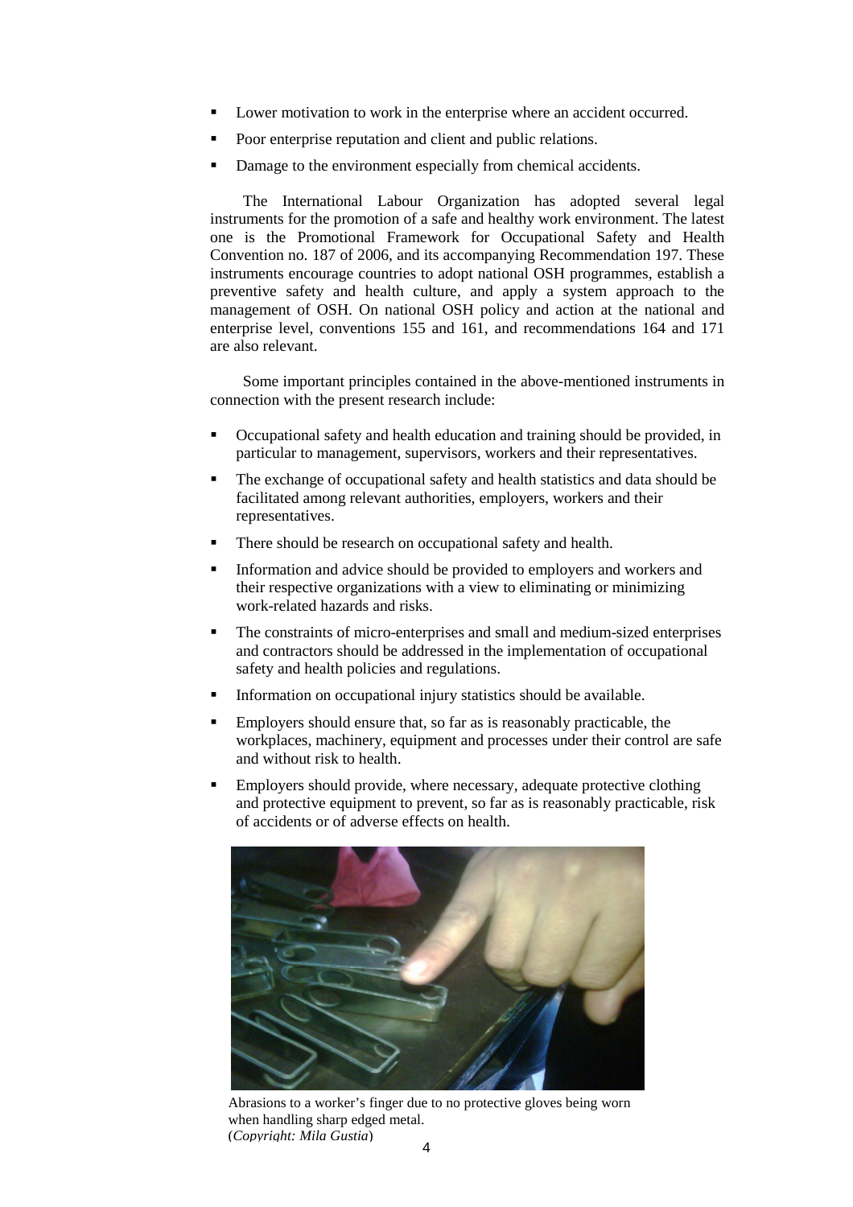- Lower motivation to work in the enterprise where an accident occurred.
- Poor enterprise reputation and client and public relations.
- Damage to the environment especially from chemical accidents.

The International Labour Organization has adopted several legal instruments for the promotion of a safe and healthy work environment. The latest one is the Promotional Framework for Occupational Safety and Health Convention no. 187 of 2006, and its accompanying Recommendation 197. These instruments encourage countries to adopt national OSH programmes, establish a preventive safety and health culture, and apply a system approach to the management of OSH. On national OSH policy and action at the national and enterprise level, conventions 155 and 161, and recommendations 164 and 171 are also relevant.

Some important principles contained in the above-mentioned instruments in connection with the present research include:

- Occupational safety and health education and training should be provided, in particular to management, supervisors, workers and their representatives.
- The exchange of occupational safety and health statistics and data should be facilitated among relevant authorities, employers, workers and their representatives.
- There should be research on occupational safety and health.
- Information and advice should be provided to employers and workers and their respective organizations with a view to eliminating or minimizing work-related hazards and risks.
- The constraints of micro-enterprises and small and medium-sized enterprises and contractors should be addressed in the implementation of occupational safety and health policies and regulations.
- Information on occupational injury statistics should be available.
- Employers should ensure that, so far as is reasonably practicable, the workplaces, machinery, equipment and processes under their control are safe and without risk to health.
- Employers should provide, where necessary, adequate protective clothing and protective equipment to prevent, so far as is reasonably practicable, risk of accidents or of adverse effects on health.

Abrasions to a worker's finger due to no protective gloves being worn when handling sharp edged metal.
(*Copyright: Mila Gustia*)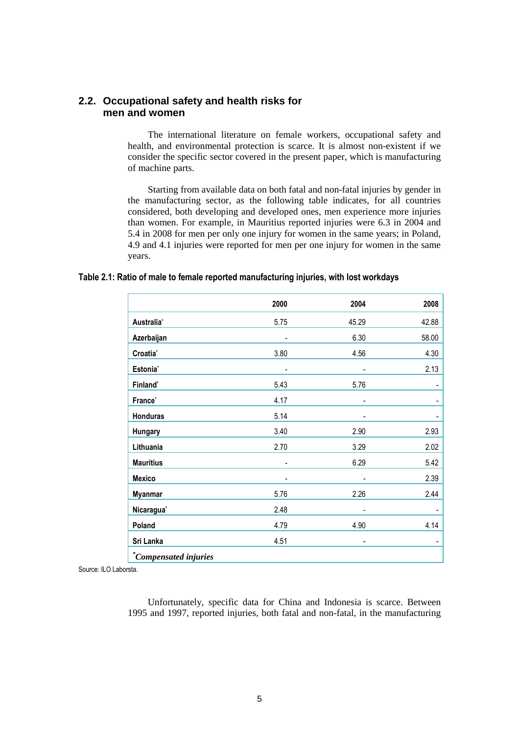## 2.2. Occupational safety and health risks for men and women

The international literature on female workers, occupational safety and health, and environmental protection is scarce. It is almost non-existent if we consider the specific sector covered in the present paper, which is manufacturing of machine parts.

Starting from available data on both fatal and non-fatal injuries by gender in the manufacturing sector, as the following table indicates, for all countries considered, both developing and developed ones, men experience more injuries than women. For example, in Mauritius reported injuries were 6.3 in 2004 and 5.4 in 2008 for men per only one injury for women in the same years; in Poland, 4.9 and 4.1 injuries were reported for men per one injury for women in the same years.

**Table 2.1: Ratio of male to female reported manufacturing injuries, with lost workdays**

| | 2000 | 2004 | 2008 |
|---|---|---|---|
| **Australia*** | 5.75 | 45.29 | 42.88 |
| **Azerbaijan** | - | 6.30 | 58.00 |
| **Croatia*** | 3.80 | 4.56 | 4.30 |
| **Estonia*** | - | - | 2.13 |
| **Finland*** | 5.43 | 5.76 | - |
| **France*** | 4.17 | - | - |
| **Honduras** | 5.14 | - | - |
| **Hungary** | 3.40 | 2.90 | 2.93 |
| **Lithuania** | 2.70 | 3.29 | 2.02 |
| **Mauritius** | - | 6.29 | 5.42 |
| **Mexico** | - | - | 2.39 |
| **Myanmar** | 5.76 | 2.26 | 2.44 |
| **Nicaragua*** | 2.48 | - | - |
| **Poland** | 4.79 | 4.90 | 4.14 |
| **Sri Lanka** | 4.51 | - | - |
| ****Compensated injuries*** | | | |

Source: ILO Laborsta.

Unfortunately, specific data for China and Indonesia is scarce. Between 1995 and 1997, reported injuries, both fatal and non-fatal, in the manufacturing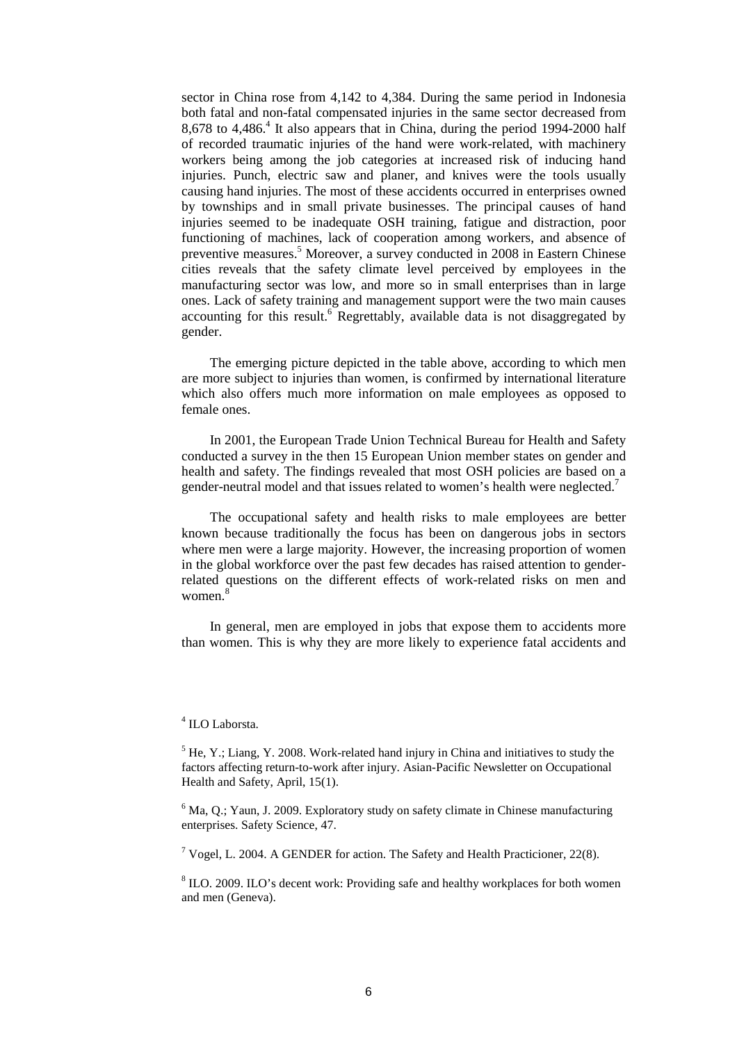sector in China rose from 4,142 to 4,384. During the same period in Indonesia both fatal and non-fatal compensated injuries in the same sector decreased from 8,678 to 4,486.[4] It also appears that in China, during the period 1994-2000 half of recorded traumatic injuries of the hand were work-related, with machinery workers being among the job categories at increased risk of inducing hand injuries. Punch, electric saw and planer, and knives were the tools usually causing hand injuries. The most of these accidents occurred in enterprises owned by townships and in small private businesses. The principal causes of hand injuries seemed to be inadequate OSH training, fatigue and distraction, poor functioning of machines, lack of cooperation among workers, and absence of preventive measures.[5] Moreover, a survey conducted in 2008 in Eastern Chinese cities reveals that the safety climate level perceived by employees in the manufacturing sector was low, and more so in small enterprises than in large ones. Lack of safety training and management support were the two main causes accounting for this result.[6] Regrettably, available data is not disaggregated by gender.

The emerging picture depicted in the table above, according to which men are more subject to injuries than women, is confirmed by international literature which also offers much more information on male employees as opposed to female ones.

In 2001, the European Trade Union Technical Bureau for Health and Safety conducted a survey in the then 15 European Union member states on gender and health and safety. The findings revealed that most OSH policies are based on a gender-neutral model and that issues related to women's health were neglected.[7]

The occupational safety and health risks to male employees are better known because traditionally the focus has been on dangerous jobs in sectors where men were a large majority. However, the increasing proportion of women in the global workforce over the past few decades has raised attention to gender-related questions on the different effects of work-related risks on men and women.[8]

In general, men are employed in jobs that expose them to accidents more than women. This is why they are more likely to experience fatal accidents and

[4] ILO Laborsta.

[5] He, Y.; Liang, Y. 2008. Work-related hand injury in China and initiatives to study the factors affecting return-to-work after injury. Asian-Pacific Newsletter on Occupational Health and Safety, April, 15(1).

[6] Ma, Q.; Yaun, J. 2009. Exploratory study on safety climate in Chinese manufacturing enterprises. Safety Science, 47.

[7] Vogel, L. 2004. A GENDER for action. The Safety and Health Practicioner, 22(8).

[8] ILO. 2009. ILO's decent work: Providing safe and healthy workplaces for both women and men (Geneva).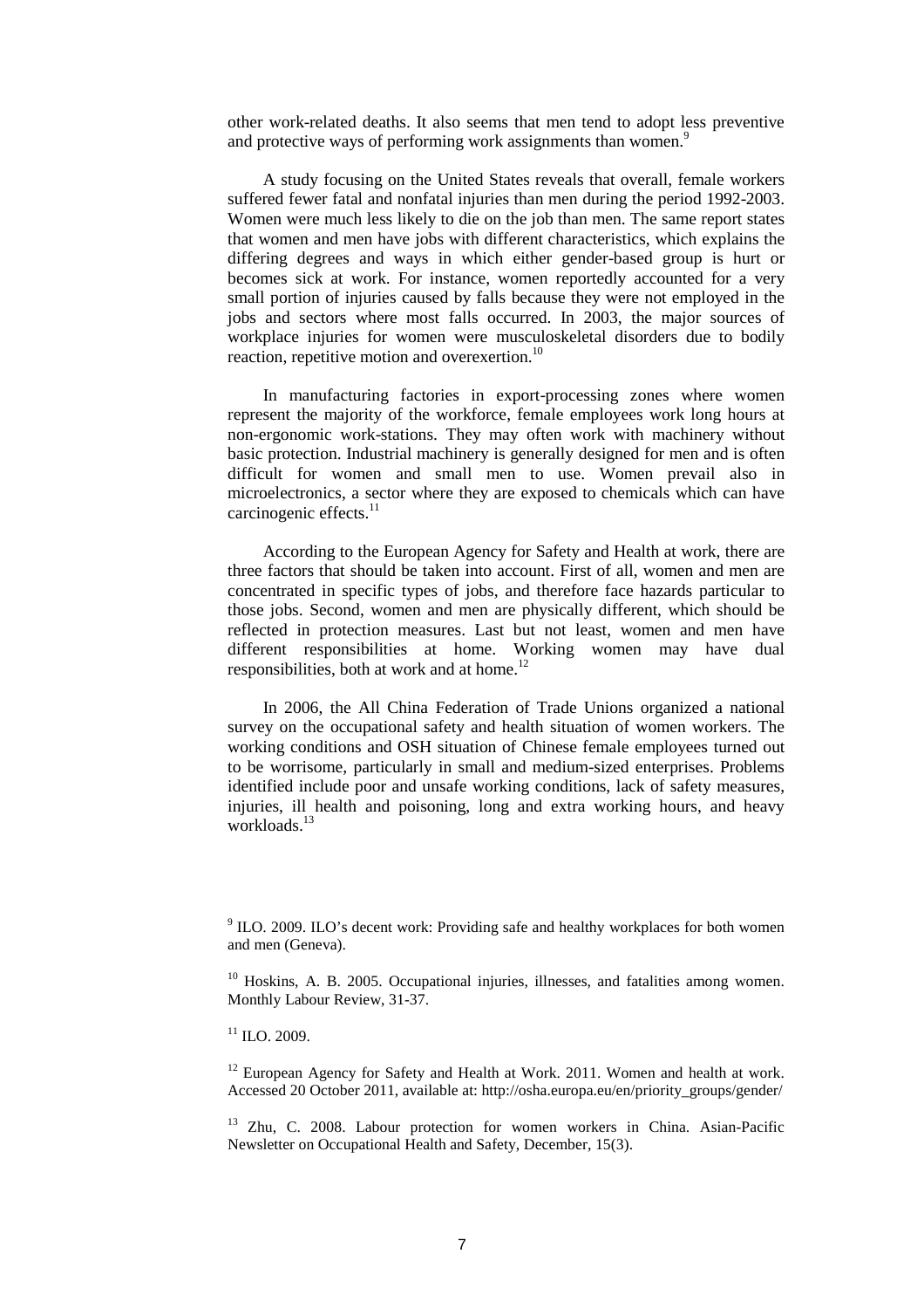other work-related deaths. It also seems that men tend to adopt less preventive and protective ways of performing work assignments than women.[9]

A study focusing on the United States reveals that overall, female workers suffered fewer fatal and nonfatal injuries than men during the period 1992-2003. Women were much less likely to die on the job than men. The same report states that women and men have jobs with different characteristics, which explains the differing degrees and ways in which either gender-based group is hurt or becomes sick at work. For instance, women reportedly accounted for a very small portion of injuries caused by falls because they were not employed in the jobs and sectors where most falls occurred. In 2003, the major sources of workplace injuries for women were musculoskeletal disorders due to bodily reaction, repetitive motion and overexertion.[10]

In manufacturing factories in export-processing zones where women represent the majority of the workforce, female employees work long hours at non-ergonomic work-stations. They may often work with machinery without basic protection. Industrial machinery is generally designed for men and is often difficult for women and small men to use. Women prevail also in microelectronics, a sector where they are exposed to chemicals which can have carcinogenic effects.[11]

According to the European Agency for Safety and Health at work, there are three factors that should be taken into account. First of all, women and men are concentrated in specific types of jobs, and therefore face hazards particular to those jobs. Second, women and men are physically different, which should be reflected in protection measures. Last but not least, women and men have different responsibilities at home. Working women may have dual responsibilities, both at work and at home.[12]

In 2006, the All China Federation of Trade Unions organized a national survey on the occupational safety and health situation of women workers. The working conditions and OSH situation of Chinese female employees turned out to be worrisome, particularly in small and medium-sized enterprises. Problems identified include poor and unsafe working conditions, lack of safety measures, injuries, ill health and poisoning, long and extra working hours, and heavy workloads.[13]

[9] ILO. 2009. ILO's decent work: Providing safe and healthy workplaces for both women and men (Geneva).

[10] Hoskins, A. B. 2005. Occupational injuries, illnesses, and fatalities among women. Monthly Labour Review, 31-37.

[11] ILO. 2009.

[12] European Agency for Safety and Health at Work. 2011. Women and health at work. Accessed 20 October 2011, available at: http://osha.europa.eu/en/priority_groups/gender/

[13] Zhu, C. 2008. Labour protection for women workers in China. Asian-Pacific Newsletter on Occupational Health and Safety, December, 15(3).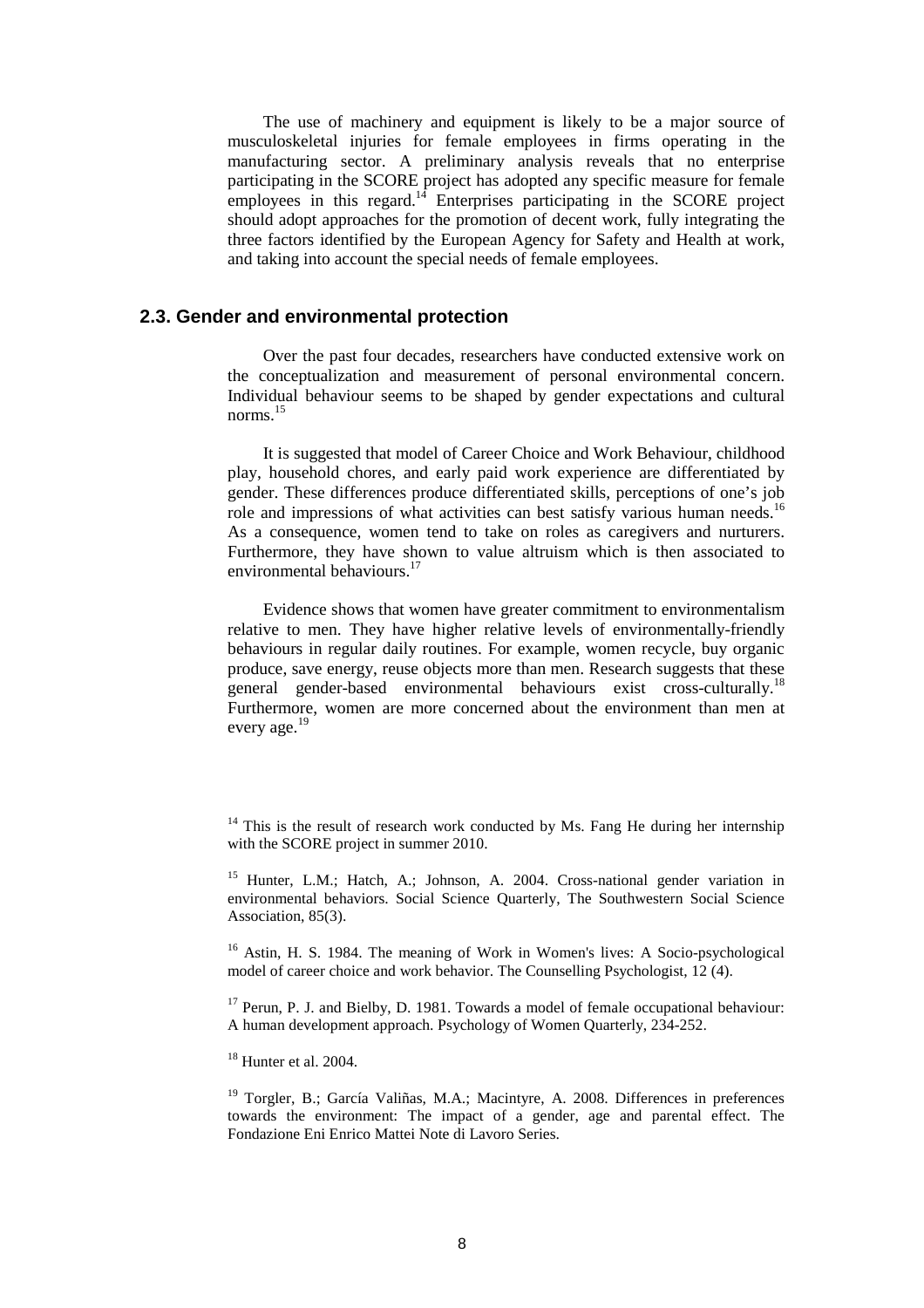The use of machinery and equipment is likely to be a major source of musculoskeletal injuries for female employees in firms operating in the manufacturing sector. A preliminary analysis reveals that no enterprise participating in the SCORE project has adopted any specific measure for female employees in this regard.[14] Enterprises participating in the SCORE project should adopt approaches for the promotion of decent work, fully integrating the three factors identified by the European Agency for Safety and Health at work, and taking into account the special needs of female employees.

## 2.3. Gender and environmental protection

Over the past four decades, researchers have conducted extensive work on the conceptualization and measurement of personal environmental concern. Individual behaviour seems to be shaped by gender expectations and cultural norms.[15]

It is suggested that model of Career Choice and Work Behaviour, childhood play, household chores, and early paid work experience are differentiated by gender. These differences produce differentiated skills, perceptions of one's job role and impressions of what activities can best satisfy various human needs.[16] As a consequence, women tend to take on roles as caregivers and nurturers. Furthermore, they have shown to value altruism which is then associated to environmental behaviours.[17]

Evidence shows that women have greater commitment to environmentalism relative to men. They have higher relative levels of environmentally-friendly behaviours in regular daily routines. For example, women recycle, buy organic produce, save energy, reuse objects more than men. Research suggests that these general gender-based environmental behaviours exist cross-culturally.[18] Furthermore, women are more concerned about the environment than men at every age.[19]

[14] This is the result of research work conducted by Ms. Fang He during her internship with the SCORE project in summer 2010.

[15] Hunter, L.M.; Hatch, A.; Johnson, A. 2004. Cross-national gender variation in environmental behaviors. Social Science Quarterly, The Southwestern Social Science Association, 85(3).

[16] Astin, H. S. 1984. The meaning of Work in Women's lives: A Socio-psychological model of career choice and work behavior. The Counselling Psychologist, 12 (4).

[17] Perun, P. J. and Bielby, D. 1981. Towards a model of female occupational behaviour: A human development approach. Psychology of Women Quarterly, 234-252.

[18] Hunter et al. 2004.

[19] Torgler, B.; García Valiñas, M.A.; Macintyre, A. 2008. Differences in preferences towards the environment: The impact of a gender, age and parental effect. The Fondazione Eni Enrico Mattei Note di Lavoro Series.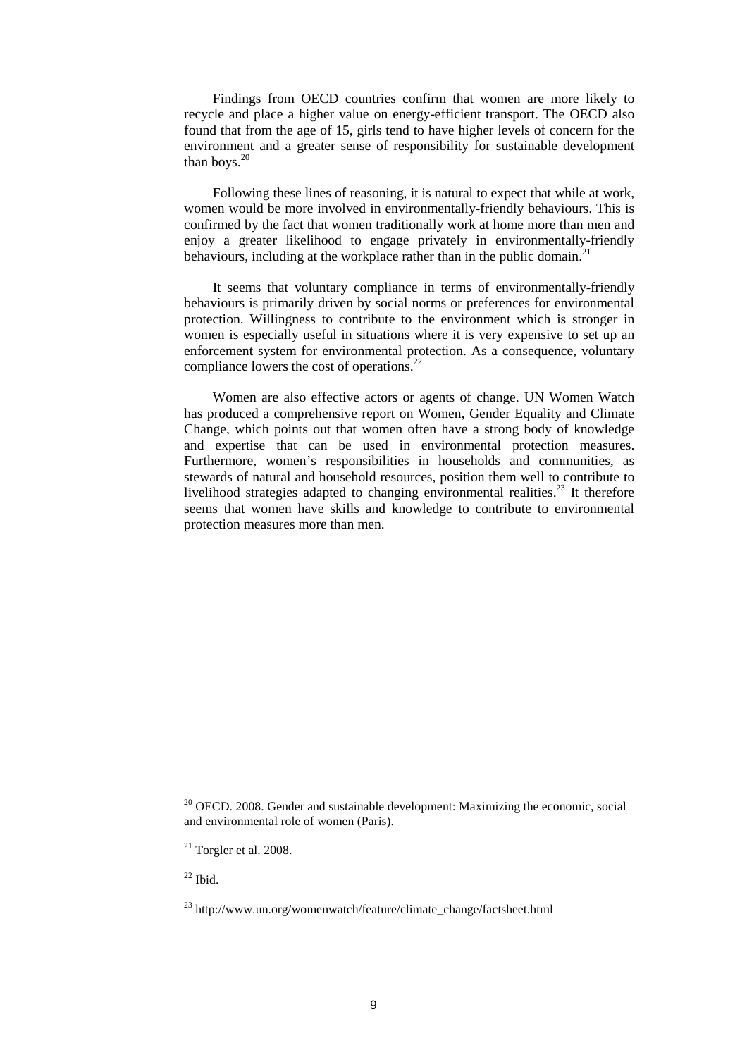Findings from OECD countries confirm that women are more likely to recycle and place a higher value on energy-efficient transport. The OECD also found that from the age of 15, girls tend to have higher levels of concern for the environment and a greater sense of responsibility for sustainable development than boys.[20]

Following these lines of reasoning, it is natural to expect that while at work, women would be more involved in environmentally-friendly behaviours. This is confirmed by the fact that women traditionally work at home more than men and enjoy a greater likelihood to engage privately in environmentally-friendly behaviours, including at the workplace rather than in the public domain.[21]

It seems that voluntary compliance in terms of environmentally-friendly behaviours is primarily driven by social norms or preferences for environmental protection. Willingness to contribute to the environment which is stronger in women is especially useful in situations where it is very expensive to set up an enforcement system for environmental protection. As a consequence, voluntary compliance lowers the cost of operations.[22]

Women are also effective actors or agents of change. UN Women Watch has produced a comprehensive report on Women, Gender Equality and Climate Change, which points out that women often have a strong body of knowledge and expertise that can be used in environmental protection measures. Furthermore, women's responsibilities in households and communities, as stewards of natural and household resources, position them well to contribute to livelihood strategies adapted to changing environmental realities.[23] It therefore seems that women have skills and knowledge to contribute to environmental protection measures more than men.

---

[20] OECD. 2008. Gender and sustainable development: Maximizing the economic, social and environmental role of women (Paris).

[21] Torgler et al. 2008.

[22] Ibid.

[23] http://www.un.org/womenwatch/feature/climate_change/factsheet.html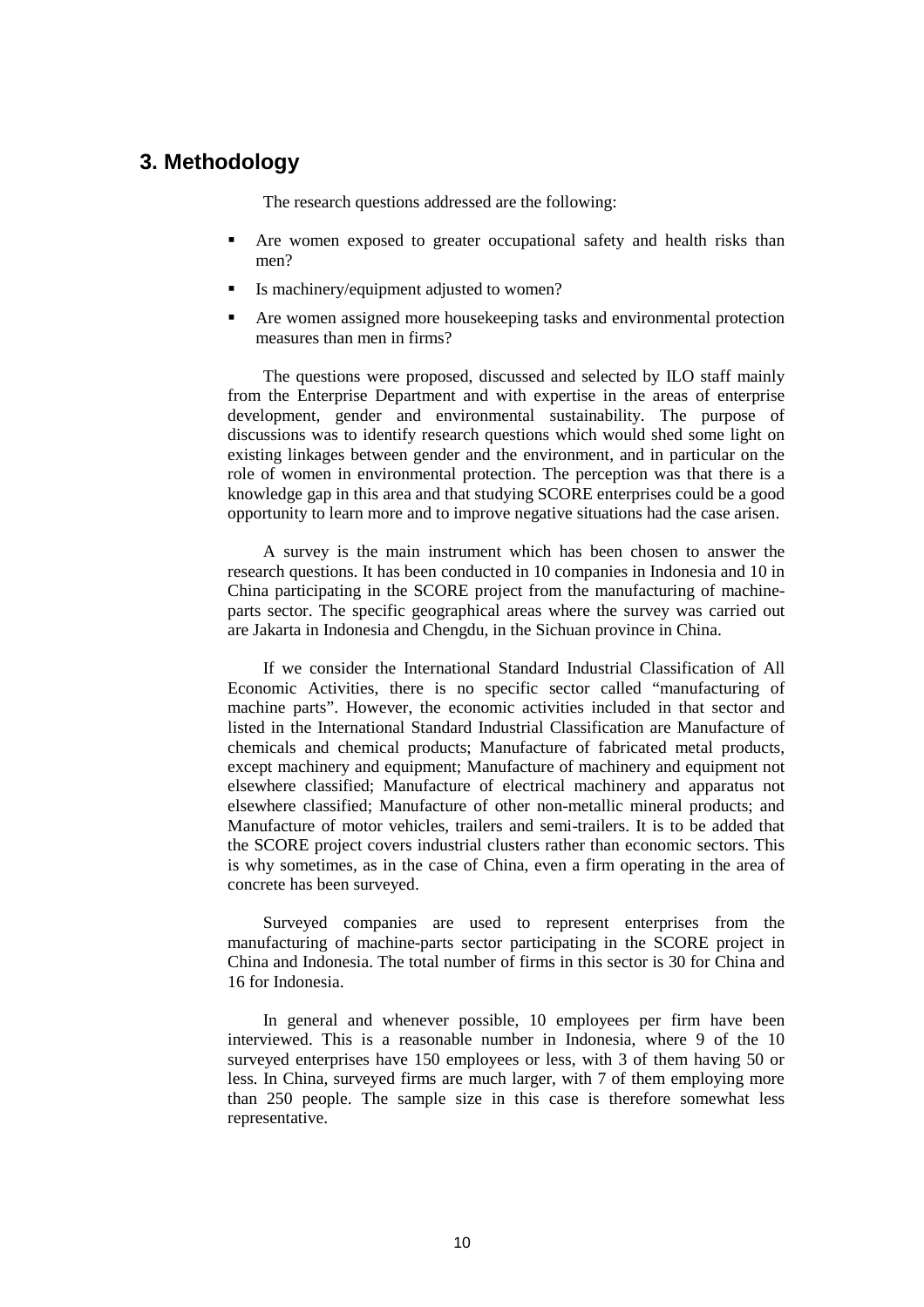## 3. Methodology

The research questions addressed are the following:

- Are women exposed to greater occupational safety and health risks than men?
- Is machinery/equipment adjusted to women?
- Are women assigned more housekeeping tasks and environmental protection measures than men in firms?

The questions were proposed, discussed and selected by ILO staff mainly from the Enterprise Department and with expertise in the areas of enterprise development, gender and environmental sustainability. The purpose of discussions was to identify research questions which would shed some light on existing linkages between gender and the environment, and in particular on the role of women in environmental protection. The perception was that there is a knowledge gap in this area and that studying SCORE enterprises could be a good opportunity to learn more and to improve negative situations had the case arisen.

A survey is the main instrument which has been chosen to answer the research questions. It has been conducted in 10 companies in Indonesia and 10 in China participating in the SCORE project from the manufacturing of machine-parts sector. The specific geographical areas where the survey was carried out are Jakarta in Indonesia and Chengdu, in the Sichuan province in China.

If we consider the International Standard Industrial Classification of All Economic Activities, there is no specific sector called "manufacturing of machine parts". However, the economic activities included in that sector and listed in the International Standard Industrial Classification are Manufacture of chemicals and chemical products; Manufacture of fabricated metal products, except machinery and equipment; Manufacture of machinery and equipment not elsewhere classified; Manufacture of electrical machinery and apparatus not elsewhere classified; Manufacture of other non-metallic mineral products; and Manufacture of motor vehicles, trailers and semi-trailers. It is to be added that the SCORE project covers industrial clusters rather than economic sectors. This is why sometimes, as in the case of China, even a firm operating in the area of concrete has been surveyed.

Surveyed companies are used to represent enterprises from the manufacturing of machine-parts sector participating in the SCORE project in China and Indonesia. The total number of firms in this sector is 30 for China and 16 for Indonesia.

In general and whenever possible, 10 employees per firm have been interviewed. This is a reasonable number in Indonesia, where 9 of the 10 surveyed enterprises have 150 employees or less, with 3 of them having 50 or less. In China, surveyed firms are much larger, with 7 of them employing more than 250 people. The sample size in this case is therefore somewhat less representative.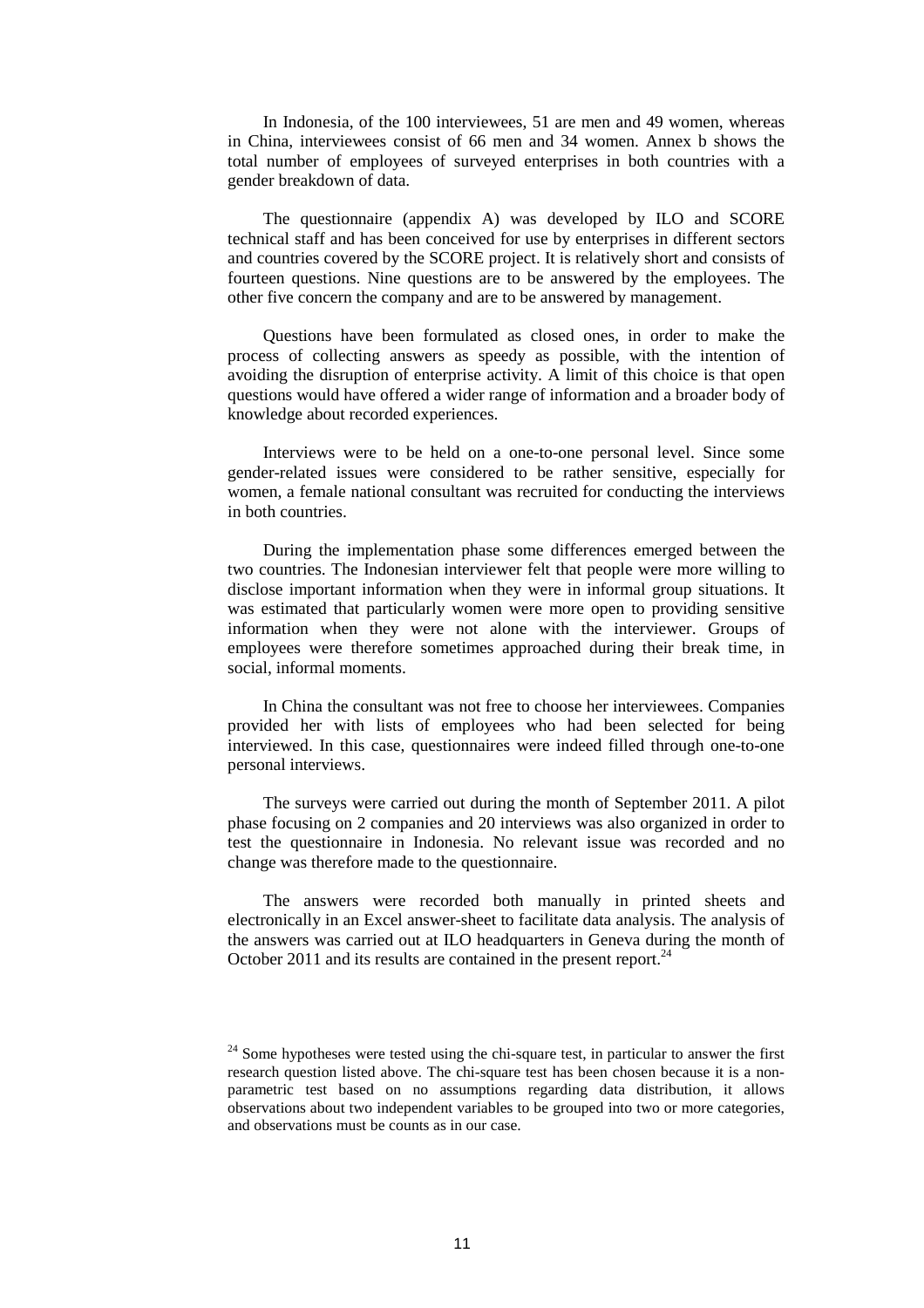In Indonesia, of the 100 interviewees, 51 are men and 49 women, whereas in China, interviewees consist of 66 men and 34 women. Annex b shows the total number of employees of surveyed enterprises in both countries with a gender breakdown of data.

The questionnaire (appendix A) was developed by ILO and SCORE technical staff and has been conceived for use by enterprises in different sectors and countries covered by the SCORE project. It is relatively short and consists of fourteen questions. Nine questions are to be answered by the employees. The other five concern the company and are to be answered by management.

Questions have been formulated as closed ones, in order to make the process of collecting answers as speedy as possible, with the intention of avoiding the disruption of enterprise activity. A limit of this choice is that open questions would have offered a wider range of information and a broader body of knowledge about recorded experiences.

Interviews were to be held on a one-to-one personal level. Since some gender-related issues were considered to be rather sensitive, especially for women, a female national consultant was recruited for conducting the interviews in both countries.

During the implementation phase some differences emerged between the two countries. The Indonesian interviewer felt that people were more willing to disclose important information when they were in informal group situations. It was estimated that particularly women were more open to providing sensitive information when they were not alone with the interviewer. Groups of employees were therefore sometimes approached during their break time, in social, informal moments.

In China the consultant was not free to choose her interviewees. Companies provided her with lists of employees who had been selected for being interviewed. In this case, questionnaires were indeed filled through one-to-one personal interviews.

The surveys were carried out during the month of September 2011. A pilot phase focusing on 2 companies and 20 interviews was also organized in order to test the questionnaire in Indonesia. No relevant issue was recorded and no change was therefore made to the questionnaire.

The answers were recorded both manually in printed sheets and electronically in an Excel answer-sheet to facilitate data analysis. The analysis of the answers was carried out at ILO headquarters in Geneva during the month of October 2011 and its results are contained in the present report.[24]

[24] Some hypotheses were tested using the chi-square test, in particular to answer the first research question listed above. The chi-square test has been chosen because it is a non-parametric test based on no assumptions regarding data distribution, it allows observations about two independent variables to be grouped into two or more categories, and observations must be counts as in our case.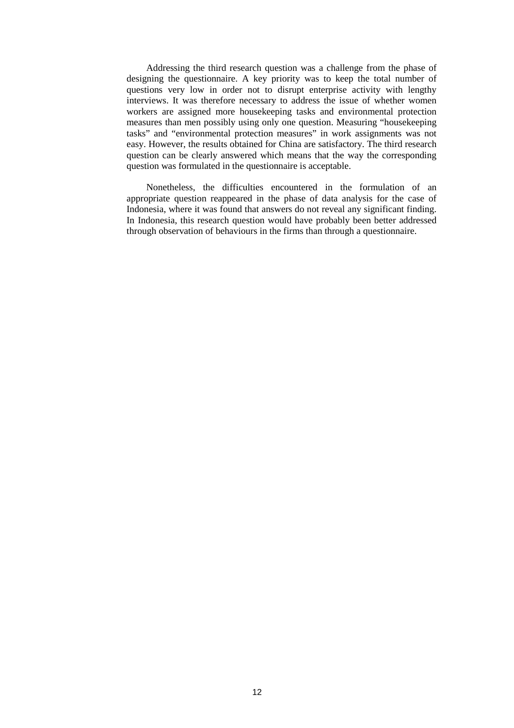Addressing the third research question was a challenge from the phase of designing the questionnaire. A key priority was to keep the total number of questions very low in order not to disrupt enterprise activity with lengthy interviews. It was therefore necessary to address the issue of whether women workers are assigned more housekeeping tasks and environmental protection measures than men possibly using only one question. Measuring "housekeeping tasks" and "environmental protection measures" in work assignments was not easy. However, the results obtained for China are satisfactory. The third research question can be clearly answered which means that the way the corresponding question was formulated in the questionnaire is acceptable.

Nonetheless, the difficulties encountered in the formulation of an appropriate question reappeared in the phase of data analysis for the case of Indonesia, where it was found that answers do not reveal any significant finding. In Indonesia, this research question would have probably been better addressed through observation of behaviours in the firms than through a questionnaire.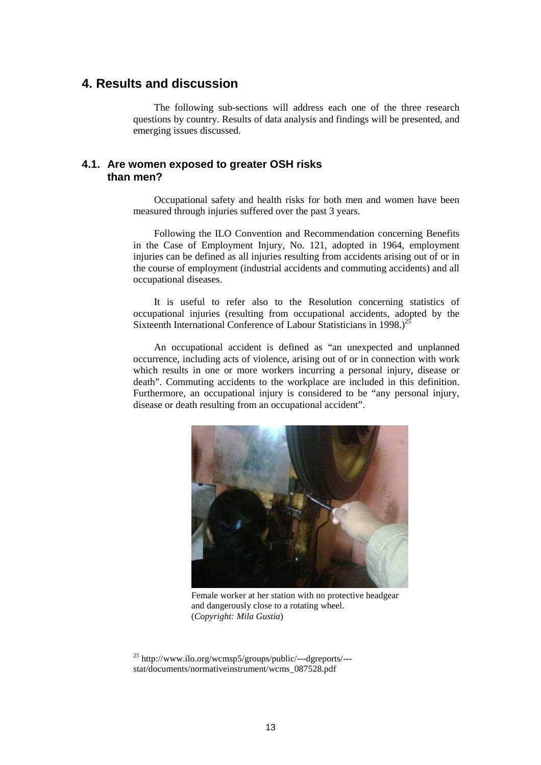## 4. Results and discussion

The following sub-sections will address each one of the three research questions by country. Results of data analysis and findings will be presented, and emerging issues discussed.

### 4.1. Are women exposed to greater OSH risks than men?

Occupational safety and health risks for both men and women have been measured through injuries suffered over the past 3 years.

Following the ILO Convention and Recommendation concerning Benefits in the Case of Employment Injury, No. 121, adopted in 1964, employment injuries can be defined as all injuries resulting from accidents arising out of or in the course of employment (industrial accidents and commuting accidents) and all occupational diseases.

It is useful to refer also to the Resolution concerning statistics of occupational injuries (resulting from occupational accidents, adopted by the Sixteenth International Conference of Labour Statisticians in 1998.)[25]

An occupational accident is defined as "an unexpected and unplanned occurrence, including acts of violence, arising out of or in connection with work which results in one or more workers incurring a personal injury, disease or death". Commuting accidents to the workplace are included in this definition. Furthermore, an occupational injury is considered to be "any personal injury, disease or death resulting from an occupational accident".

Female worker at her station with no protective headgear and dangerously close to a rotating wheel. (*Copyright: Mila Gustia*)

[25] http://www.ilo.org/wcmsp5/groups/public/---dgreports/---stat/documents/normativeinstrument/wcms_087528.pdf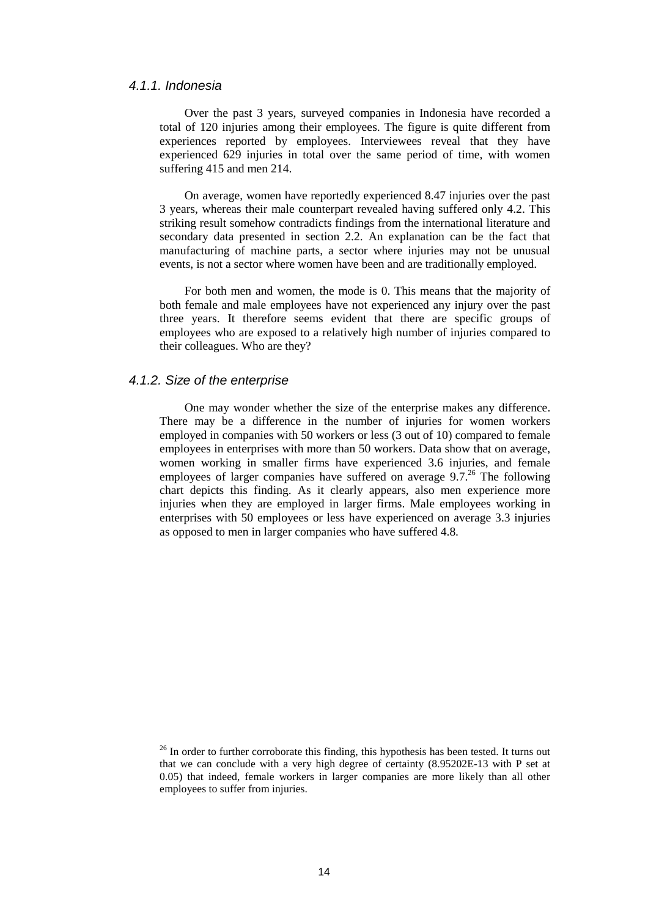#### *4.1.1. Indonesia*

Over the past 3 years, surveyed companies in Indonesia have recorded a total of 120 injuries among their employees. The figure is quite different from experiences reported by employees. Interviewees reveal that they have experienced 629 injuries in total over the same period of time, with women suffering 415 and men 214.

On average, women have reportedly experienced 8.47 injuries over the past 3 years, whereas their male counterpart revealed having suffered only 4.2. This striking result somehow contradicts findings from the international literature and secondary data presented in section 2.2. An explanation can be the fact that manufacturing of machine parts, a sector where injuries may not be unusual events, is not a sector where women have been and are traditionally employed.

For both men and women, the mode is 0. This means that the majority of both female and male employees have not experienced any injury over the past three years. It therefore seems evident that there are specific groups of employees who are exposed to a relatively high number of injuries compared to their colleagues. Who are they?

#### *4.1.2. Size of the enterprise*

One may wonder whether the size of the enterprise makes any difference. There may be a difference in the number of injuries for women workers employed in companies with 50 workers or less (3 out of 10) compared to female employees in enterprises with more than 50 workers. Data show that on average, women working in smaller firms have experienced 3.6 injuries, and female employees of larger companies have suffered on average 9.7.[26] The following chart depicts this finding. As it clearly appears, also men experience more injuries when they are employed in larger firms. Male employees working in enterprises with 50 employees or less have experienced on average 3.3 injuries as opposed to men in larger companies who have suffered 4.8.

[26] In order to further corroborate this finding, this hypothesis has been tested. It turns out that we can conclude with a very high degree of certainty (8.95202E-13 with P set at 0.05) that indeed, female workers in larger companies are more likely than all other employees to suffer from injuries.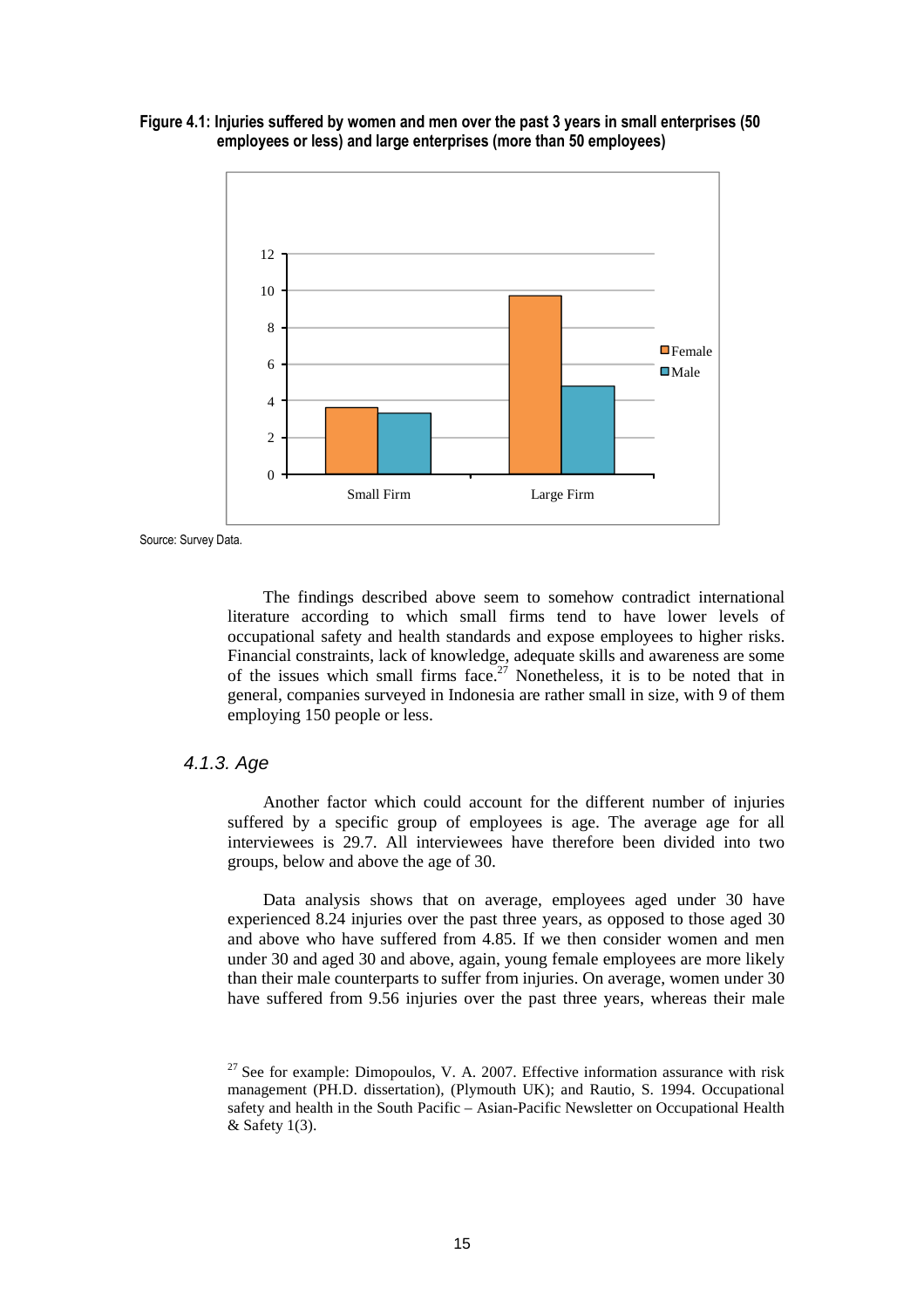**Figure 4.1: Injuries suffered by women and men over the past 3 years in small enterprises (50 employees or less) and large enterprises (more than 50 employees)**

Source: Survey Data.

The findings described above seem to somehow contradict international literature according to which small firms tend to have lower levels of occupational safety and health standards and expose employees to higher risks. Financial constraints, lack of knowledge, adequate skills and awareness are some of the issues which small firms face.[27] Nonetheless, it is to be noted that in general, companies surveyed in Indonesia are rather small in size, with 9 of them employing 150 people or less.

### *4.1.3. Age*

Another factor which could account for the different number of injuries suffered by a specific group of employees is age. The average age for all interviewees is 29.7. All interviewees have therefore been divided into two groups, below and above the age of 30.

Data analysis shows that on average, employees aged under 30 have experienced 8.24 injuries over the past three years, as opposed to those aged 30 and above who have suffered from 4.85. If we then consider women and men under 30 and aged 30 and above, again, young female employees are more likely than their male counterparts to suffer from injuries. On average, women under 30 have suffered from 9.56 injuries over the past three years, whereas their male

[27] See for example: Dimopoulos, V. A. 2007. Effective information assurance with risk management (PH.D. dissertation), (Plymouth UK); and Rautio, S. 1994. Occupational safety and health in the South Pacific – Asian-Pacific Newsletter on Occupational Health & Safety 1(3).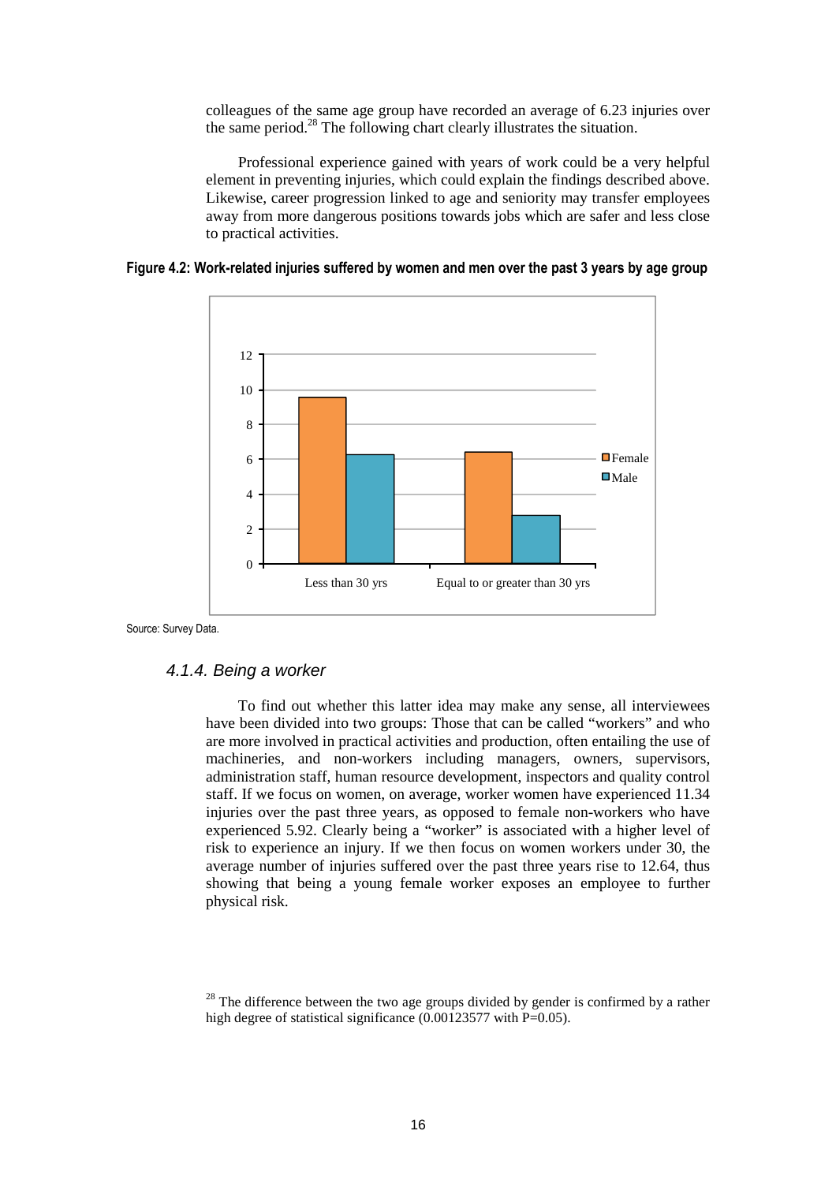colleagues of the same age group have recorded an average of 6.23 injuries over the same period.[28] The following chart clearly illustrates the situation.

Professional experience gained with years of work could be a very helpful element in preventing injuries, which could explain the findings described above. Likewise, career progression linked to age and seniority may transfer employees away from more dangerous positions towards jobs which are safer and less close to practical activities.

**Figure 4.2: Work-related injuries suffered by women and men over the past 3 years by age group**

Source: Survey Data.

### *4.1.4. Being a worker*

To find out whether this latter idea may make any sense, all interviewees have been divided into two groups: Those that can be called "workers" and who are more involved in practical activities and production, often entailing the use of machineries, and non-workers including managers, owners, supervisors, administration staff, human resource development, inspectors and quality control staff. If we focus on women, on average, worker women have experienced 11.34 injuries over the past three years, as opposed to female non-workers who have experienced 5.92. Clearly being a "worker" is associated with a higher level of risk to experience an injury. If we then focus on women workers under 30, the average number of injuries suffered over the past three years rise to 12.64, thus showing that being a young female worker exposes an employee to further physical risk.

[28] The difference between the two age groups divided by gender is confirmed by a rather high degree of statistical significance (0.00123577 with P=0.05).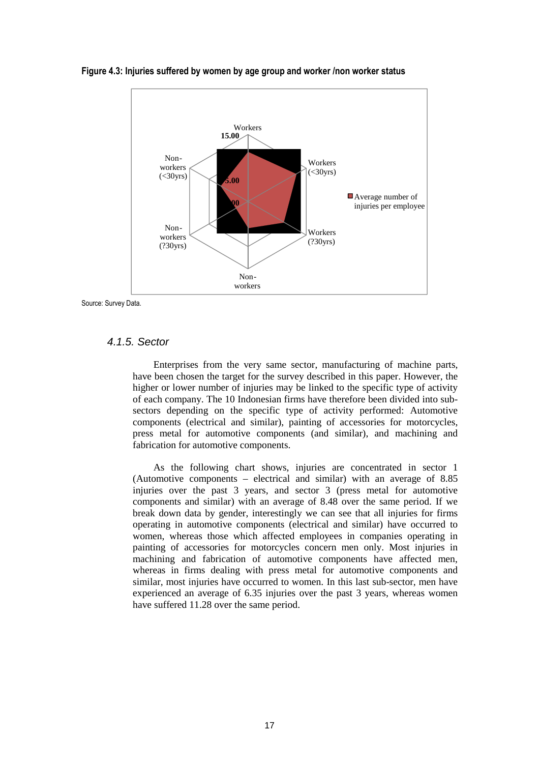**Figure 4.3: Injuries suffered by women by age group and worker /non worker status**

Source: Survey Data.

### 4.1.5. Sector

Enterprises from the very same sector, manufacturing of machine parts, have been chosen the target for the survey described in this paper. However, the higher or lower number of injuries may be linked to the specific type of activity of each company. The 10 Indonesian firms have therefore been divided into sub-sectors depending on the specific type of activity performed: Automotive components (electrical and similar), painting of accessories for motorcycles, press metal for automotive components (and similar), and machining and fabrication for automotive components.

As the following chart shows, injuries are concentrated in sector 1 (Automotive components – electrical and similar) with an average of 8.85 injuries over the past 3 years, and sector 3 (press metal for automotive components and similar) with an average of 8.48 over the same period. If we break down data by gender, interestingly we can see that all injuries for firms operating in automotive components (electrical and similar) have occurred to women, whereas those which affected employees in companies operating in painting of accessories for motorcycles concern men only. Most injuries in machining and fabrication of automotive components have affected men, whereas in firms dealing with press metal for automotive components and similar, most injuries have occurred to women. In this last sub-sector, men have experienced an average of 6.35 injuries over the past 3 years, whereas women have suffered 11.28 over the same period.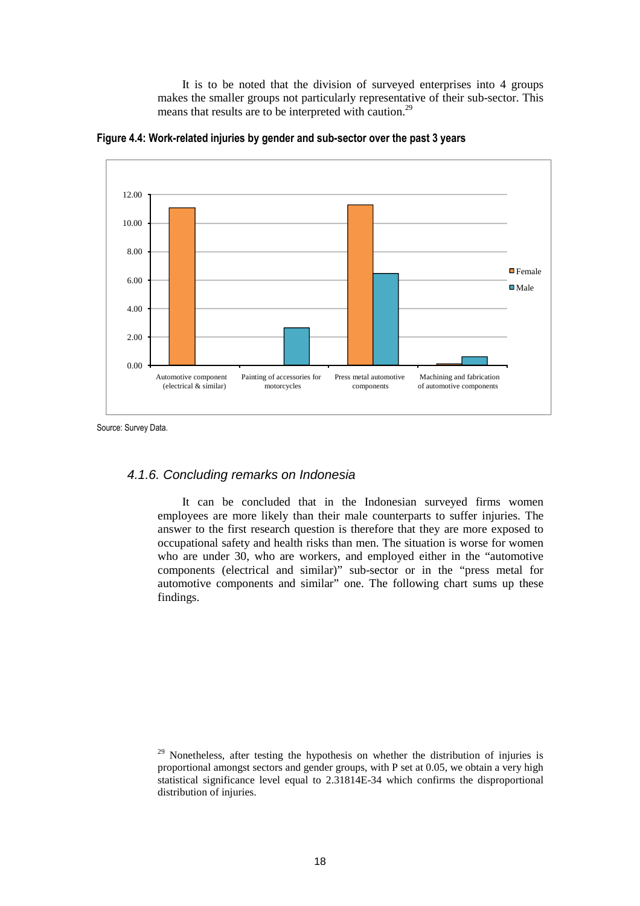It is to be noted that the division of surveyed enterprises into 4 groups makes the smaller groups not particularly representative of their sub-sector. This means that results are to be interpreted with caution.[29]

**Figure 4.4: Work-related injuries by gender and sub-sector over the past 3 years**

Source: Survey Data.

### *4.1.6. Concluding remarks on Indonesia*

It can be concluded that in the Indonesian surveyed firms women employees are more likely than their male counterparts to suffer injuries. The answer to the first research question is therefore that they are more exposed to occupational safety and health risks than men. The situation is worse for women who are under 30, who are workers, and employed either in the "automotive components (electrical and similar)" sub-sector or in the "press metal for automotive components and similar" one. The following chart sums up these findings.

[29] Nonetheless, after testing the hypothesis on whether the distribution of injuries is proportional amongst sectors and gender groups, with P set at 0.05, we obtain a very high statistical significance level equal to 2.31814E-34 which confirms the disproportional distribution of injuries.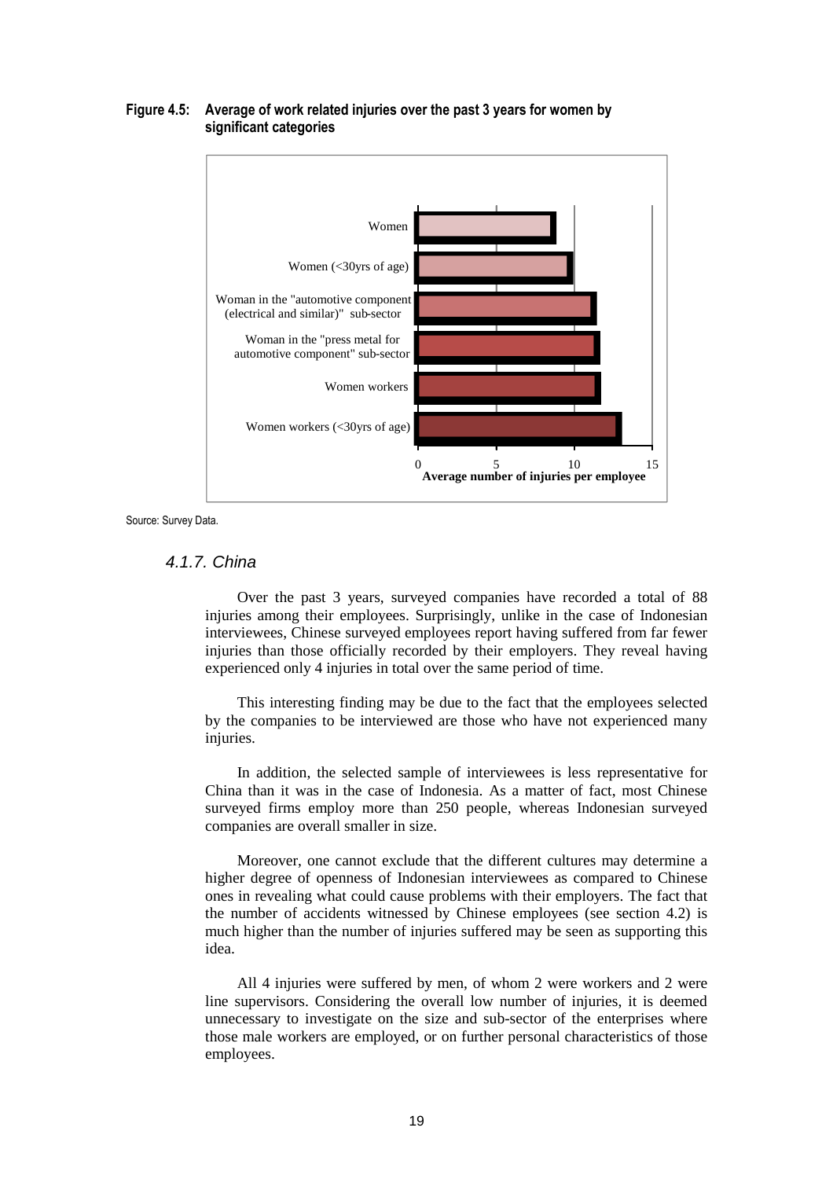**Figure 4.5: Average of work related injuries over the past 3 years for women by significant categories**

| Category | Average number of injuries per employee |
|---|---|
| Women | ~8.5 |
| Women (<30yrs of age) | ~9.5 |
| Woman in the "automotive component (electrical and similar)" sub-sector | ~11 |
| Woman in the "press metal for automotive component" sub-sector | ~11.2 |
| Women workers | ~11.3 |
| Women workers (<30yrs of age) | ~12.7 |

Source: Survey Data.

### *4.1.7. China*

Over the past 3 years, surveyed companies have recorded a total of 88 injuries among their employees. Surprisingly, unlike in the case of Indonesian interviewees, Chinese surveyed employees report having suffered from far fewer injuries than those officially recorded by their employers. They reveal having experienced only 4 injuries in total over the same period of time.

This interesting finding may be due to the fact that the employees selected by the companies to be interviewed are those who have not experienced many injuries.

In addition, the selected sample of interviewees is less representative for China than it was in the case of Indonesia. As a matter of fact, most Chinese surveyed firms employ more than 250 people, whereas Indonesian surveyed companies are overall smaller in size.

Moreover, one cannot exclude that the different cultures may determine a higher degree of openness of Indonesian interviewees as compared to Chinese ones in revealing what could cause problems with their employers. The fact that the number of accidents witnessed by Chinese employees (see section 4.2) is much higher than the number of injuries suffered may be seen as supporting this idea.

All 4 injuries were suffered by men, of whom 2 were workers and 2 were line supervisors. Considering the overall low number of injuries, it is deemed unnecessary to investigate on the size and sub-sector of the enterprises where those male workers are employed, or on further personal characteristics of those employees.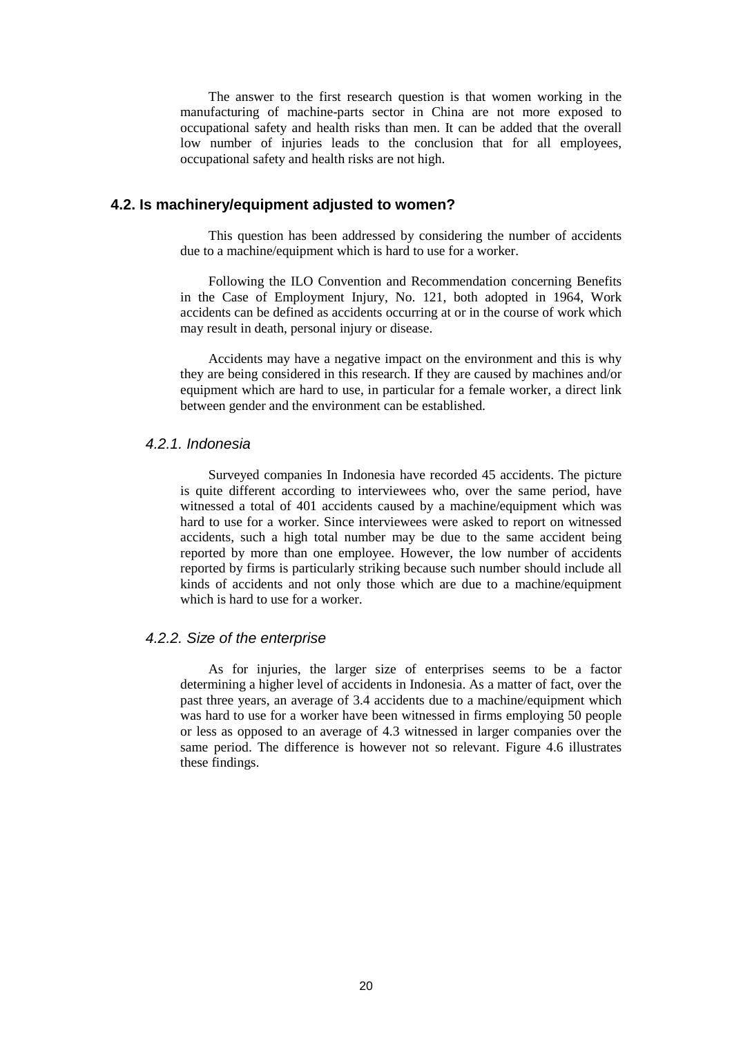The answer to the first research question is that women working in the manufacturing of machine-parts sector in China are not more exposed to occupational safety and health risks than men. It can be added that the overall low number of injuries leads to the conclusion that for all employees, occupational safety and health risks are not high.

## 4.2. Is machinery/equipment adjusted to women?

This question has been addressed by considering the number of accidents due to a machine/equipment which is hard to use for a worker.

Following the ILO Convention and Recommendation concerning Benefits in the Case of Employment Injury, No. 121, both adopted in 1964, Work accidents can be defined as accidents occurring at or in the course of work which may result in death, personal injury or disease.

Accidents may have a negative impact on the environment and this is why they are being considered in this research. If they are caused by machines and/or equipment which are hard to use, in particular for a female worker, a direct link between gender and the environment can be established.

### *4.2.1. Indonesia*

Surveyed companies In Indonesia have recorded 45 accidents. The picture is quite different according to interviewees who, over the same period, have witnessed a total of 401 accidents caused by a machine/equipment which was hard to use for a worker. Since interviewees were asked to report on witnessed accidents, such a high total number may be due to the same accident being reported by more than one employee. However, the low number of accidents reported by firms is particularly striking because such number should include all kinds of accidents and not only those which are due to a machine/equipment which is hard to use for a worker.

### *4.2.2. Size of the enterprise*

As for injuries, the larger size of enterprises seems to be a factor determining a higher level of accidents in Indonesia. As a matter of fact, over the past three years, an average of 3.4 accidents due to a machine/equipment which was hard to use for a worker have been witnessed in firms employing 50 people or less as opposed to an average of 4.3 witnessed in larger companies over the same period. The difference is however not so relevant. Figure 4.6 illustrates these findings.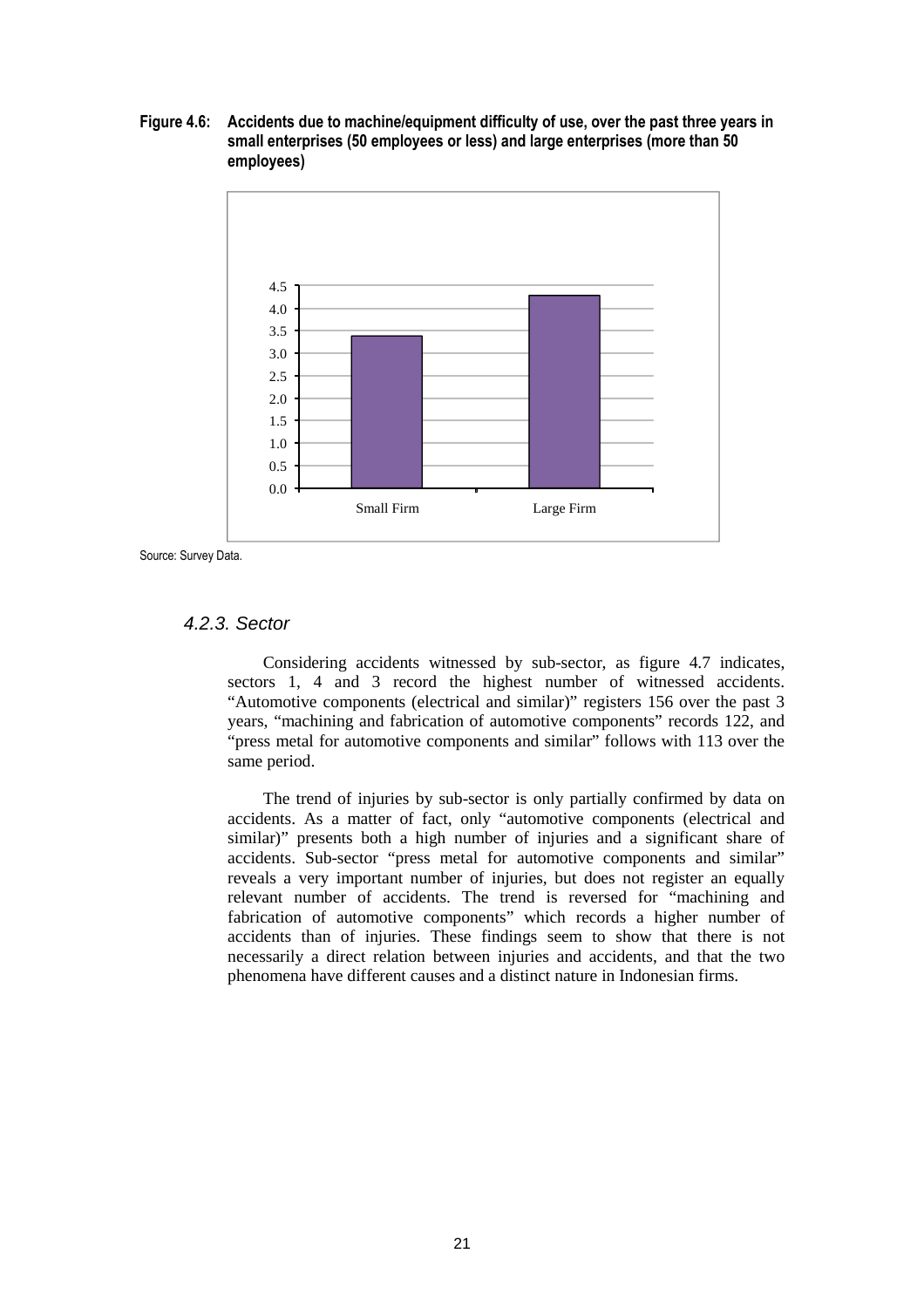**Figure 4.6: Accidents due to machine/equipment difficulty of use, over the past three years in small enterprises (50 employees or less) and large enterprises (more than 50 employees)**

Source: Survey Data.

### *4.2.3. Sector*

Considering accidents witnessed by sub-sector, as figure 4.7 indicates, sectors 1, 4 and 3 record the highest number of witnessed accidents. "Automotive components (electrical and similar)" registers 156 over the past 3 years, "machining and fabrication of automotive components" records 122, and "press metal for automotive components and similar" follows with 113 over the same period.

The trend of injuries by sub-sector is only partially confirmed by data on accidents. As a matter of fact, only "automotive components (electrical and similar)" presents both a high number of injuries and a significant share of accidents. Sub-sector "press metal for automotive components and similar" reveals a very important number of injuries, but does not register an equally relevant number of accidents. The trend is reversed for "machining and fabrication of automotive components" which records a higher number of accidents than of injuries. These findings seem to show that there is not necessarily a direct relation between injuries and accidents, and that the two phenomena have different causes and a distinct nature in Indonesian firms.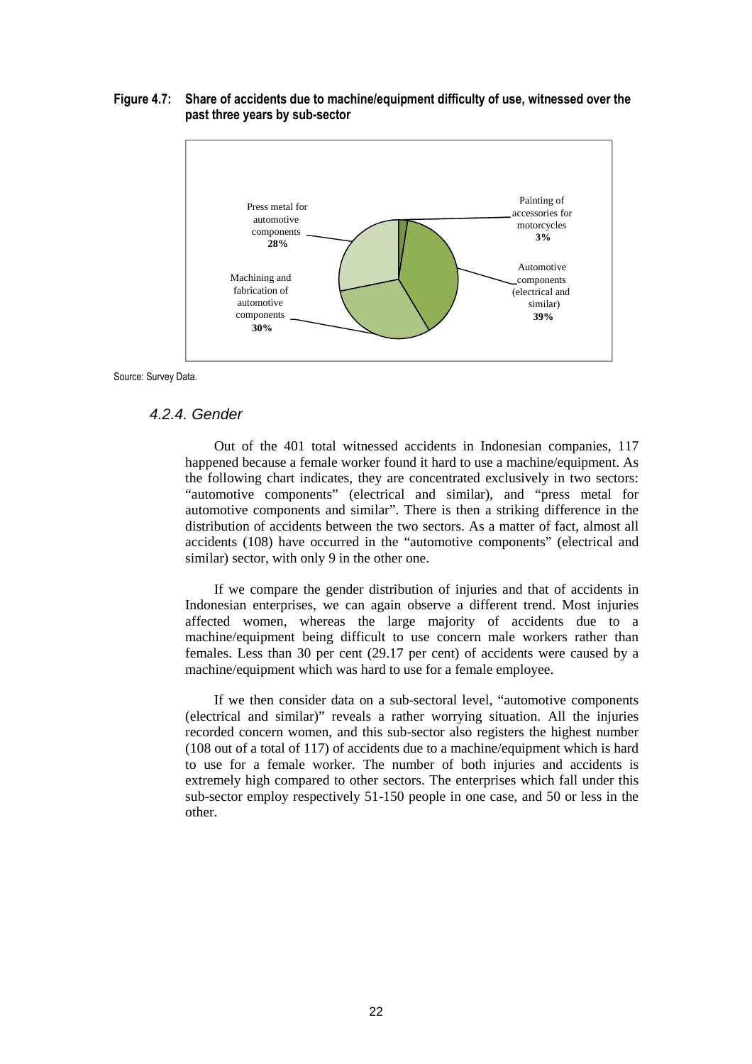**Figure 4.7: Share of accidents due to machine/equipment difficulty of use, witnessed over the past three years by sub-sector**

Press metal for automotive components **28%**

Painting of accessories for motorcycles **3%**

Automotive components (electrical and similar) **39%**

Machining and fabrication of automotive components **30%**

Source: Survey Data.

### *4.2.4. Gender*

Out of the 401 total witnessed accidents in Indonesian companies, 117 happened because a female worker found it hard to use a machine/equipment. As the following chart indicates, they are concentrated exclusively in two sectors: "automotive components" (electrical and similar), and "press metal for automotive components and similar". There is then a striking difference in the distribution of accidents between the two sectors. As a matter of fact, almost all accidents (108) have occurred in the "automotive components" (electrical and similar) sector, with only 9 in the other one.

If we compare the gender distribution of injuries and that of accidents in Indonesian enterprises, we can again observe a different trend. Most injuries affected women, whereas the large majority of accidents due to a machine/equipment being difficult to use concern male workers rather than females. Less than 30 per cent (29.17 per cent) of accidents were caused by a machine/equipment which was hard to use for a female employee.

If we then consider data on a sub-sectoral level, "automotive components (electrical and similar)" reveals a rather worrying situation. All the injuries recorded concern women, and this sub-sector also registers the highest number (108 out of a total of 117) of accidents due to a machine/equipment which is hard to use for a female worker. The number of both injuries and accidents is extremely high compared to other sectors. The enterprises which fall under this sub-sector employ respectively 51-150 people in one case, and 50 or less in the other.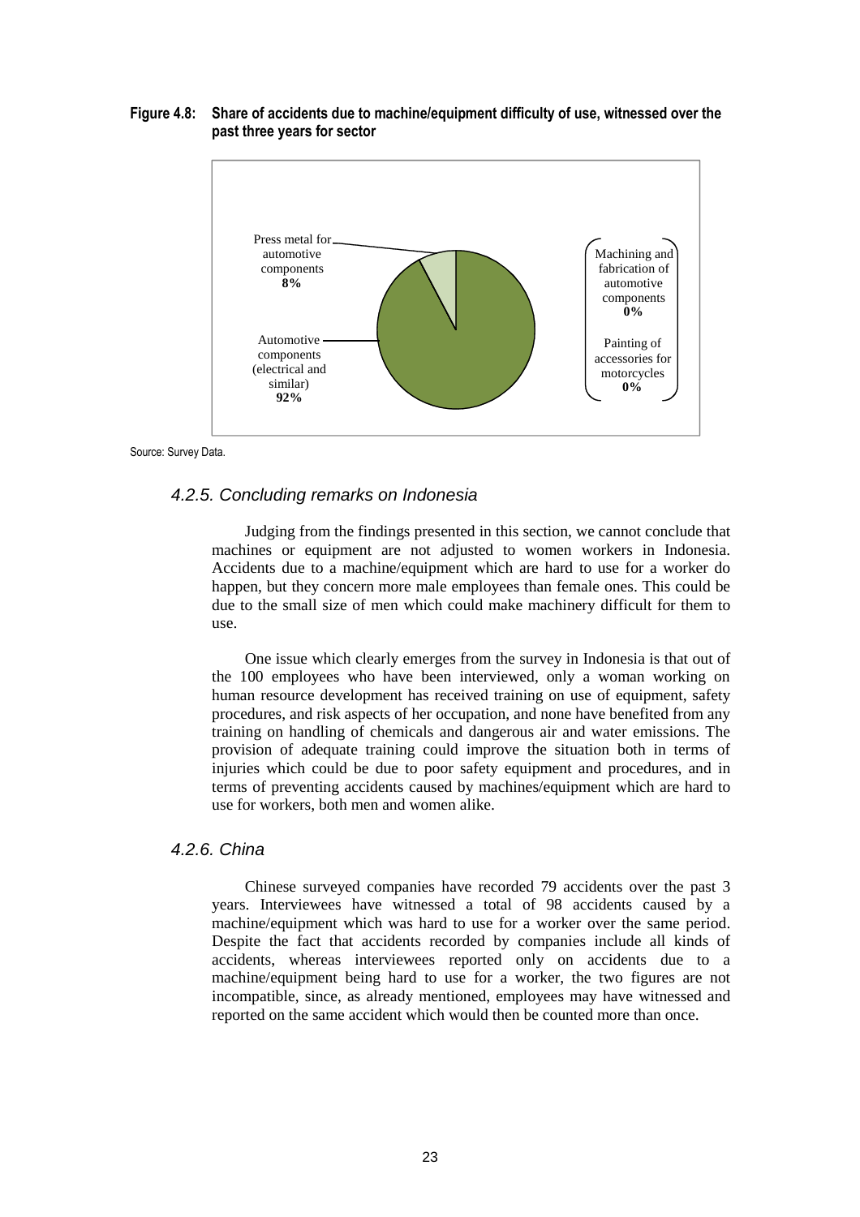**Figure 4.8: Share of accidents due to machine/equipment difficulty of use, witnessed over the past three years for sector**

Press metal for automotive components **8%**

Automotive components (electrical and similar) **92%**

Machining and fabrication of automotive components **0%**

Painting of accessories for motorcycles **0%**

Source: Survey Data.

### *4.2.5. Concluding remarks on Indonesia*

Judging from the findings presented in this section, we cannot conclude that machines or equipment are not adjusted to women workers in Indonesia. Accidents due to a machine/equipment which are hard to use for a worker do happen, but they concern more male employees than female ones. This could be due to the small size of men which could make machinery difficult for them to use.

One issue which clearly emerges from the survey in Indonesia is that out of the 100 employees who have been interviewed, only a woman working on human resource development has received training on use of equipment, safety procedures, and risk aspects of her occupation, and none have benefited from any training on handling of chemicals and dangerous air and water emissions. The provision of adequate training could improve the situation both in terms of injuries which could be due to poor safety equipment and procedures, and in terms of preventing accidents caused by machines/equipment which are hard to use for workers, both men and women alike.

### *4.2.6. China*

Chinese surveyed companies have recorded 79 accidents over the past 3 years. Interviewees have witnessed a total of 98 accidents caused by a machine/equipment which was hard to use for a worker over the same period. Despite the fact that accidents recorded by companies include all kinds of accidents, whereas interviewees reported only on accidents due to a machine/equipment being hard to use for a worker, the two figures are not incompatible, since, as already mentioned, employees may have witnessed and reported on the same accident which would then be counted more than once.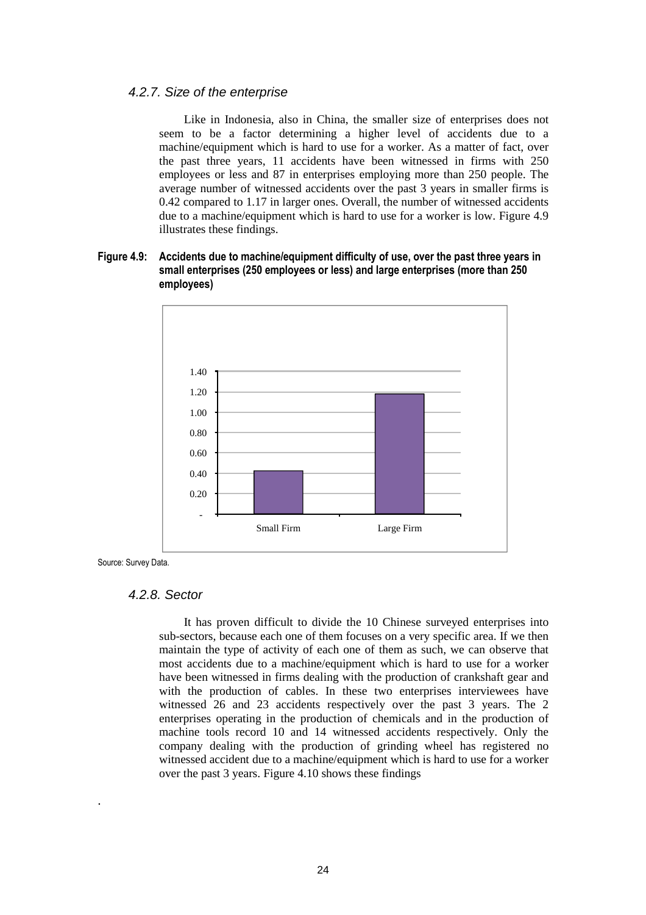### *4.2.7. Size of the enterprise*

Like in Indonesia, also in China, the smaller size of enterprises does not seem to be a factor determining a higher level of accidents due to a machine/equipment which is hard to use for a worker. As a matter of fact, over the past three years, 11 accidents have been witnessed in firms with 250 employees or less and 87 in enterprises employing more than 250 people. The average number of witnessed accidents over the past 3 years in smaller firms is 0.42 compared to 1.17 in larger ones. Overall, the number of witnessed accidents due to a machine/equipment which is hard to use for a worker is low. Figure 4.9 illustrates these findings.

**Figure 4.9: Accidents due to machine/equipment difficulty of use, over the past three years in small enterprises (250 employees or less) and large enterprises (more than 250 employees)**

| | Small Firm | Large Firm |
|---|---|---|
| Average witnessed accidents | 0.42 | 1.17 |

Source: Survey Data.

### *4.2.8. Sector*

It has proven difficult to divide the 10 Chinese surveyed enterprises into sub-sectors, because each one of them focuses on a very specific area. If we then maintain the type of activity of each one of them as such, we can observe that most accidents due to a machine/equipment which is hard to use for a worker have been witnessed in firms dealing with the production of crankshaft gear and with the production of cables. In these two enterprises interviewees have witnessed 26 and 23 accidents respectively over the past 3 years. The 2 enterprises operating in the production of chemicals and in the production of machine tools record 10 and 14 witnessed accidents respectively. Only the company dealing with the production of grinding wheel has registered no witnessed accident due to a machine/equipment which is hard to use for a worker over the past 3 years. Figure 4.10 shows these findings

.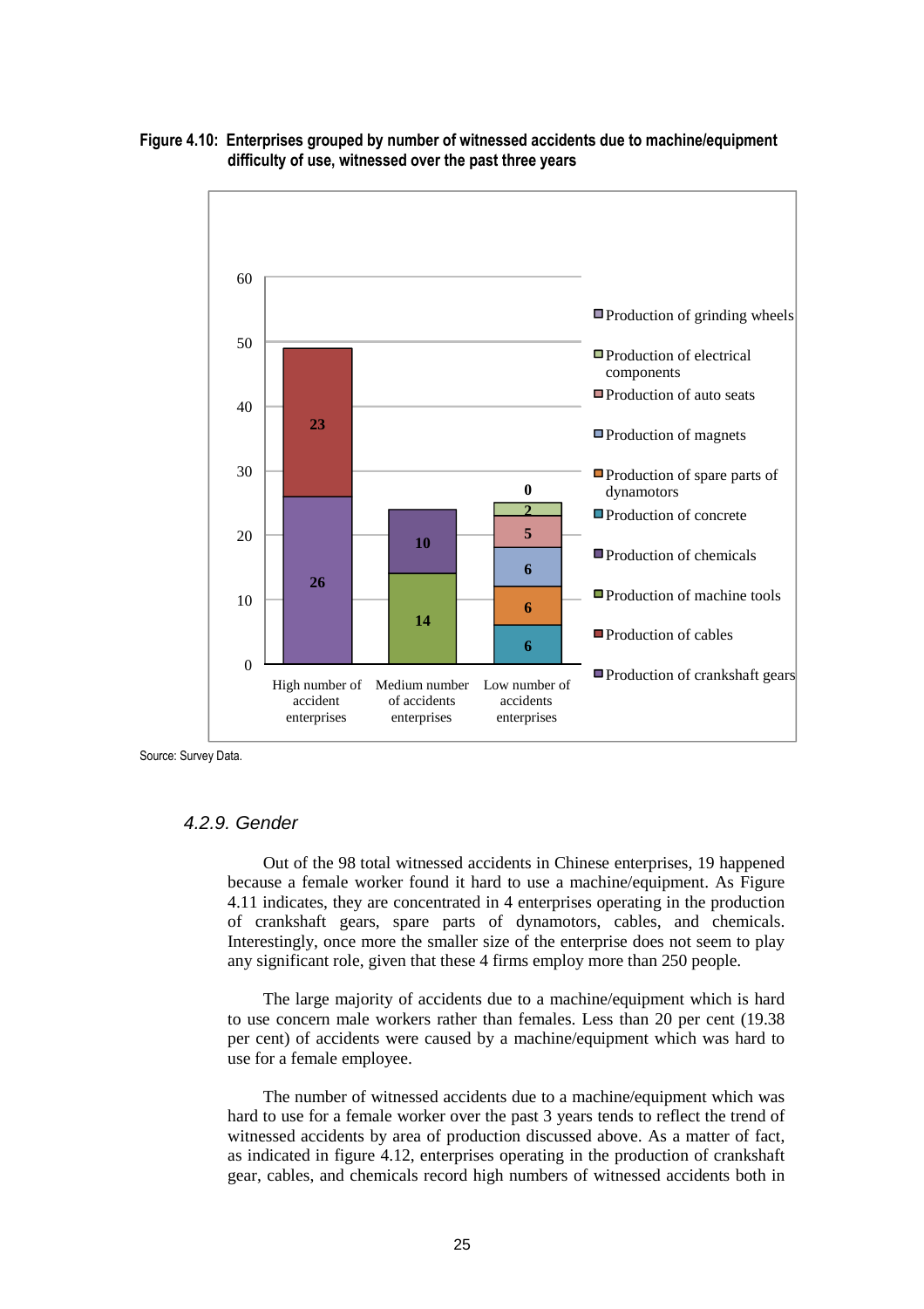**Figure 4.10: Enterprises grouped by number of witnessed accidents due to machine/equipment difficulty of use, witnessed over the past three years**

| | High number of accident enterprises | Medium number of accidents enterprises | Low number of accidents enterprises |
|---|---|---|---|
| Production of crankshaft gears | 26 | | |
| Production of cables | 23 | | |
| Production of machine tools | | 14 | |
| Production of chemicals | | 10 | |
| Production of concrete | | | 6 |
| Production of spare parts of dynamotors | | | 6 |
| Production of magnets | | | 6 |
| Production of auto seats | | | 5 |
| Production of electrical components | | | 2 |
| Production of grinding wheels | | | 0 |

Source: Survey Data.

### *4.2.9. Gender*

Out of the 98 total witnessed accidents in Chinese enterprises, 19 happened because a female worker found it hard to use a machine/equipment. As Figure 4.11 indicates, they are concentrated in 4 enterprises operating in the production of crankshaft gears, spare parts of dynamotors, cables, and chemicals. Interestingly, once more the smaller size of the enterprise does not seem to play any significant role, given that these 4 firms employ more than 250 people.

The large majority of accidents due to a machine/equipment which is hard to use concern male workers rather than females. Less than 20 per cent (19.38 per cent) of accidents were caused by a machine/equipment which was hard to use for a female employee.

The number of witnessed accidents due to a machine/equipment which was hard to use for a female worker over the past 3 years tends to reflect the trend of witnessed accidents by area of production discussed above. As a matter of fact, as indicated in figure 4.12, enterprises operating in the production of crankshaft gear, cables, and chemicals record high numbers of witnessed accidents both in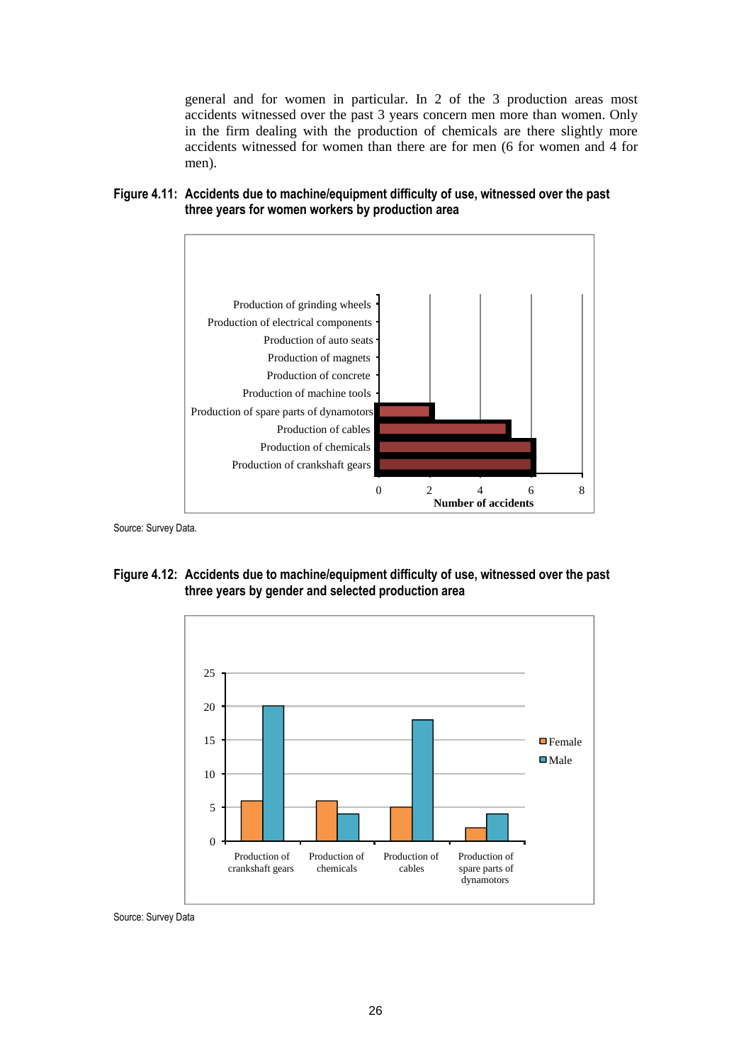general and for women in particular. In 2 of the 3 production areas most accidents witnessed over the past 3 years concern men more than women. Only in the firm dealing with the production of chemicals are there slightly more accidents witnessed for women than there are for men (6 for women and 4 for men).

**Figure 4.11: Accidents due to machine/equipment difficulty of use, witnessed over the past three years for women workers by production area**

| Production area | Number of accidents |
|---|---|
| Production of grinding wheels | 0 |
| Production of electrical components | 0 |
| Production of auto seats | 0 |
| Production of magnets | 0 |
| Production of concrete | 0 |
| Production of machine tools | 0 |
| Production of spare parts of dynamotors | 2 |
| Production of cables | 5 |
| Production of chemicals | 6 |
| Production of crankshaft gears | 6 |

Source: Survey Data.

**Figure 4.12: Accidents due to machine/equipment difficulty of use, witnessed over the past three years by gender and selected production area**

| Production area | Female | Male |
|---|---|---|
| Production of crankshaft gears | 6 | 20 |
| Production of chemicals | 6 | 4 |
| Production of cables | 5 | 18 |
| Production of spare parts of dynamotors | 2 | 4 |

Source: Survey Data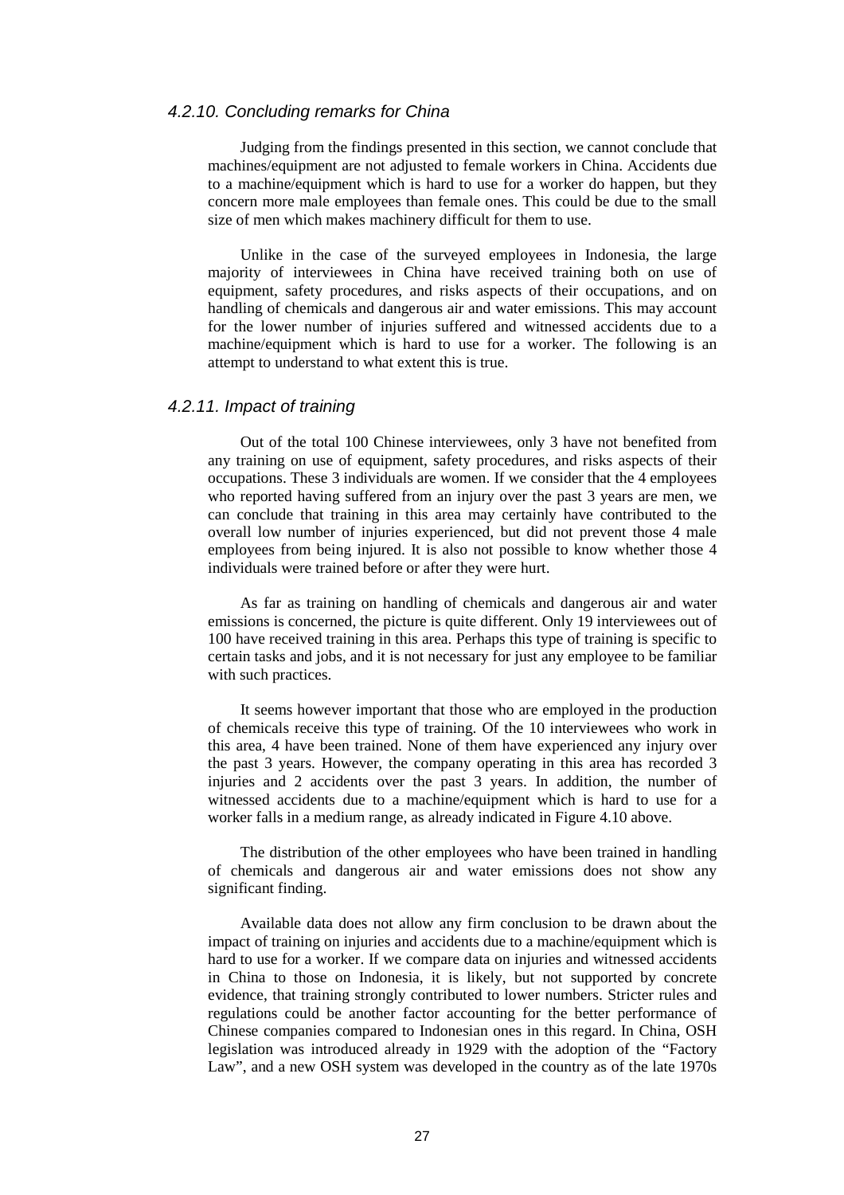### *4.2.10. Concluding remarks for China*

Judging from the findings presented in this section, we cannot conclude that machines/equipment are not adjusted to female workers in China. Accidents due to a machine/equipment which is hard to use for a worker do happen, but they concern more male employees than female ones. This could be due to the small size of men which makes machinery difficult for them to use.

Unlike in the case of the surveyed employees in Indonesia, the large majority of interviewees in China have received training both on use of equipment, safety procedures, and risks aspects of their occupations, and on handling of chemicals and dangerous air and water emissions. This may account for the lower number of injuries suffered and witnessed accidents due to a machine/equipment which is hard to use for a worker. The following is an attempt to understand to what extent this is true.

### *4.2.11. Impact of training*

Out of the total 100 Chinese interviewees, only 3 have not benefited from any training on use of equipment, safety procedures, and risks aspects of their occupations. These 3 individuals are women. If we consider that the 4 employees who reported having suffered from an injury over the past 3 years are men, we can conclude that training in this area may certainly have contributed to the overall low number of injuries experienced, but did not prevent those 4 male employees from being injured. It is also not possible to know whether those 4 individuals were trained before or after they were hurt.

As far as training on handling of chemicals and dangerous air and water emissions is concerned, the picture is quite different. Only 19 interviewees out of 100 have received training in this area. Perhaps this type of training is specific to certain tasks and jobs, and it is not necessary for just any employee to be familiar with such practices.

It seems however important that those who are employed in the production of chemicals receive this type of training. Of the 10 interviewees who work in this area, 4 have been trained. None of them have experienced any injury over the past 3 years. However, the company operating in this area has recorded 3 injuries and 2 accidents over the past 3 years. In addition, the number of witnessed accidents due to a machine/equipment which is hard to use for a worker falls in a medium range, as already indicated in Figure 4.10 above.

The distribution of the other employees who have been trained in handling of chemicals and dangerous air and water emissions does not show any significant finding.

Available data does not allow any firm conclusion to be drawn about the impact of training on injuries and accidents due to a machine/equipment which is hard to use for a worker. If we compare data on injuries and witnessed accidents in China to those on Indonesia, it is likely, but not supported by concrete evidence, that training strongly contributed to lower numbers. Stricter rules and regulations could be another factor accounting for the better performance of Chinese companies compared to Indonesian ones in this regard. In China, OSH legislation was introduced already in 1929 with the adoption of the "Factory Law", and a new OSH system was developed in the country as of the late 1970s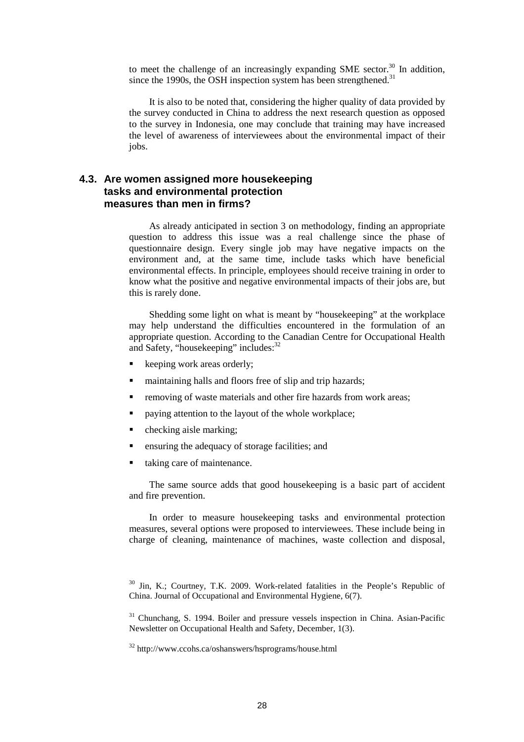to meet the challenge of an increasingly expanding SME sector.[30] In addition, since the 1990s, the OSH inspection system has been strengthened.[31]

It is also to be noted that, considering the higher quality of data provided by the survey conducted in China to address the next research question as opposed to the survey in Indonesia, one may conclude that training may have increased the level of awareness of interviewees about the environmental impact of their jobs.

### 4.3. Are women assigned more housekeeping tasks and environmental protection measures than men in firms?

As already anticipated in section 3 on methodology, finding an appropriate question to address this issue was a real challenge since the phase of questionnaire design. Every single job may have negative impacts on the environment and, at the same time, include tasks which have beneficial environmental effects. In principle, employees should receive training in order to know what the positive and negative environmental impacts of their jobs are, but this is rarely done.

Shedding some light on what is meant by "housekeeping" at the workplace may help understand the difficulties encountered in the formulation of an appropriate question. According to the Canadian Centre for Occupational Health and Safety, "housekeeping" includes:[32]

- keeping work areas orderly;
- maintaining halls and floors free of slip and trip hazards;
- removing of waste materials and other fire hazards from work areas;
- paying attention to the layout of the whole workplace;
- checking aisle marking;
- ensuring the adequacy of storage facilities; and
- taking care of maintenance.

The same source adds that good housekeeping is a basic part of accident and fire prevention.

In order to measure housekeeping tasks and environmental protection measures, several options were proposed to interviewees. These include being in charge of cleaning, maintenance of machines, waste collection and disposal,

---

[30] Jin, K.; Courtney, T.K. 2009. Work-related fatalities in the People's Republic of China. Journal of Occupational and Environmental Hygiene, 6(7).

[31] Chunchang, S. 1994. Boiler and pressure vessels inspection in China. Asian-Pacific Newsletter on Occupational Health and Safety, December, 1(3).

[32] http://www.ccohs.ca/oshanswers/hsprograms/house.html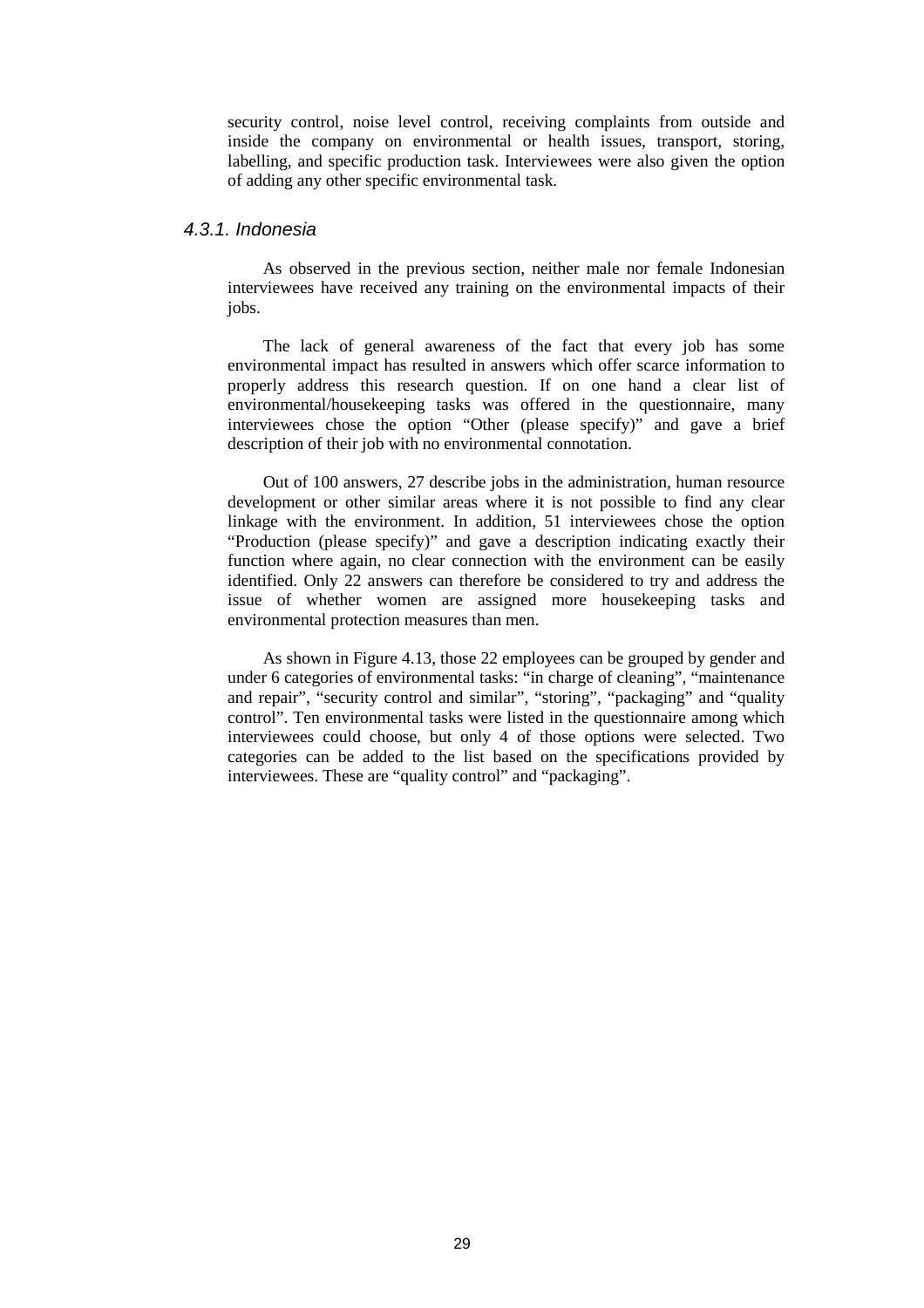security control, noise level control, receiving complaints from outside and inside the company on environmental or health issues, transport, storing, labelling, and specific production task. Interviewees were also given the option of adding any other specific environmental task.

### *4.3.1. Indonesia*

As observed in the previous section, neither male nor female Indonesian interviewees have received any training on the environmental impacts of their jobs.

The lack of general awareness of the fact that every job has some environmental impact has resulted in answers which offer scarce information to properly address this research question. If on one hand a clear list of environmental/housekeeping tasks was offered in the questionnaire, many interviewees chose the option "Other (please specify)" and gave a brief description of their job with no environmental connotation.

Out of 100 answers, 27 describe jobs in the administration, human resource development or other similar areas where it is not possible to find any clear linkage with the environment. In addition, 51 interviewees chose the option "Production (please specify)" and gave a description indicating exactly their function where again, no clear connection with the environment can be easily identified. Only 22 answers can therefore be considered to try and address the issue of whether women are assigned more housekeeping tasks and environmental protection measures than men.

As shown in Figure 4.13, those 22 employees can be grouped by gender and under 6 categories of environmental tasks: "in charge of cleaning", "maintenance and repair", "security control and similar", "storing", "packaging" and "quality control". Ten environmental tasks were listed in the questionnaire among which interviewees could choose, but only 4 of those options were selected. Two categories can be added to the list based on the specifications provided by interviewees. These are "quality control" and "packaging".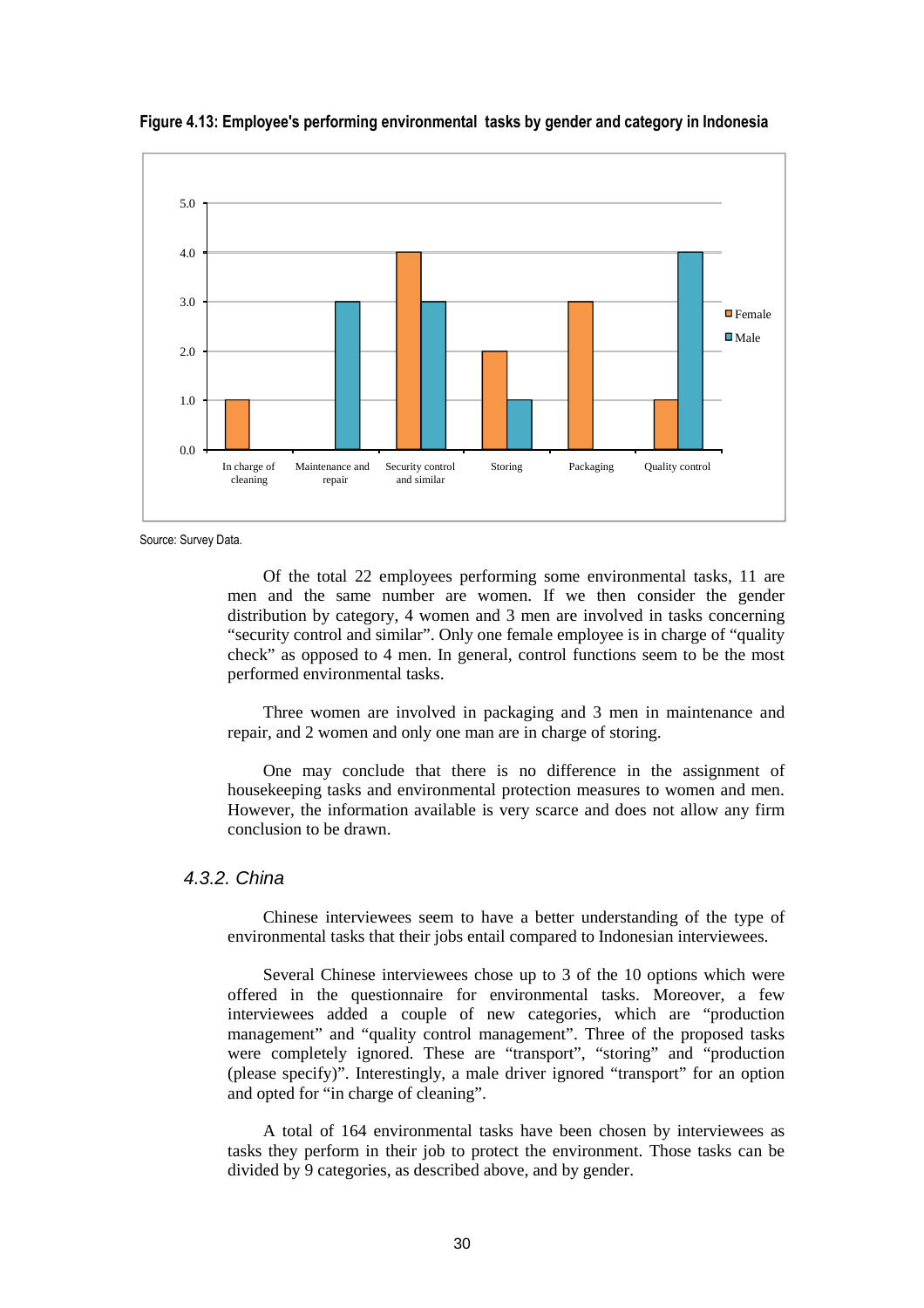**Figure 4.13: Employee's performing environmental tasks by gender and category in Indonesia**

| Category | Female | Male |
|---|---|---|
| In charge of cleaning | 1.0 | |
| Maintenance and repair | | 3.0 |
| Security control and similar | 4.0 | 3.0 |
| Storing | 2.0 | 1.0 |
| Packaging | 3.0 | |
| Quality control | 1.0 | 4.0 |

Source: Survey Data.

Of the total 22 employees performing some environmental tasks, 11 are men and the same number are women. If we then consider the gender distribution by category, 4 women and 3 men are involved in tasks concerning "security control and similar". Only one female employee is in charge of "quality check" as opposed to 4 men. In general, control functions seem to be the most performed environmental tasks.

Three women are involved in packaging and 3 men in maintenance and repair, and 2 women and only one man are in charge of storing.

One may conclude that there is no difference in the assignment of housekeeping tasks and environmental protection measures to women and men. However, the information available is very scarce and does not allow any firm conclusion to be drawn.

### *4.3.2. China*

Chinese interviewees seem to have a better understanding of the type of environmental tasks that their jobs entail compared to Indonesian interviewees.

Several Chinese interviewees chose up to 3 of the 10 options which were offered in the questionnaire for environmental tasks. Moreover, a few interviewees added a couple of new categories, which are "production management" and "quality control management". Three of the proposed tasks were completely ignored. These are "transport", "storing" and "production (please specify)". Interestingly, a male driver ignored "transport" for an option and opted for "in charge of cleaning".

A total of 164 environmental tasks have been chosen by interviewees as tasks they perform in their job to protect the environment. Those tasks can be divided by 9 categories, as described above, and by gender.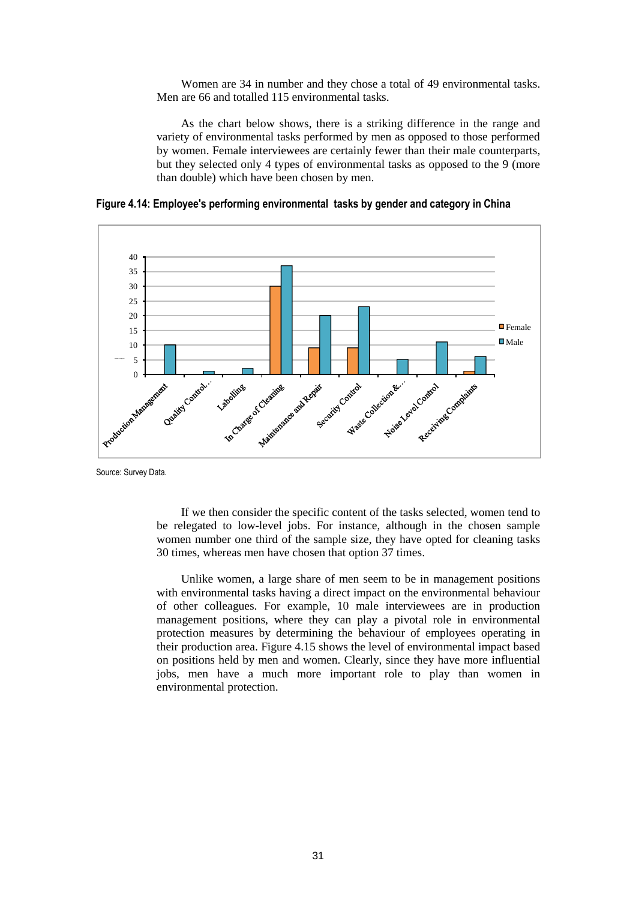Women are 34 in number and they chose a total of 49 environmental tasks. Men are 66 and totalled 115 environmental tasks.

As the chart below shows, there is a striking difference in the range and variety of environmental tasks performed by men as opposed to those performed by women. Female interviewees are certainly fewer than their male counterparts, but they selected only 4 types of environmental tasks as opposed to the 9 (more than double) which have been chosen by men.

**Figure 4.14: Employee's performing environmental tasks by gender and category in China**

| Category | Female | Male |
|---|---|---|
| Production Management | 0 | 10 |
| Quality Control... | 0 | 1 |
| Labelling | 0 | 2 |
| In Charge of Cleaning | 30 | 37 |
| Maintenance and Repair | 9 | 20 |
| Security Control | 9 | 23 |
| Waste Collection &... | 0 | 5 |
| Noise Level Control | 0 | 11 |
| Receiving Complaints | 1 | 6 |

Source: Survey Data.

If we then consider the specific content of the tasks selected, women tend to be relegated to low-level jobs. For instance, although in the chosen sample women number one third of the sample size, they have opted for cleaning tasks 30 times, whereas men have chosen that option 37 times.

Unlike women, a large share of men seem to be in management positions with environmental tasks having a direct impact on the environmental behaviour of other colleagues. For example, 10 male interviewees are in production management positions, where they can play a pivotal role in environmental protection measures by determining the behaviour of employees operating in their production area. Figure 4.15 shows the level of environmental impact based on positions held by men and women. Clearly, since they have more influential jobs, men have a much more important role to play than women in environmental protection.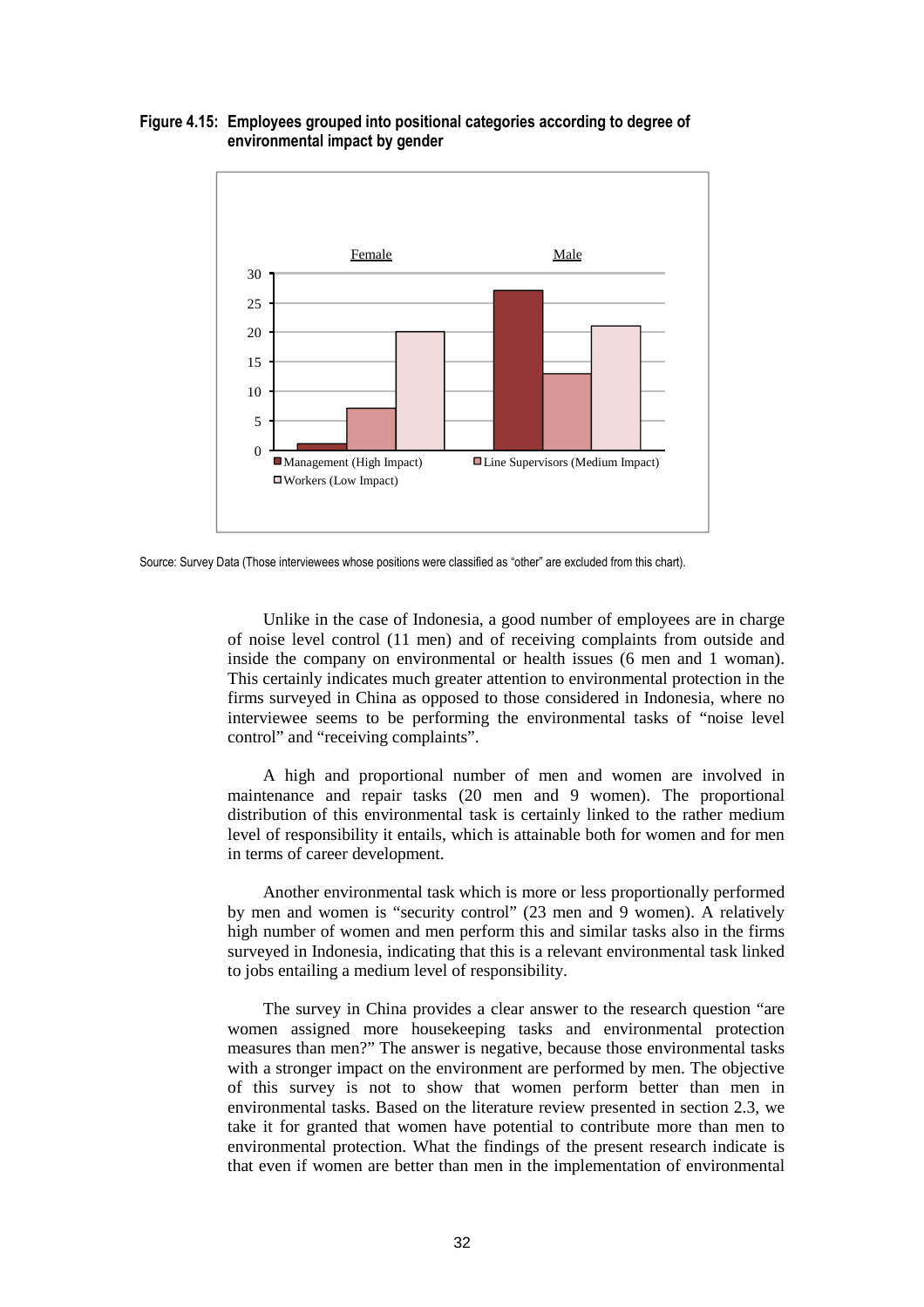**Figure 4.15: Employees grouped into positional categories according to degree of environmental impact by gender**

| | Female | Male |
|---|---|---|
| Management (High Impact) | 1 | 27 |
| Line Supervisors (Medium Impact) | 7 | 13 |
| Workers (Low Impact) | 20 | 21 |

Source: Survey Data (Those interviewees whose positions were classified as "other" are excluded from this chart).

Unlike in the case of Indonesia, a good number of employees are in charge of noise level control (11 men) and of receiving complaints from outside and inside the company on environmental or health issues (6 men and 1 woman). This certainly indicates much greater attention to environmental protection in the firms surveyed in China as opposed to those considered in Indonesia, where no interviewee seems to be performing the environmental tasks of "noise level control" and "receiving complaints".

A high and proportional number of men and women are involved in maintenance and repair tasks (20 men and 9 women). The proportional distribution of this environmental task is certainly linked to the rather medium level of responsibility it entails, which is attainable both for women and for men in terms of career development.

Another environmental task which is more or less proportionally performed by men and women is "security control" (23 men and 9 women). A relatively high number of women and men perform this and similar tasks also in the firms surveyed in Indonesia, indicating that this is a relevant environmental task linked to jobs entailing a medium level of responsibility.

The survey in China provides a clear answer to the research question "are women assigned more housekeeping tasks and environmental protection measures than men?" The answer is negative, because those environmental tasks with a stronger impact on the environment are performed by men. The objective of this survey is not to show that women perform better than men in environmental tasks. Based on the literature review presented in section 2.3, we take it for granted that women have potential to contribute more than men to environmental protection. What the findings of the present research indicate is that even if women are better than men in the implementation of environmental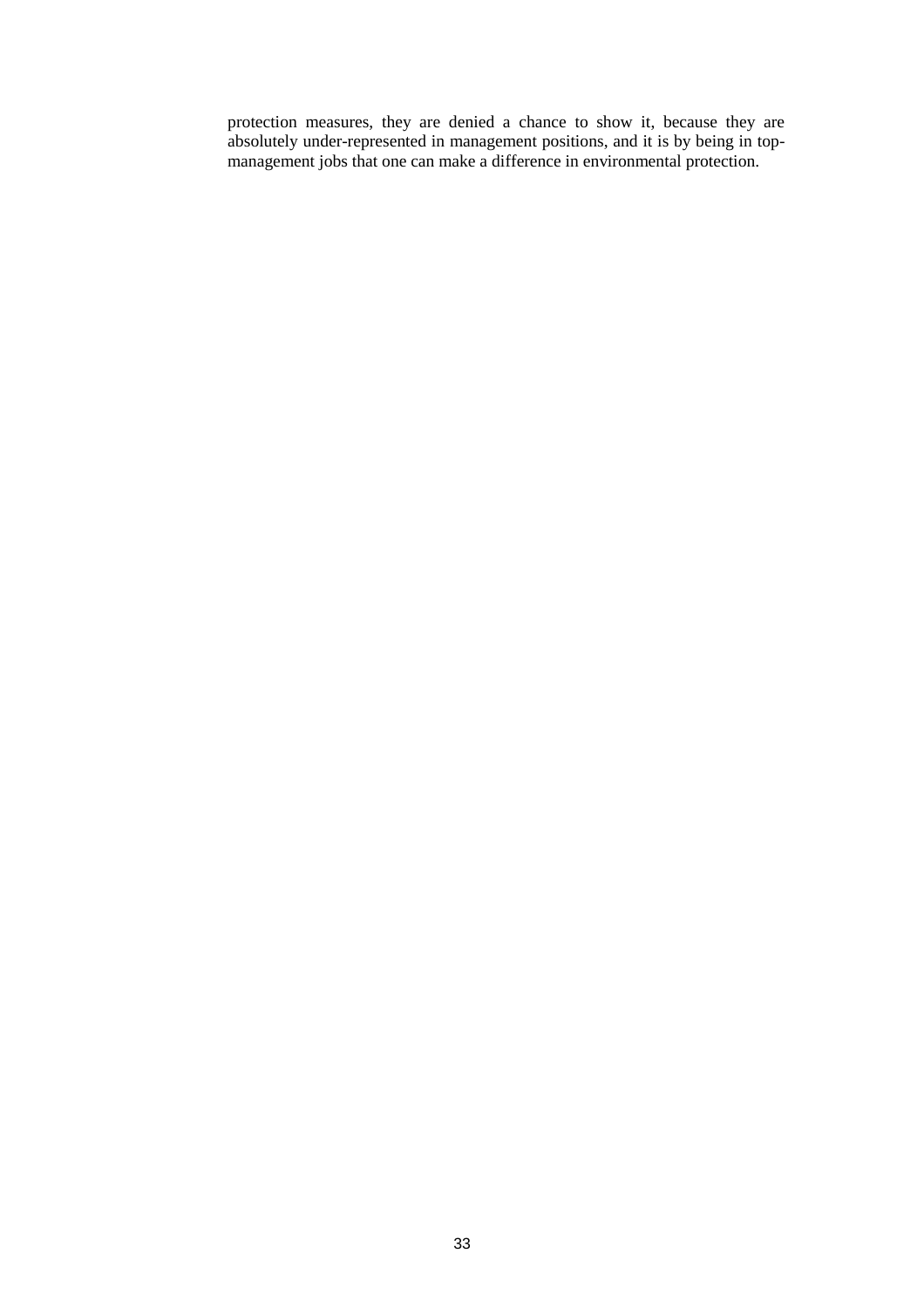protection measures, they are denied a chance to show it, because they are absolutely under-represented in management positions, and it is by being in top-management jobs that one can make a difference in environmental protection.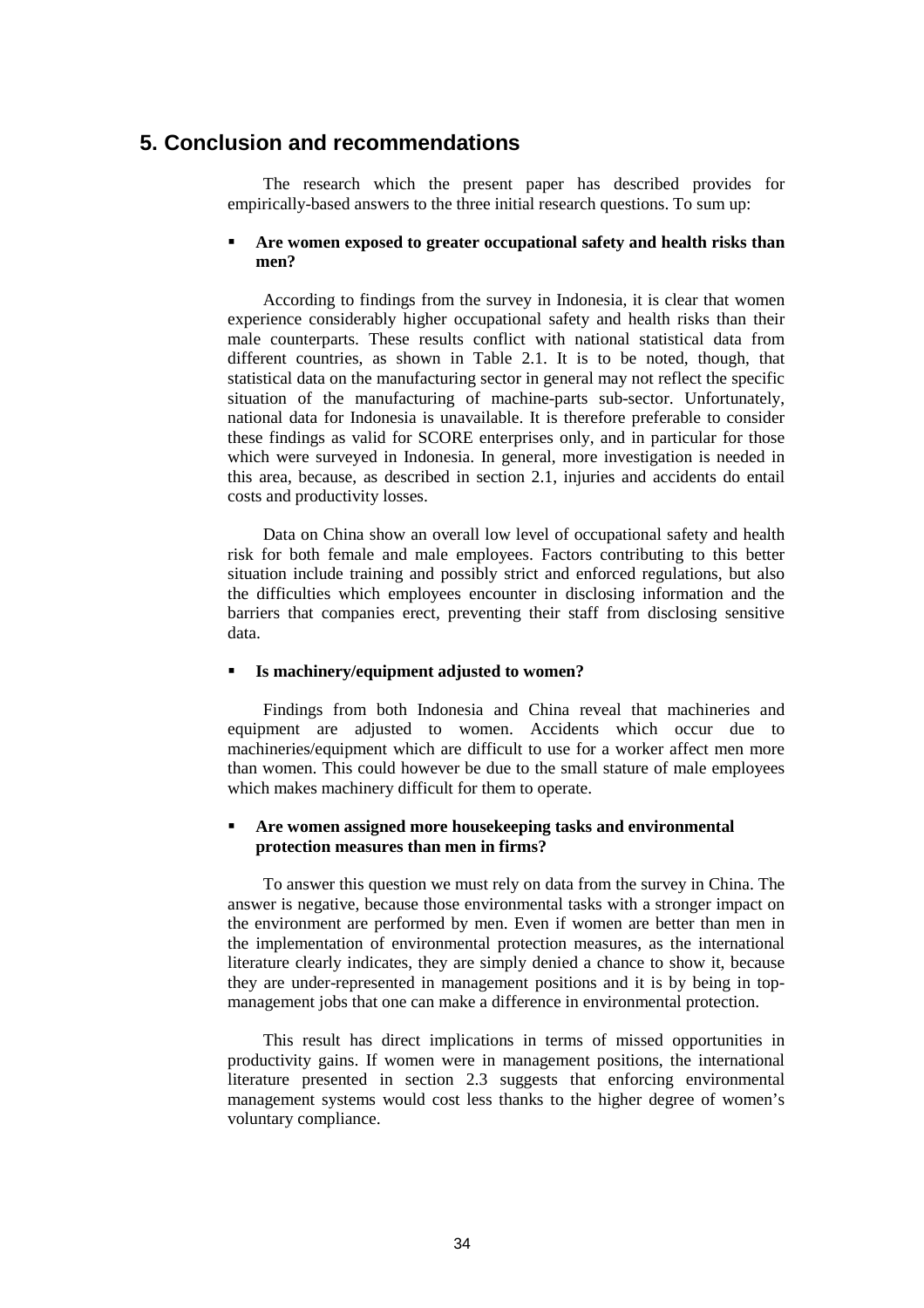# 5. Conclusion and recommendations

The research which the present paper has described provides for empirically-based answers to the three initial research questions. To sum up:

- **Are women exposed to greater occupational safety and health risks than men?**

According to findings from the survey in Indonesia, it is clear that women experience considerably higher occupational safety and health risks than their male counterparts. These results conflict with national statistical data from different countries, as shown in Table 2.1. It is to be noted, though, that statistical data on the manufacturing sector in general may not reflect the specific situation of the manufacturing of machine-parts sub-sector. Unfortunately, national data for Indonesia is unavailable. It is therefore preferable to consider these findings as valid for SCORE enterprises only, and in particular for those which were surveyed in Indonesia. In general, more investigation is needed in this area, because, as described in section 2.1, injuries and accidents do entail costs and productivity losses.

Data on China show an overall low level of occupational safety and health risk for both female and male employees. Factors contributing to this better situation include training and possibly strict and enforced regulations, but also the difficulties which employees encounter in disclosing information and the barriers that companies erect, preventing their staff from disclosing sensitive data.

- **Is machinery/equipment adjusted to women?**

Findings from both Indonesia and China reveal that machineries and equipment are adjusted to women. Accidents which occur due to machineries/equipment which are difficult to use for a worker affect men more than women. This could however be due to the small stature of male employees which makes machinery difficult for them to operate.

- **Are women assigned more housekeeping tasks and environmental protection measures than men in firms?**

To answer this question we must rely on data from the survey in China. The answer is negative, because those environmental tasks with a stronger impact on the environment are performed by men. Even if women are better than men in the implementation of environmental protection measures, as the international literature clearly indicates, they are simply denied a chance to show it, because they are under-represented in management positions and it is by being in top-management jobs that one can make a difference in environmental protection.

This result has direct implications in terms of missed opportunities in productivity gains. If women were in management positions, the international literature presented in section 2.3 suggests that enforcing environmental management systems would cost less thanks to the higher degree of women's voluntary compliance.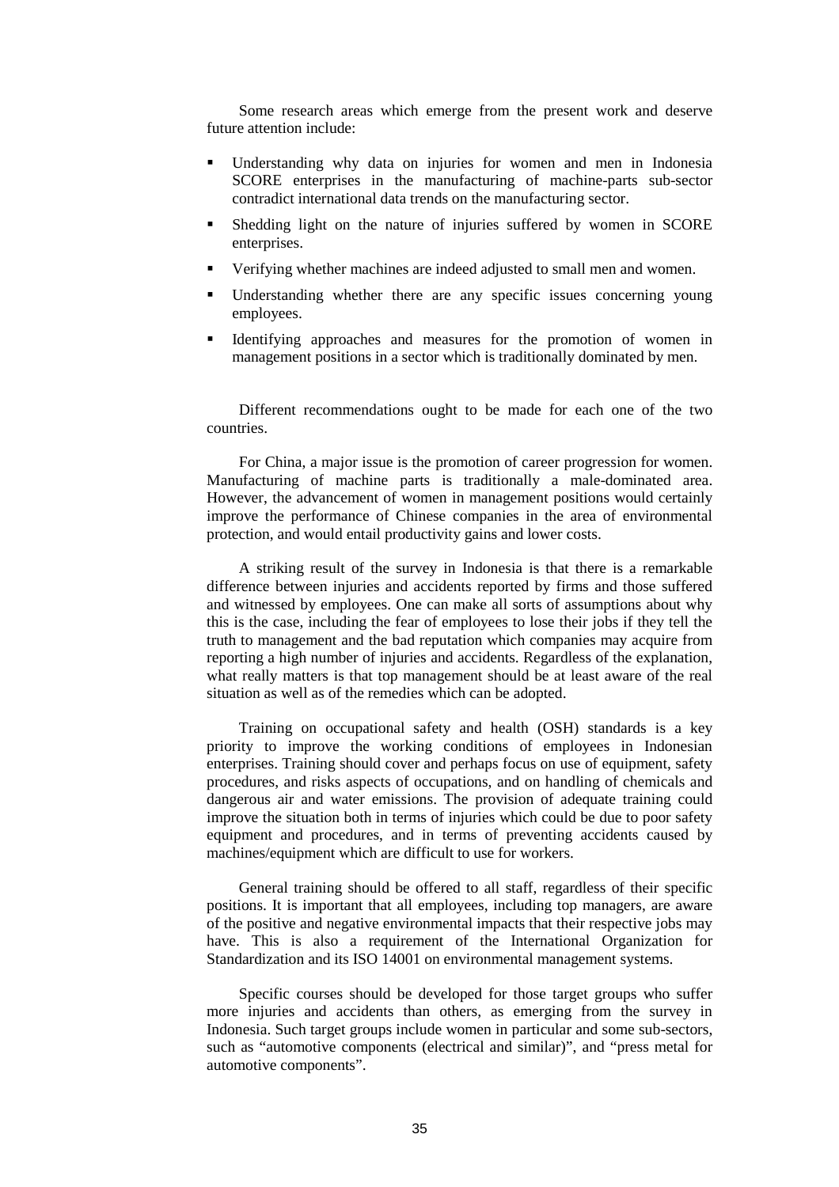Some research areas which emerge from the present work and deserve future attention include:

- Understanding why data on injuries for women and men in Indonesia SCORE enterprises in the manufacturing of machine-parts sub-sector contradict international data trends on the manufacturing sector.
- Shedding light on the nature of injuries suffered by women in SCORE enterprises.
- Verifying whether machines are indeed adjusted to small men and women.
- Understanding whether there are any specific issues concerning young employees.
- Identifying approaches and measures for the promotion of women in management positions in a sector which is traditionally dominated by men.

Different recommendations ought to be made for each one of the two countries.

For China, a major issue is the promotion of career progression for women. Manufacturing of machine parts is traditionally a male-dominated area. However, the advancement of women in management positions would certainly improve the performance of Chinese companies in the area of environmental protection, and would entail productivity gains and lower costs.

A striking result of the survey in Indonesia is that there is a remarkable difference between injuries and accidents reported by firms and those suffered and witnessed by employees. One can make all sorts of assumptions about why this is the case, including the fear of employees to lose their jobs if they tell the truth to management and the bad reputation which companies may acquire from reporting a high number of injuries and accidents. Regardless of the explanation, what really matters is that top management should be at least aware of the real situation as well as of the remedies which can be adopted.

Training on occupational safety and health (OSH) standards is a key priority to improve the working conditions of employees in Indonesian enterprises. Training should cover and perhaps focus on use of equipment, safety procedures, and risks aspects of occupations, and on handling of chemicals and dangerous air and water emissions. The provision of adequate training could improve the situation both in terms of injuries which could be due to poor safety equipment and procedures, and in terms of preventing accidents caused by machines/equipment which are difficult to use for workers.

General training should be offered to all staff, regardless of their specific positions. It is important that all employees, including top managers, are aware of the positive and negative environmental impacts that their respective jobs may have. This is also a requirement of the International Organization for Standardization and its ISO 14001 on environmental management systems.

Specific courses should be developed for those target groups who suffer more injuries and accidents than others, as emerging from the survey in Indonesia. Such target groups include women in particular and some sub-sectors, such as "automotive components (electrical and similar)", and "press metal for automotive components".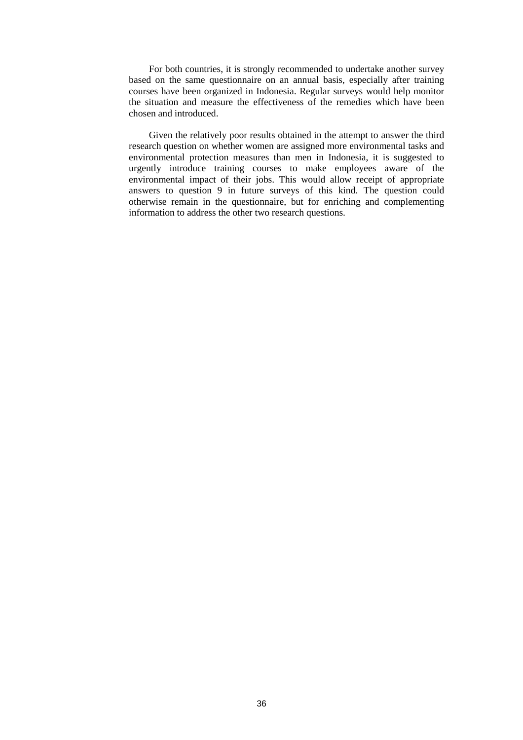For both countries, it is strongly recommended to undertake another survey based on the same questionnaire on an annual basis, especially after training courses have been organized in Indonesia. Regular surveys would help monitor the situation and measure the effectiveness of the remedies which have been chosen and introduced.

Given the relatively poor results obtained in the attempt to answer the third research question on whether women are assigned more environmental tasks and environmental protection measures than men in Indonesia, it is suggested to urgently introduce training courses to make employees aware of the environmental impact of their jobs. This would allow receipt of appropriate answers to question 9 in future surveys of this kind. The question could otherwise remain in the questionnaire, but for enriching and complementing information to address the other two research questions.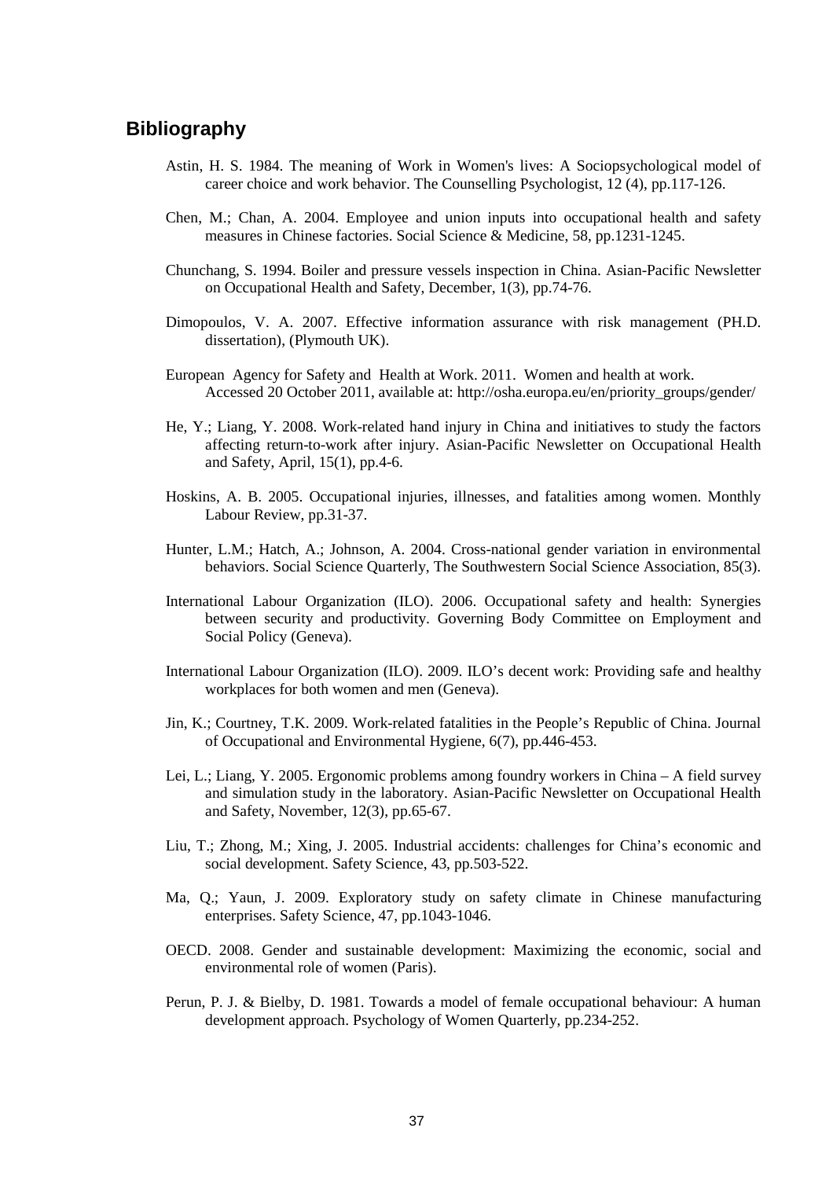## Bibliography

Astin, H. S. 1984. The meaning of Work in Women's lives: A Sociopsychological model of career choice and work behavior. The Counselling Psychologist, 12 (4), pp.117-126.

Chen, M.; Chan, A. 2004. Employee and union inputs into occupational health and safety measures in Chinese factories. Social Science & Medicine, 58, pp.1231-1245.

Chunchang, S. 1994. Boiler and pressure vessels inspection in China. Asian-Pacific Newsletter on Occupational Health and Safety, December, 1(3), pp.74-76.

Dimopoulos, V. A. 2007. Effective information assurance with risk management (PH.D. dissertation), (Plymouth UK).

European Agency for Safety and Health at Work. 2011. Women and health at work. Accessed 20 October 2011, available at: http://osha.europa.eu/en/priority_groups/gender/

He, Y.; Liang, Y. 2008. Work-related hand injury in China and initiatives to study the factors affecting return-to-work after injury. Asian-Pacific Newsletter on Occupational Health and Safety, April, 15(1), pp.4-6.

Hoskins, A. B. 2005. Occupational injuries, illnesses, and fatalities among women. Monthly Labour Review, pp.31-37.

Hunter, L.M.; Hatch, A.; Johnson, A. 2004. Cross-national gender variation in environmental behaviors. Social Science Quarterly, The Southwestern Social Science Association, 85(3).

International Labour Organization (ILO). 2006. Occupational safety and health: Synergies between security and productivity. Governing Body Committee on Employment and Social Policy (Geneva).

International Labour Organization (ILO). 2009. ILO's decent work: Providing safe and healthy workplaces for both women and men (Geneva).

Jin, K.; Courtney, T.K. 2009. Work-related fatalities in the People's Republic of China. Journal of Occupational and Environmental Hygiene, 6(7), pp.446-453.

Lei, L.; Liang, Y. 2005. Ergonomic problems among foundry workers in China – A field survey and simulation study in the laboratory. Asian-Pacific Newsletter on Occupational Health and Safety, November, 12(3), pp.65-67.

Liu, T.; Zhong, M.; Xing, J. 2005. Industrial accidents: challenges for China's economic and social development. Safety Science, 43, pp.503-522.

Ma, Q.; Yaun, J. 2009. Exploratory study on safety climate in Chinese manufacturing enterprises. Safety Science, 47, pp.1043-1046.

OECD. 2008. Gender and sustainable development: Maximizing the economic, social and environmental role of women (Paris).

Perun, P. J. & Bielby, D. 1981. Towards a model of female occupational behaviour: A human development approach. Psychology of Women Quarterly, pp.234-252.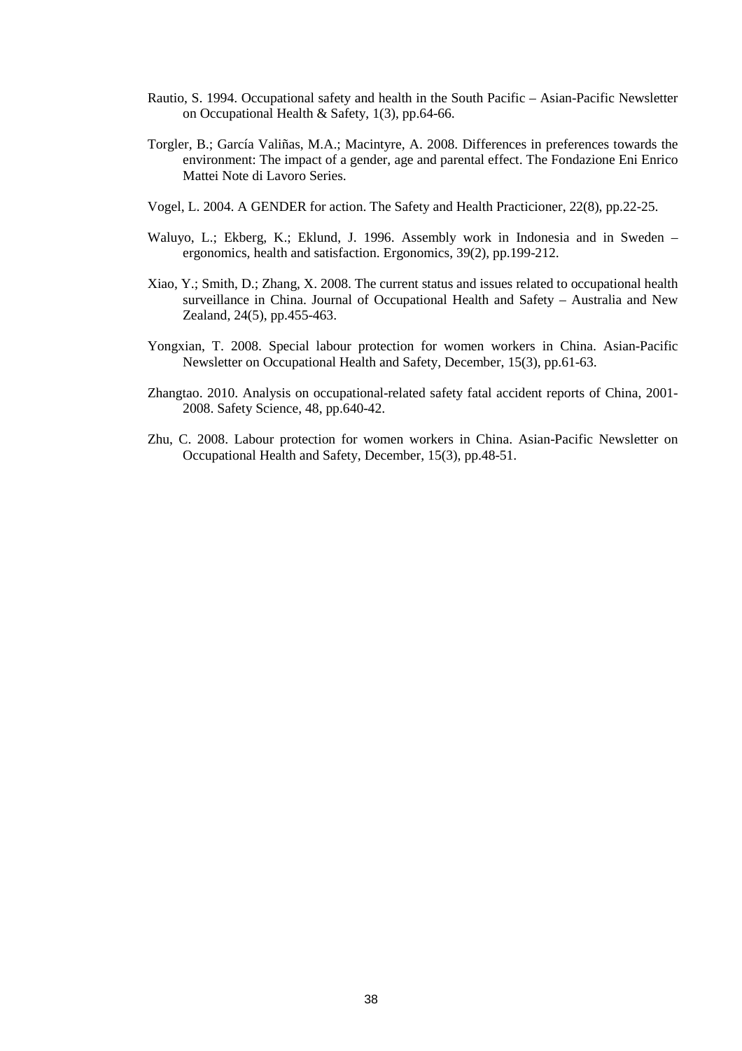Rautio, S. 1994. Occupational safety and health in the South Pacific – Asian-Pacific Newsletter on Occupational Health & Safety, 1(3), pp.64-66.

Torgler, B.; García Valiñas, M.A.; Macintyre, A. 2008. Differences in preferences towards the environment: The impact of a gender, age and parental effect. The Fondazione Eni Enrico Mattei Note di Lavoro Series.

Vogel, L. 2004. A GENDER for action. The Safety and Health Practicioner, 22(8), pp.22-25.

Waluyo, L.; Ekberg, K.; Eklund, J. 1996. Assembly work in Indonesia and in Sweden – ergonomics, health and satisfaction. Ergonomics, 39(2), pp.199-212.

Xiao, Y.; Smith, D.; Zhang, X. 2008. The current status and issues related to occupational health surveillance in China. Journal of Occupational Health and Safety – Australia and New Zealand, 24(5), pp.455-463.

Yongxian, T. 2008. Special labour protection for women workers in China. Asian-Pacific Newsletter on Occupational Health and Safety, December, 15(3), pp.61-63.

Zhangtao. 2010. Analysis on occupational-related safety fatal accident reports of China, 2001-2008. Safety Science, 48, pp.640-42.

Zhu, C. 2008. Labour protection for women workers in China. Asian-Pacific Newsletter on Occupational Health and Safety, December, 15(3), pp.48-51.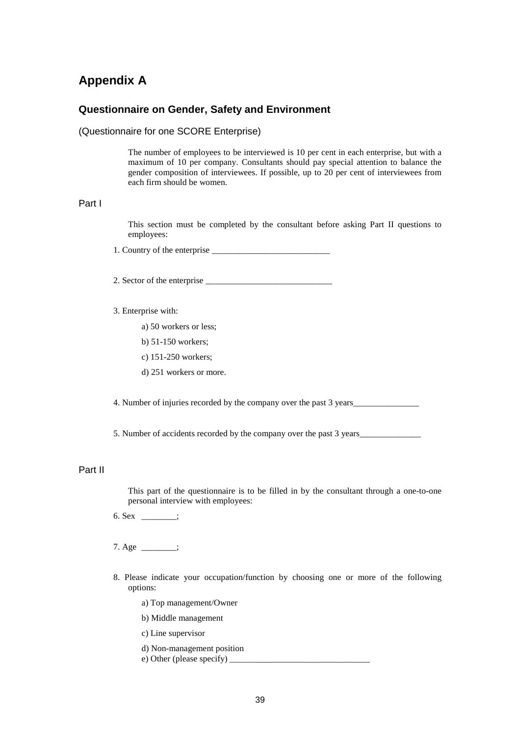# Appendix A

## Questionnaire on Gender, Safety and Environment

(Questionnaire for one SCORE Enterprise)

The number of employees to be interviewed is 10 per cent in each enterprise, but with a maximum of 10 per company. Consultants should pay special attention to balance the gender composition of interviewees. If possible, up to 20 per cent of interviewees from each firm should be women.

### Part I

This section must be completed by the consultant before asking Part II questions to employees:

1. Country of the enterprise ___________________________

2. Sector of the enterprise _____________________________

3. Enterprise with:

   a) 50 workers or less;

   b) 51-150 workers;

   c) 151-250 workers;

   d) 251 workers or more.

4. Number of injuries recorded by the company over the past 3 years_______________

5. Number of accidents recorded by the company over the past 3 years______________

### Part II

This part of the questionnaire is to be filled in by the consultant through a one-to-one personal interview with employees:

6. Sex ________;

7. Age ________;

8. Please indicate your occupation/function by choosing one or more of the following options:

   a) Top management/Owner

   b) Middle management

   c) Line supervisor

   d) Non-management position

   e) Other (please specify) ________________________________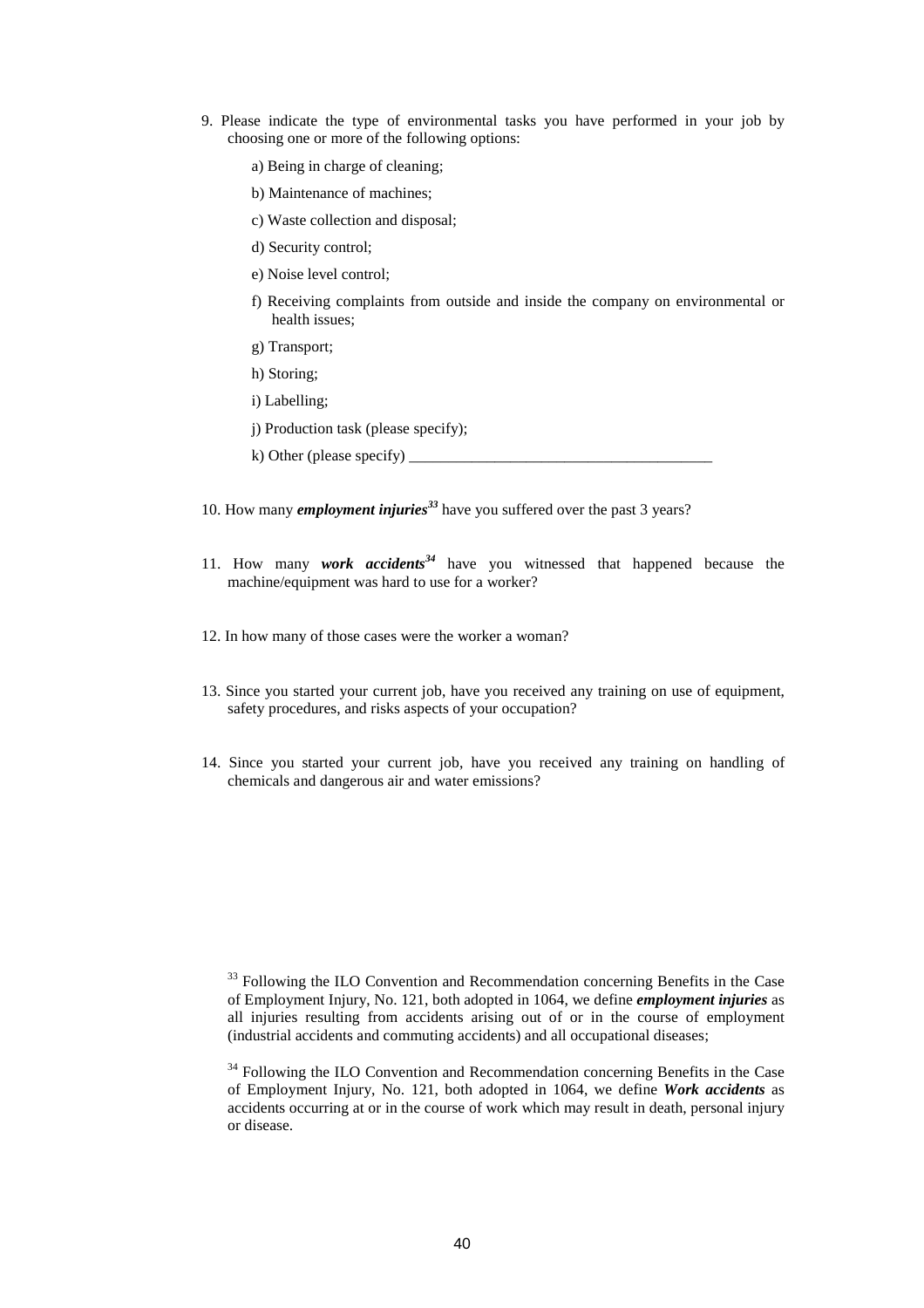9. Please indicate the type of environmental tasks you have performed in your job by choosing one or more of the following options:

   a) Being in charge of cleaning;

   b) Maintenance of machines;

   c) Waste collection and disposal;

   d) Security control;

   e) Noise level control;

   f) Receiving complaints from outside and inside the company on environmental or health issues;

   g) Transport;

   h) Storing;

   i) Labelling;

   j) Production task (please specify);

   k) Other (please specify) ________________________________________

10. How many ***employment injuries***[33] have you suffered over the past 3 years?

11. How many ***work accidents***[34] have you witnessed that happened because the machine/equipment was hard to use for a worker?

12. In how many of those cases were the worker a woman?

13. Since you started your current job, have you received any training on use of equipment, safety procedures, and risks aspects of your occupation?

14. Since you started your current job, have you received any training on handling of chemicals and dangerous air and water emissions?

[33] Following the ILO Convention and Recommendation concerning Benefits in the Case of Employment Injury, No. 121, both adopted in 1064, we define ***employment injuries*** as all injuries resulting from accidents arising out of or in the course of employment (industrial accidents and commuting accidents) and all occupational diseases;

[34] Following the ILO Convention and Recommendation concerning Benefits in the Case of Employment Injury, No. 121, both adopted in 1064, we define ***Work accidents*** as accidents occurring at or in the course of work which may result in death, personal injury or disease.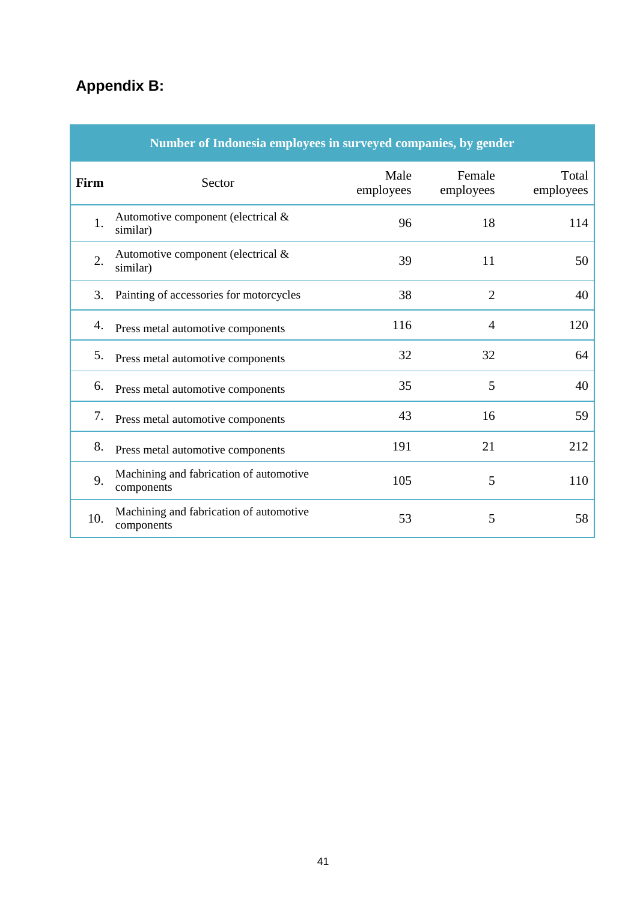## Appendix B:

| Number of Indonesia employees in surveyed companies, by gender | | | | |
|---|---|---|---|---|
| **Firm** | Sector | Male employees | Female employees | Total employees |
| 1. | Automotive component (electrical & similar) | 96 | 18 | 114 |
| 2. | Automotive component (electrical & similar) | 39 | 11 | 50 |
| 3. | Painting of accessories for motorcycles | 38 | 2 | 40 |
| 4. | Press metal automotive components | 116 | 4 | 120 |
| 5. | Press metal automotive components | 32 | 32 | 64 |
| 6. | Press metal automotive components | 35 | 5 | 40 |
| 7. | Press metal automotive components | 43 | 16 | 59 |
| 8. | Press metal automotive components | 191 | 21 | 212 |
| 9. | Machining and fabrication of automotive components | 105 | 5 | 110 |
| 10. | Machining and fabrication of automotive components | 53 | 5 | 58 |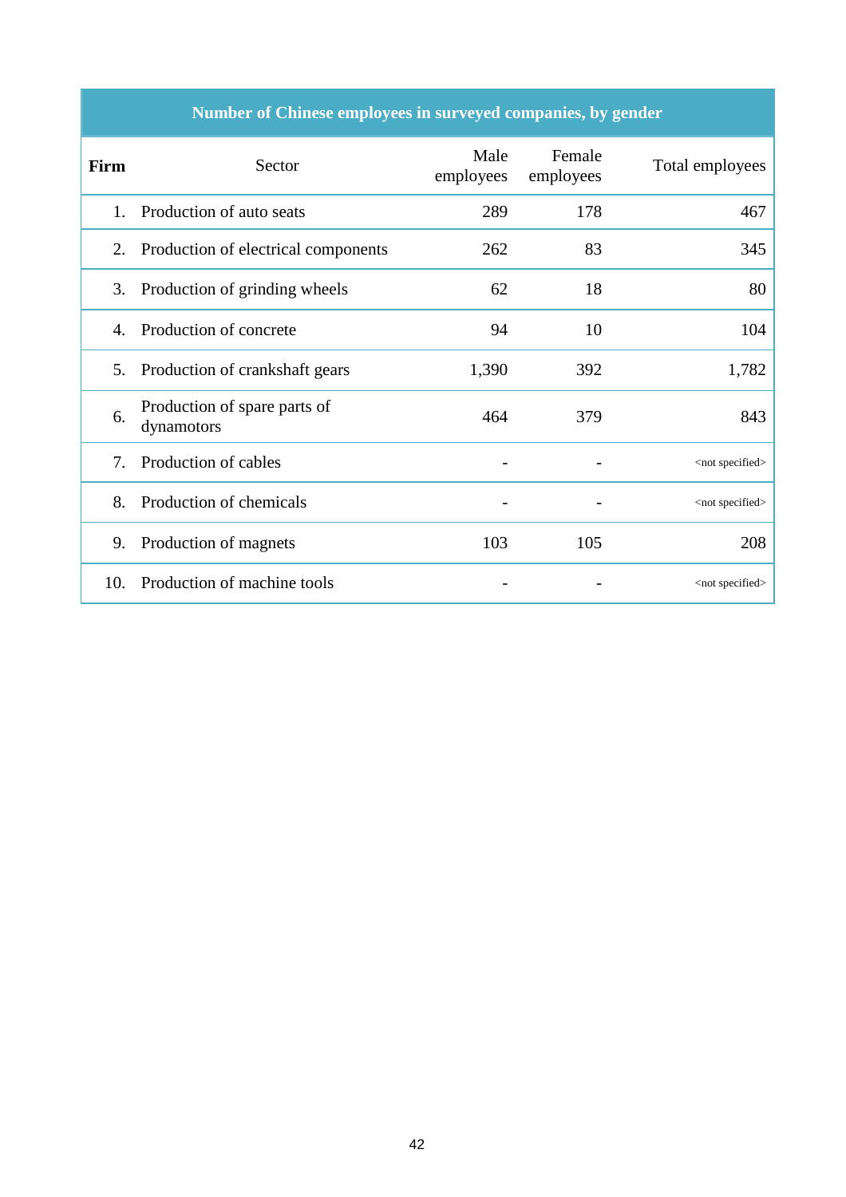| Number of Chinese employees in surveyed companies, by gender | | | | |
|---|---|---|---|---|
| **Firm** | Sector | Male employees | Female employees | Total employees |
| 1. | Production of auto seats | 289 | 178 | 467 |
| 2. | Production of electrical components | 262 | 83 | 345 |
| 3. | Production of grinding wheels | 62 | 18 | 80 |
| 4. | Production of concrete | 94 | 10 | 104 |
| 5. | Production of crankshaft gears | 1,390 | 392 | 1,782 |
| 6. | Production of spare parts of dynamotors | 464 | 379 | 843 |
| 7. | Production of cables | - | - | <not specified> |
| 8. | Production of chemicals | - | - | <not specified> |
| 9. | Production of magnets | 103 | 105 | 208 |
| 10. | Production of machine tools | - | - | <not specified> |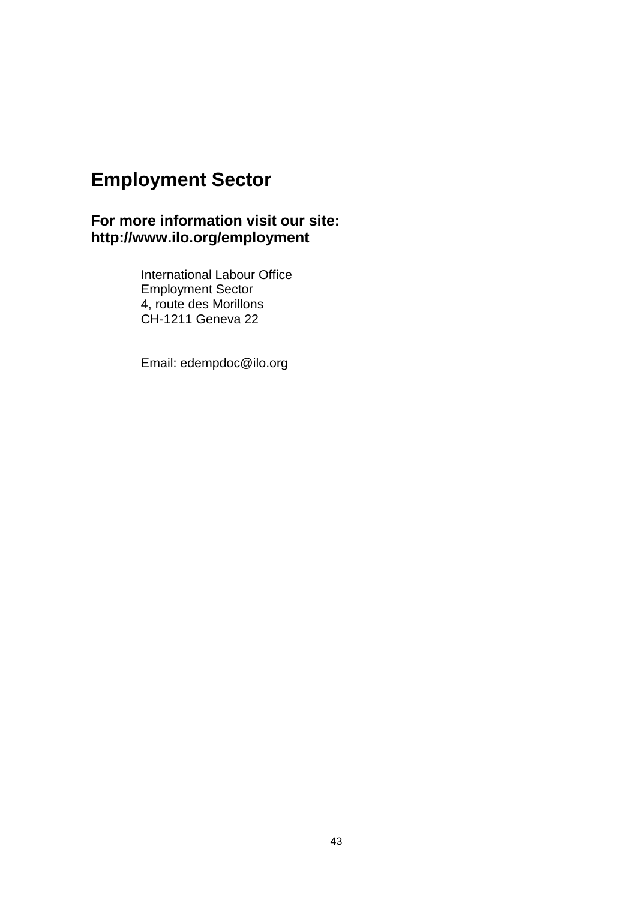# Employment Sector

**For more information visit our site:**
**http://www.ilo.org/employment**

International Labour Office
Employment Sector
4, route des Morillons
CH-1211 Geneva 22

Email: edempdoc@ilo.org